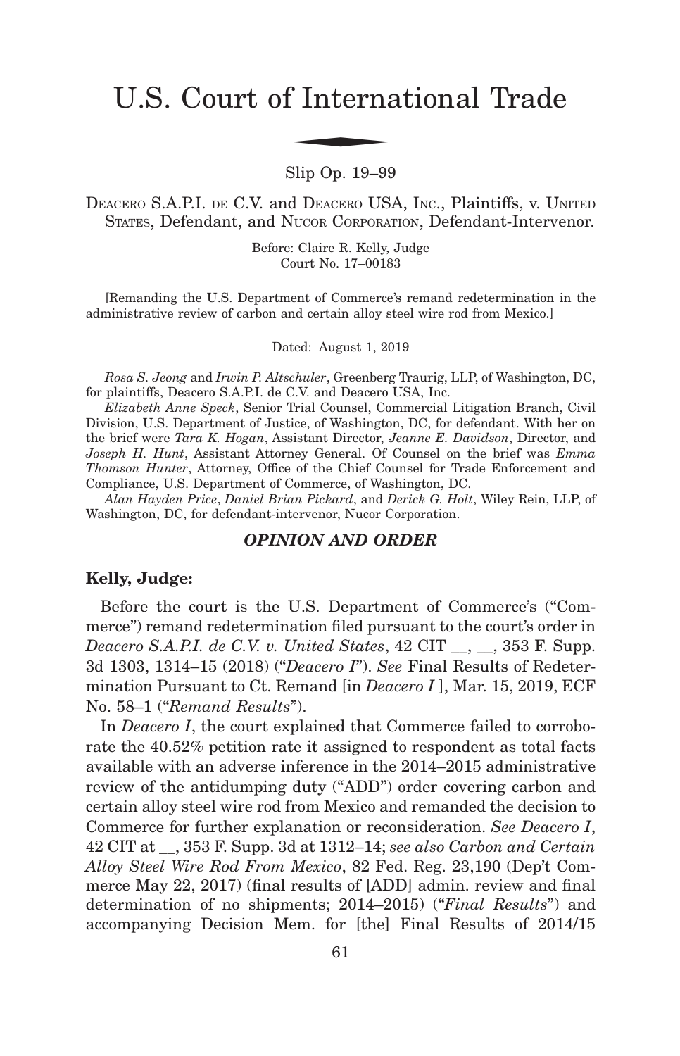# U.S. Court of International Trade

Slip Op. 19–99

DEACERO S.A.P.I. DE C.V. and DEACERO USA, INC., Plaintiffs, v. UNITED STATES, Defendant, and NUCOR CORPORATION, Defendant-Intervenor.

Before: Claire R. Kelly, Judge
Court No. 17–00183

[Remanding the U.S. Department of Commerce's remand redetermination in the administrative review of carbon and certain alloy steel wire rod from Mexico.]

Dated: August 1, 2019

*Rosa S. Jeong* and *Irwin P. Altschuler*, Greenberg Traurig, LLP, of Washington, DC, for plaintiffs, Deacero S.A.P.I. de C.V. and Deacero USA, Inc.

*Elizabeth Anne Speck*, Senior Trial Counsel, Commercial Litigation Branch, Civil Division, U.S. Department of Justice, of Washington, DC, for defendant. With her on the brief were *Tara K. Hogan*, Assistant Director, *Jeanne E. Davidson*, Director, and *Joseph H. Hunt*, Assistant Attorney General. Of Counsel on the brief was *Emma Thomson Hunter*, Attorney, Office of the Chief Counsel for Trade Enforcement and Compliance, U.S. Department of Commerce, of Washington, DC.

*Alan Hayden Price*, *Daniel Brian Pickard*, and *Derick G. Holt*, Wiley Rein, LLP, of Washington, DC, for defendant-intervenor, Nucor Corporation.

***OPINION AND ORDER***

**Kelly, Judge:**

Before the court is the U.S. Department of Commerce's ("Commerce") remand redetermination filed pursuant to the court's order in *Deacero S.A.P.I. de C.V. v. United States*, 42 CIT __, __, 353 F. Supp. 3d 1303, 1314–15 (2018) ("*Deacero I*"). *See* Final Results of Redetermination Pursuant to Ct. Remand [in *Deacero I* ], Mar. 15, 2019, ECF No. 58–1 ("*Remand Results*").

In *Deacero I*, the court explained that Commerce failed to corroborate the 40.52% petition rate it assigned to respondent as total facts available with an adverse inference in the 2014–2015 administrative review of the antidumping duty ("ADD") order covering carbon and certain alloy steel wire rod from Mexico and remanded the decision to Commerce for further explanation or reconsideration. *See Deacero I*, 42 CIT at __, 353 F. Supp. 3d at 1312–14; *see also Carbon and Certain Alloy Steel Wire Rod From Mexico*, 82 Fed. Reg. 23,190 (Dep't Commerce May 22, 2017) (final results of [ADD] admin. review and final determination of no shipments; 2014–2015) ("*Final Results*") and accompanying Decision Mem. for [the] Final Results of 2014/15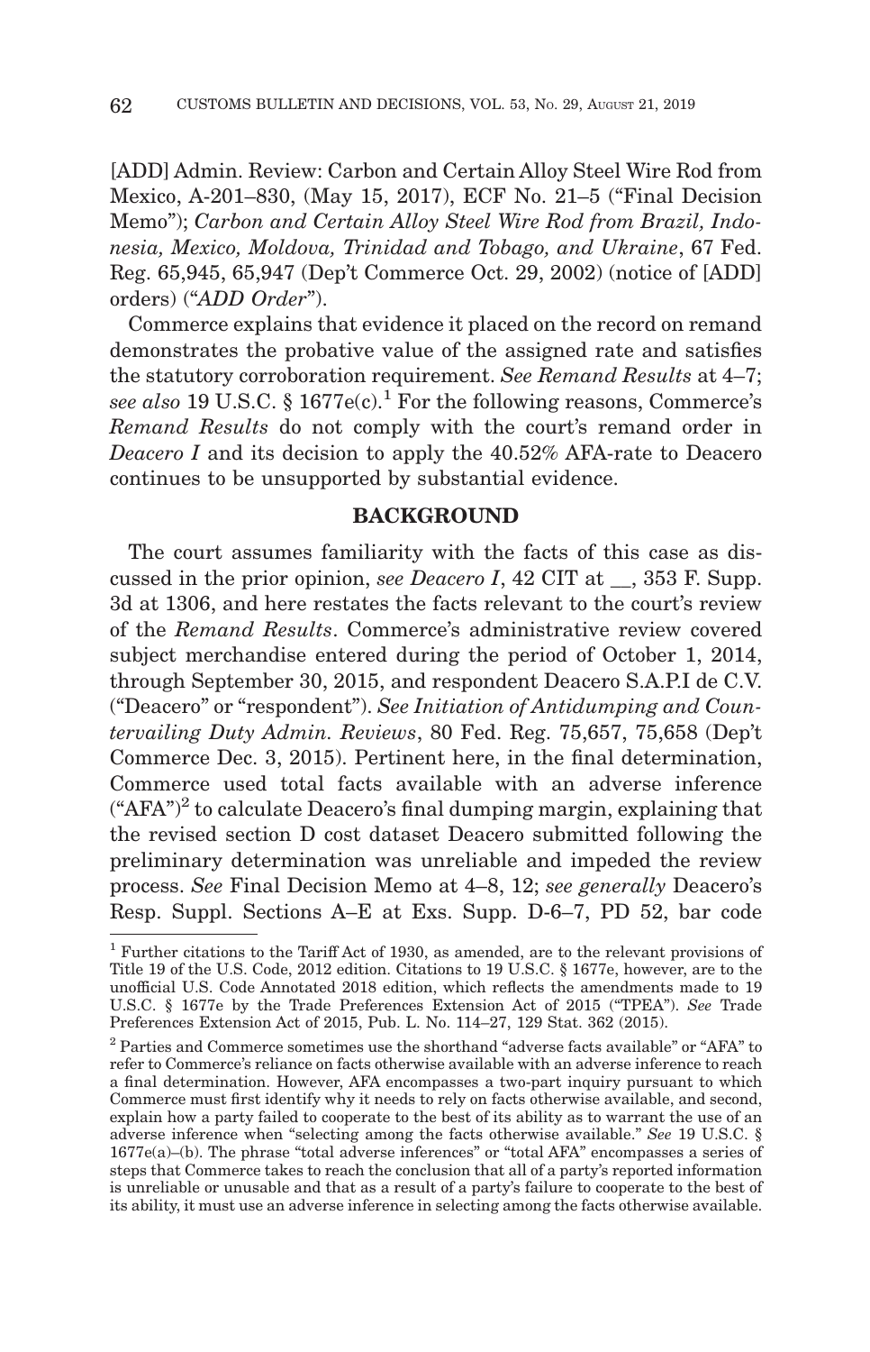[ADD] Admin. Review: Carbon and Certain Alloy Steel Wire Rod from Mexico, A-201–830, (May 15, 2017), ECF No. 21–5 ("Final Decision Memo"); *Carbon and Certain Alloy Steel Wire Rod from Brazil, Indonesia, Mexico, Moldova, Trinidad and Tobago, and Ukraine*, 67 Fed. Reg. 65,945, 65,947 (Dep't Commerce Oct. 29, 2002) (notice of [ADD] orders) ("*ADD Order*").

Commerce explains that evidence it placed on the record on remand demonstrates the probative value of the assigned rate and satisfies the statutory corroboration requirement. *See Remand Results* at 4–7; *see also* 19 U.S.C. § 1677e(c).[1] For the following reasons, Commerce's *Remand Results* do not comply with the court's remand order in *Deacero I* and its decision to apply the 40.52% AFA-rate to Deacero continues to be unsupported by substantial evidence.

## BACKGROUND

The court assumes familiarity with the facts of this case as discussed in the prior opinion, *see Deacero I*, 42 CIT at __, 353 F. Supp. 3d at 1306, and here restates the facts relevant to the court's review of the *Remand Results*. Commerce's administrative review covered subject merchandise entered during the period of October 1, 2014, through September 30, 2015, and respondent Deacero S.A.P.I de C.V. ("Deacero" or "respondent"). *See Initiation of Antidumping and Countervailing Duty Admin. Reviews*, 80 Fed. Reg. 75,657, 75,658 (Dep't Commerce Dec. 3, 2015). Pertinent here, in the final determination, Commerce used total facts available with an adverse inference ("AFA")[2] to calculate Deacero's final dumping margin, explaining that the revised section D cost dataset Deacero submitted following the preliminary determination was unreliable and impeded the review process. *See* Final Decision Memo at 4–8, 12; *see generally* Deacero's Resp. Suppl. Sections A–E at Exs. Supp. D-6–7, PD 52, bar code

---

[1] Further citations to the Tariff Act of 1930, as amended, are to the relevant provisions of Title 19 of the U.S. Code, 2012 edition. Citations to 19 U.S.C. § 1677e, however, are to the unofficial U.S. Code Annotated 2018 edition, which reflects the amendments made to 19 U.S.C. § 1677e by the Trade Preferences Extension Act of 2015 ("TPEA"). *See* Trade Preferences Extension Act of 2015, Pub. L. No. 114–27, 129 Stat. 362 (2015).

[2] Parties and Commerce sometimes use the shorthand "adverse facts available" or "AFA" to refer to Commerce's reliance on facts otherwise available with an adverse inference to reach a final determination. However, AFA encompasses a two-part inquiry pursuant to which Commerce must first identify why it needs to rely on facts otherwise available, and second, explain how a party failed to cooperate to the best of its ability as to warrant the use of an adverse inference when "selecting among the facts otherwise available." *See* 19 U.S.C. § 1677e(a)–(b). The phrase "total adverse inferences" or "total AFA" encompasses a series of steps that Commerce takes to reach the conclusion that all of a party's reported information is unreliable or unusable and that as a result of a party's failure to cooperate to the best of its ability, it must use an adverse inference in selecting among the facts otherwise available.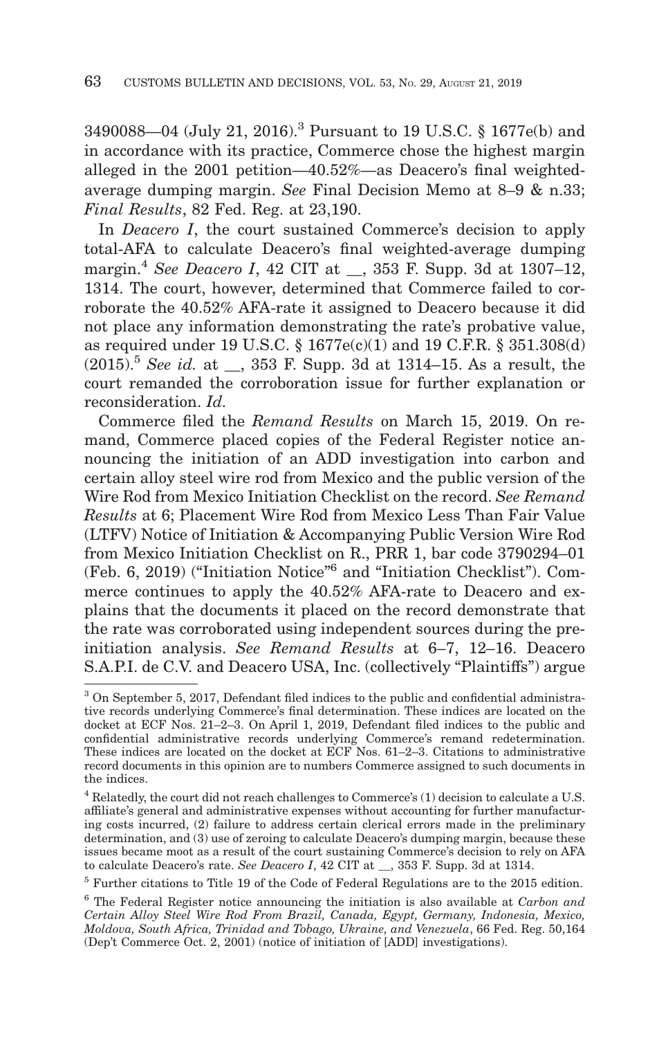3490088—04 (July 21, 2016).[3] Pursuant to 19 U.S.C. § 1677e(b) and in accordance with its practice, Commerce chose the highest margin alleged in the 2001 petition—40.52%—as Deacero's final weighted-average dumping margin. *See* Final Decision Memo at 8–9 & n.33; *Final Results*, 82 Fed. Reg. at 23,190.

In *Deacero I*, the court sustained Commerce's decision to apply total-AFA to calculate Deacero's final weighted-average dumping margin.[4] *See Deacero I*, 42 CIT at __, 353 F. Supp. 3d at 1307–12, 1314. The court, however, determined that Commerce failed to corroborate the 40.52% AFA-rate it assigned to Deacero because it did not place any information demonstrating the rate's probative value, as required under 19 U.S.C. § 1677e(c)(1) and 19 C.F.R. § 351.308(d) (2015).[5] *See id.* at __, 353 F. Supp. 3d at 1314–15. As a result, the court remanded the corroboration issue for further explanation or reconsideration. *Id.*

Commerce filed the *Remand Results* on March 15, 2019. On remand, Commerce placed copies of the Federal Register notice announcing the initiation of an ADD investigation into carbon and certain alloy steel wire rod from Mexico and the public version of the Wire Rod from Mexico Initiation Checklist on the record. *See Remand Results* at 6; Placement Wire Rod from Mexico Less Than Fair Value (LTFV) Notice of Initiation & Accompanying Public Version Wire Rod from Mexico Initiation Checklist on R., PRR 1, bar code 3790294–01 (Feb. 6, 2019) ("Initiation Notice"[6] and "Initiation Checklist"). Commerce continues to apply the 40.52% AFA-rate to Deacero and explains that the documents it placed on the record demonstrate that the rate was corroborated using independent sources during the pre-initiation analysis. *See Remand Results* at 6–7, 12–16. Deacero S.A.P.I. de C.V. and Deacero USA, Inc. (collectively "Plaintiffs") argue

---

[3] On September 5, 2017, Defendant filed indices to the public and confidential administrative records underlying Commerce's final determination. These indices are located on the docket at ECF Nos. 21–2–3. On April 1, 2019, Defendant filed indices to the public and confidential administrative records underlying Commerce's remand redetermination. These indices are located on the docket at ECF Nos. 61–2–3. Citations to administrative record documents in this opinion are to numbers Commerce assigned to such documents in the indices.

[4] Relatedly, the court did not reach challenges to Commerce's (1) decision to calculate a U.S. affiliate's general and administrative expenses without accounting for further manufacturing costs incurred, (2) failure to address certain clerical errors made in the preliminary determination, and (3) use of zeroing to calculate Deacero's dumping margin, because these issues became moot as a result of the court sustaining Commerce's decision to rely on AFA to calculate Deacero's rate. *See Deacero I*, 42 CIT at __, 353 F. Supp. 3d at 1314.

[5] Further citations to Title 19 of the Code of Federal Regulations are to the 2015 edition.

[6] The Federal Register notice announcing the initiation is also available at *Carbon and Certain Alloy Steel Wire Rod From Brazil, Canada, Egypt, Germany, Indonesia, Mexico, Moldova, South Africa, Trinidad and Tobago, Ukraine, and Venezuela*, 66 Fed. Reg. 50,164 (Dep't Commerce Oct. 2, 2001) (notice of initiation of [ADD] investigations).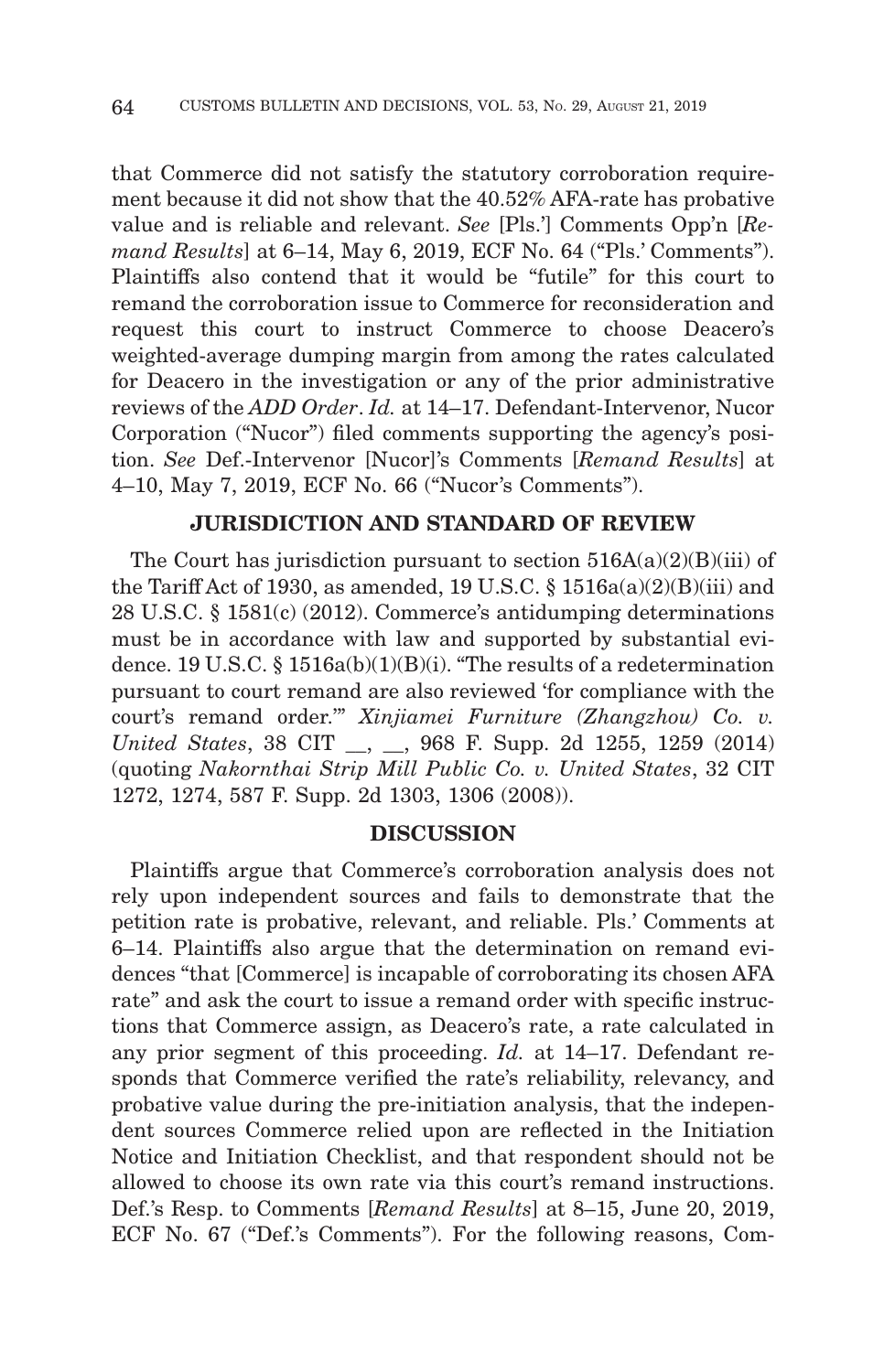that Commerce did not satisfy the statutory corroboration requirement because it did not show that the 40.52% AFA-rate has probative value and is reliable and relevant. *See* [Pls.'] Comments Opp'n [*Remand Results*] at 6–14, May 6, 2019, ECF No. 64 ("Pls.' Comments"). Plaintiffs also contend that it would be "futile" for this court to remand the corroboration issue to Commerce for reconsideration and request this court to instruct Commerce to choose Deacero's weighted-average dumping margin from among the rates calculated for Deacero in the investigation or any of the prior administrative reviews of the *ADD Order*. *Id.* at 14–17. Defendant-Intervenor, Nucor Corporation ("Nucor") filed comments supporting the agency's position. *See* Def.-Intervenor [Nucor]'s Comments [*Remand Results*] at 4–10, May 7, 2019, ECF No. 66 ("Nucor's Comments").

## JURISDICTION AND STANDARD OF REVIEW

The Court has jurisdiction pursuant to section 516A(a)(2)(B)(iii) of the Tariff Act of 1930, as amended, 19 U.S.C. § 1516a(a)(2)(B)(iii) and 28 U.S.C. § 1581(c) (2012). Commerce's antidumping determinations must be in accordance with law and supported by substantial evidence. 19 U.S.C. § 1516a(b)(1)(B)(i). "The results of a redetermination pursuant to court remand are also reviewed 'for compliance with the court's remand order.'" *Xinjiamei Furniture (Zhangzhou) Co. v. United States*, 38 CIT __, __, 968 F. Supp. 2d 1255, 1259 (2014) (quoting *Nakornthai Strip Mill Public Co. v. United States*, 32 CIT 1272, 1274, 587 F. Supp. 2d 1303, 1306 (2008)).

## DISCUSSION

Plaintiffs argue that Commerce's corroboration analysis does not rely upon independent sources and fails to demonstrate that the petition rate is probative, relevant, and reliable. Pls.' Comments at 6–14. Plaintiffs also argue that the determination on remand evidences "that [Commerce] is incapable of corroborating its chosen AFA rate" and ask the court to issue a remand order with specific instructions that Commerce assign, as Deacero's rate, a rate calculated in any prior segment of this proceeding. *Id.* at 14–17. Defendant responds that Commerce verified the rate's reliability, relevancy, and probative value during the pre-initiation analysis, that the independent sources Commerce relied upon are reflected in the Initiation Notice and Initiation Checklist, and that respondent should not be allowed to choose its own rate via this court's remand instructions. Def.'s Resp. to Comments [*Remand Results*] at 8–15, June 20, 2019, ECF No. 67 ("Def.'s Comments"). For the following reasons, Com-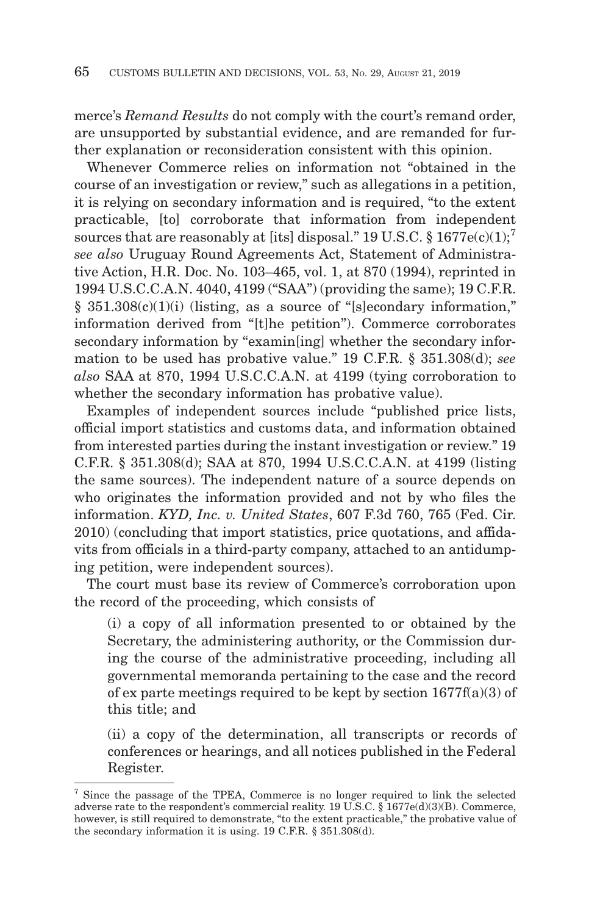merce's *Remand Results* do not comply with the court's remand order, are unsupported by substantial evidence, and are remanded for further explanation or reconsideration consistent with this opinion.

Whenever Commerce relies on information not "obtained in the course of an investigation or review," such as allegations in a petition, it is relying on secondary information and is required, "to the extent practicable, [to] corroborate that information from independent sources that are reasonably at [its] disposal." 19 U.S.C. § 1677e(c)(1);[7] *see also* Uruguay Round Agreements Act, Statement of Administrative Action, H.R. Doc. No. 103–465, vol. 1, at 870 (1994), reprinted in 1994 U.S.C.C.A.N. 4040, 4199 ("SAA") (providing the same); 19 C.F.R. § 351.308(c)(1)(i) (listing, as a source of "[s]econdary information," information derived from "[t]he petition"). Commerce corroborates secondary information by "examin[ing] whether the secondary information to be used has probative value." 19 C.F.R. § 351.308(d); *see also* SAA at 870, 1994 U.S.C.C.A.N. at 4199 (tying corroboration to whether the secondary information has probative value).

Examples of independent sources include "published price lists, official import statistics and customs data, and information obtained from interested parties during the instant investigation or review." 19 C.F.R. § 351.308(d); SAA at 870, 1994 U.S.C.C.A.N. at 4199 (listing the same sources). The independent nature of a source depends on who originates the information provided and not by who files the information. *KYD, Inc. v. United States*, 607 F.3d 760, 765 (Fed. Cir. 2010) (concluding that import statistics, price quotations, and affidavits from officials in a third-party company, attached to an antidumping petition, were independent sources).

The court must base its review of Commerce's corroboration upon the record of the proceeding, which consists of

> (i) a copy of all information presented to or obtained by the Secretary, the administering authority, or the Commission during the course of the administrative proceeding, including all governmental memoranda pertaining to the case and the record of ex parte meetings required to be kept by section 1677f(a)(3) of this title; and
>
> (ii) a copy of the determination, all transcripts or records of conferences or hearings, and all notices published in the Federal Register.

---

[7] Since the passage of the TPEA, Commerce is no longer required to link the selected adverse rate to the respondent's commercial reality. 19 U.S.C. § 1677e(d)(3)(B). Commerce, however, is still required to demonstrate, "to the extent practicable," the probative value of the secondary information it is using. 19 C.F.R. § 351.308(d).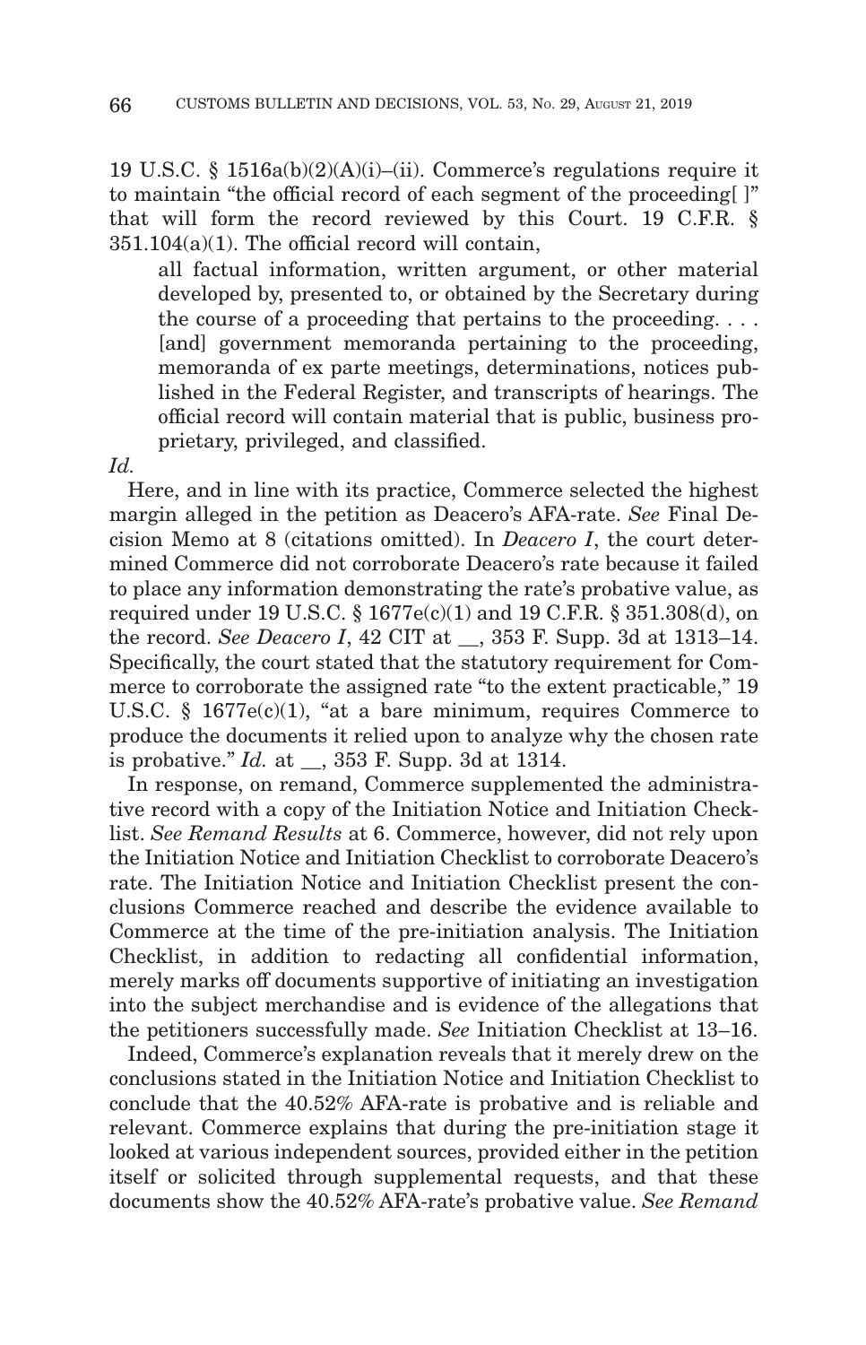19 U.S.C. § 1516a(b)(2)(A)(i)–(ii). Commerce's regulations require it to maintain "the official record of each segment of the proceeding[ ]" that will form the record reviewed by this Court. 19 C.F.R. § 351.104(a)(1). The official record will contain,

> all factual information, written argument, or other material developed by, presented to, or obtained by the Secretary during the course of a proceeding that pertains to the proceeding. . . . [and] government memoranda pertaining to the proceeding, memoranda of ex parte meetings, determinations, notices published in the Federal Register, and transcripts of hearings. The official record will contain material that is public, business proprietary, privileged, and classified.

*Id.*

Here, and in line with its practice, Commerce selected the highest margin alleged in the petition as Deacero's AFA-rate. *See* Final Decision Memo at 8 (citations omitted). In *Deacero I*, the court determined Commerce did not corroborate Deacero's rate because it failed to place any information demonstrating the rate's probative value, as required under 19 U.S.C. § 1677e(c)(1) and 19 C.F.R. § 351.308(d), on the record. *See Deacero I*, 42 CIT at __, 353 F. Supp. 3d at 1313–14. Specifically, the court stated that the statutory requirement for Commerce to corroborate the assigned rate "to the extent practicable," 19 U.S.C. § 1677e(c)(1), "at a bare minimum, requires Commerce to produce the documents it relied upon to analyze why the chosen rate is probative." *Id.* at __, 353 F. Supp. 3d at 1314.

In response, on remand, Commerce supplemented the administrative record with a copy of the Initiation Notice and Initiation Checklist. *See Remand Results* at 6. Commerce, however, did not rely upon the Initiation Notice and Initiation Checklist to corroborate Deacero's rate. The Initiation Notice and Initiation Checklist present the conclusions Commerce reached and describe the evidence available to Commerce at the time of the pre-initiation analysis. The Initiation Checklist, in addition to redacting all confidential information, merely marks off documents supportive of initiating an investigation into the subject merchandise and is evidence of the allegations that the petitioners successfully made. *See* Initiation Checklist at 13–16.

Indeed, Commerce's explanation reveals that it merely drew on the conclusions stated in the Initiation Notice and Initiation Checklist to conclude that the 40.52% AFA-rate is probative and is reliable and relevant. Commerce explains that during the pre-initiation stage it looked at various independent sources, provided either in the petition itself or solicited through supplemental requests, and that these documents show the 40.52% AFA-rate's probative value. *See Remand*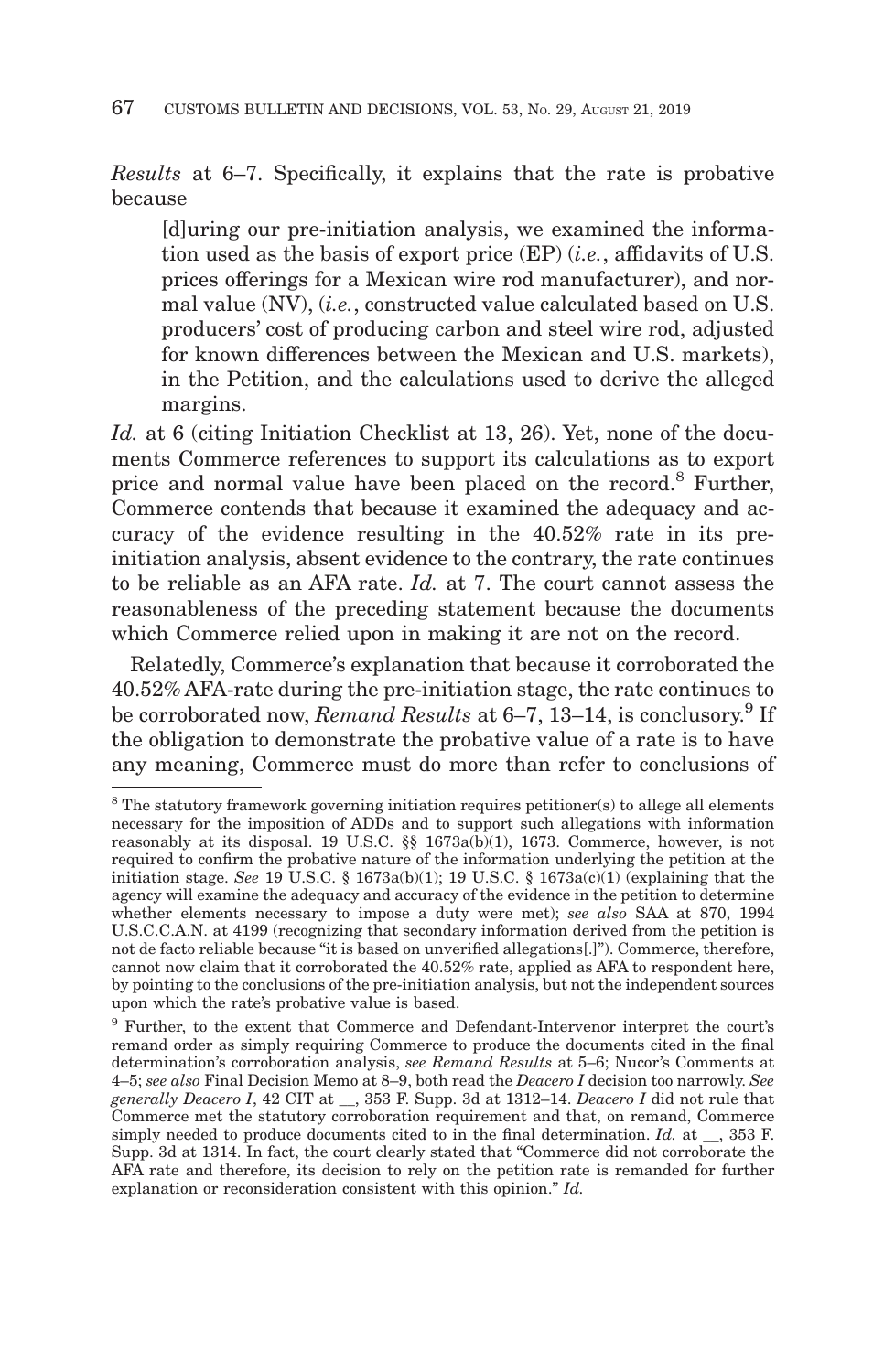*Results* at 6–7. Specifically, it explains that the rate is probative because

> [d]uring our pre-initiation analysis, we examined the information used as the basis of export price (EP) (*i.e.*, affidavits of U.S. prices offerings for a Mexican wire rod manufacturer), and normal value (NV), (*i.e.*, constructed value calculated based on U.S. producers' cost of producing carbon and steel wire rod, adjusted for known differences between the Mexican and U.S. markets), in the Petition, and the calculations used to derive the alleged margins.

*Id.* at 6 (citing Initiation Checklist at 13, 26). Yet, none of the documents Commerce references to support its calculations as to export price and normal value have been placed on the record.[8] Further, Commerce contends that because it examined the adequacy and accuracy of the evidence resulting in the 40.52% rate in its pre-initiation analysis, absent evidence to the contrary, the rate continues to be reliable as an AFA rate. *Id.* at 7. The court cannot assess the reasonableness of the preceding statement because the documents which Commerce relied upon in making it are not on the record.

Relatedly, Commerce's explanation that because it corroborated the 40.52% AFA-rate during the pre-initiation stage, the rate continues to be corroborated now, *Remand Results* at 6–7, 13–14, is conclusory.[9] If the obligation to demonstrate the probative value of a rate is to have any meaning, Commerce must do more than refer to conclusions of

---

[8] The statutory framework governing initiation requires petitioner(s) to allege all elements necessary for the imposition of ADDs and to support such allegations with information reasonably at its disposal. 19 U.S.C. §§ 1673a(b)(1), 1673. Commerce, however, is not required to confirm the probative nature of the information underlying the petition at the initiation stage. *See* 19 U.S.C. § 1673a(b)(1); 19 U.S.C. § 1673a(c)(1) (explaining that the agency will examine the adequacy and accuracy of the evidence in the petition to determine whether elements necessary to impose a duty were met); *see also* SAA at 870, 1994 U.S.C.C.A.N. at 4199 (recognizing that secondary information derived from the petition is not de facto reliable because "it is based on unverified allegations[.]"). Commerce, therefore, cannot now claim that it corroborated the 40.52% rate, applied as AFA to respondent here, by pointing to the conclusions of the pre-initiation analysis, but not the independent sources upon which the rate's probative value is based.

[9] Further, to the extent that Commerce and Defendant-Intervenor interpret the court's remand order as simply requiring Commerce to produce the documents cited in the final determination's corroboration analysis, *see Remand Results* at 5–6; Nucor's Comments at 4–5; *see also* Final Decision Memo at 8–9, both read the *Deacero I* decision too narrowly. *See generally Deacero I*, 42 CIT at __, 353 F. Supp. 3d at 1312–14. *Deacero I* did not rule that Commerce met the statutory corroboration requirement and that, on remand, Commerce simply needed to produce documents cited to in the final determination. *Id.* at __, 353 F. Supp. 3d at 1314. In fact, the court clearly stated that "Commerce did not corroborate the AFA rate and therefore, its decision to rely on the petition rate is remanded for further explanation or reconsideration consistent with this opinion." *Id.*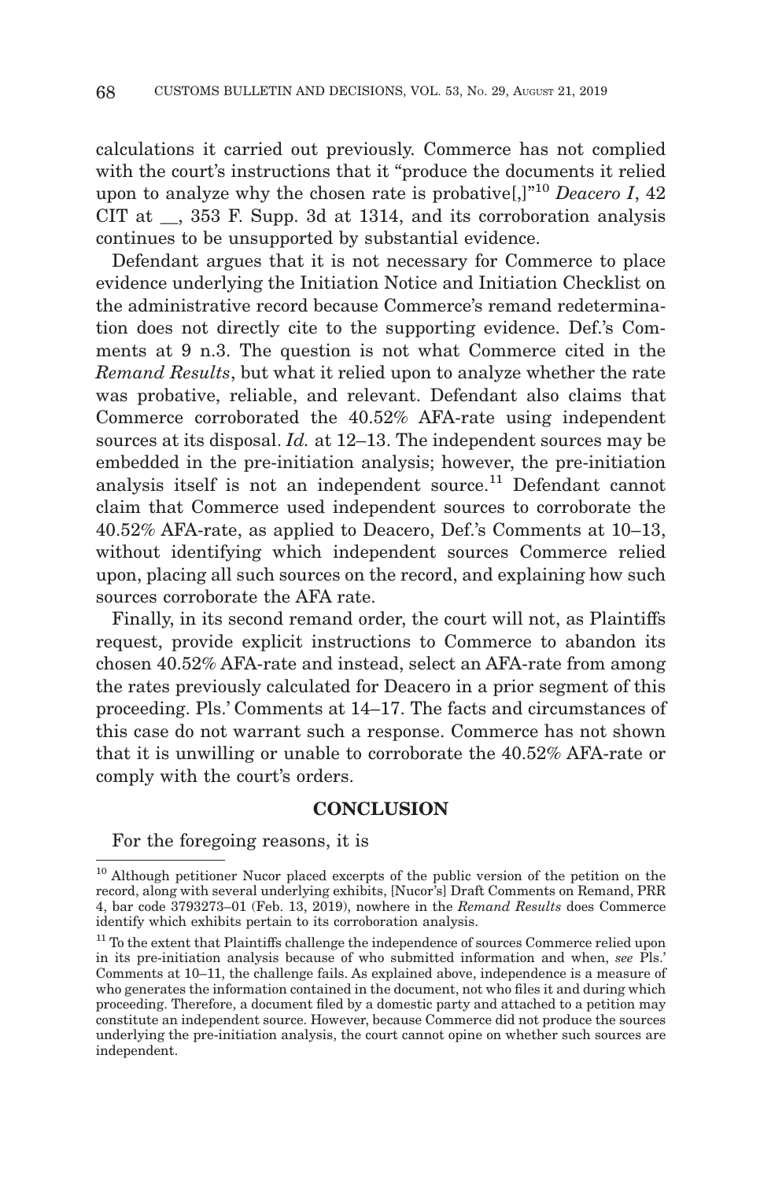calculations it carried out previously. Commerce has not complied with the court's instructions that it "produce the documents it relied upon to analyze why the chosen rate is probative[,]"[10] *Deacero I*, 42 CIT at __, 353 F. Supp. 3d at 1314, and its corroboration analysis continues to be unsupported by substantial evidence.

Defendant argues that it is not necessary for Commerce to place evidence underlying the Initiation Notice and Initiation Checklist on the administrative record because Commerce's remand redetermination does not directly cite to the supporting evidence. Def.'s Comments at 9 n.3. The question is not what Commerce cited in the *Remand Results*, but what it relied upon to analyze whether the rate was probative, reliable, and relevant. Defendant also claims that Commerce corroborated the 40.52% AFA-rate using independent sources at its disposal. *Id.* at 12–13. The independent sources may be embedded in the pre-initiation analysis; however, the pre-initiation analysis itself is not an independent source.[11] Defendant cannot claim that Commerce used independent sources to corroborate the 40.52% AFA-rate, as applied to Deacero, Def.'s Comments at 10–13, without identifying which independent sources Commerce relied upon, placing all such sources on the record, and explaining how such sources corroborate the AFA rate.

Finally, in its second remand order, the court will not, as Plaintiffs request, provide explicit instructions to Commerce to abandon its chosen 40.52% AFA-rate and instead, select an AFA-rate from among the rates previously calculated for Deacero in a prior segment of this proceeding. Pls.' Comments at 14–17. The facts and circumstances of this case do not warrant such a response. Commerce has not shown that it is unwilling or unable to corroborate the 40.52% AFA-rate or comply with the court's orders.

## CONCLUSION

For the foregoing reasons, it is

---

[10] Although petitioner Nucor placed excerpts of the public version of the petition on the record, along with several underlying exhibits, [Nucor's] Draft Comments on Remand, PRR 4, bar code 3793273–01 (Feb. 13, 2019), nowhere in the *Remand Results* does Commerce identify which exhibits pertain to its corroboration analysis.

[11] To the extent that Plaintiffs challenge the independence of sources Commerce relied upon in its pre-initiation analysis because of who submitted information and when, *see* Pls.' Comments at 10–11, the challenge fails. As explained above, independence is a measure of who generates the information contained in the document, not who files it and during which proceeding. Therefore, a document filed by a domestic party and attached to a petition may constitute an independent source. However, because Commerce did not produce the sources underlying the pre-initiation analysis, the court cannot opine on whether such sources are independent.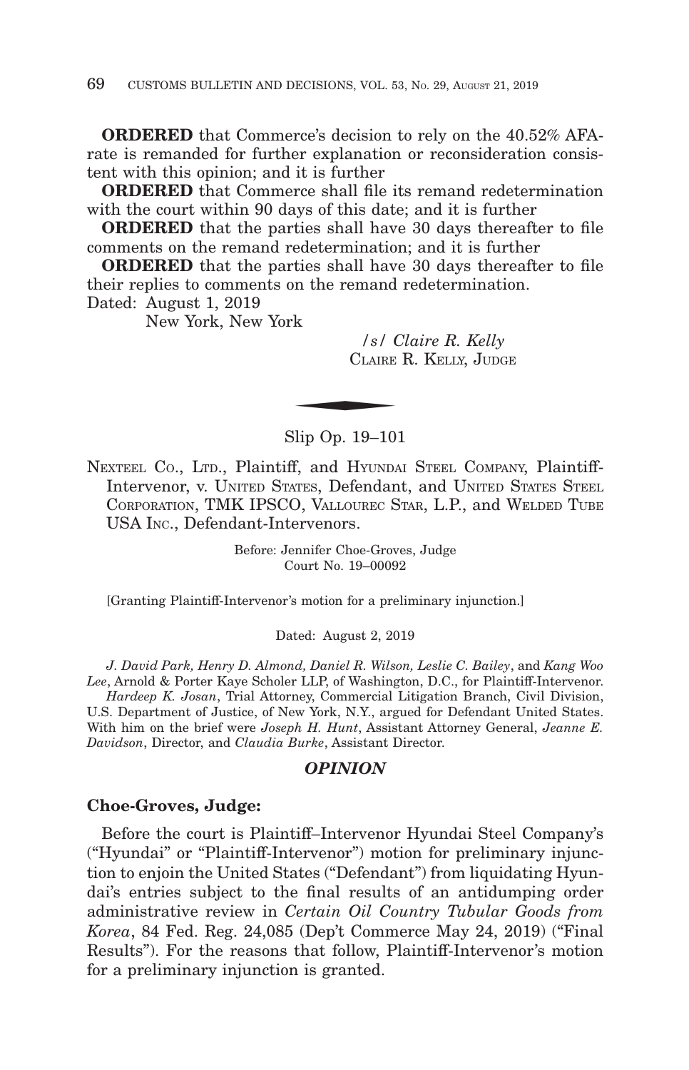**ORDERED** that Commerce's decision to rely on the 40.52% AFA-rate is remanded for further explanation or reconsideration consistent with this opinion; and it is further

**ORDERED** that Commerce shall file its remand redetermination with the court within 90 days of this date; and it is further

**ORDERED** that the parties shall have 30 days thereafter to file comments on the remand redetermination; and it is further

**ORDERED** that the parties shall have 30 days thereafter to file their replies to comments on the remand redetermination.

Dated: August 1, 2019
New York, New York

/s/ *Claire R. Kelly*
CLAIRE R. KELLY, JUDGE

---

Slip Op. 19–101

NEXTEEL CO., LTD., Plaintiff, and HYUNDAI STEEL COMPANY, Plaintiff-Intervenor, v. UNITED STATES, Defendant, and UNITED STATES STEEL CORPORATION, TMK IPSCO, VALLOUREC STAR, L.P., and WELDED TUBE USA INC., Defendant-Intervenors.

Before: Jennifer Choe-Groves, Judge
Court No. 19–00092

[Granting Plaintiff-Intervenor's motion for a preliminary injunction.]

Dated: August 2, 2019

*J. David Park, Henry D. Almond, Daniel R. Wilson, Leslie C. Bailey*, and *Kang Woo Lee*, Arnold & Porter Kaye Scholer LLP, of Washington, D.C., for Plaintiff-Intervenor.

*Hardeep K. Josan*, Trial Attorney, Commercial Litigation Branch, Civil Division, U.S. Department of Justice, of New York, N.Y., argued for Defendant United States. With him on the brief were *Joseph H. Hunt*, Assistant Attorney General, *Jeanne E. Davidson*, Director, and *Claudia Burke*, Assistant Director.

## *OPINION*

**Choe-Groves, Judge:**

Before the court is Plaintiff–Intervenor Hyundai Steel Company's ("Hyundai" or "Plaintiff-Intervenor") motion for preliminary injunction to enjoin the United States ("Defendant") from liquidating Hyundai's entries subject to the final results of an antidumping order administrative review in *Certain Oil Country Tubular Goods from Korea*, 84 Fed. Reg. 24,085 (Dep't Commerce May 24, 2019) ("Final Results"). For the reasons that follow, Plaintiff-Intervenor's motion for a preliminary injunction is granted.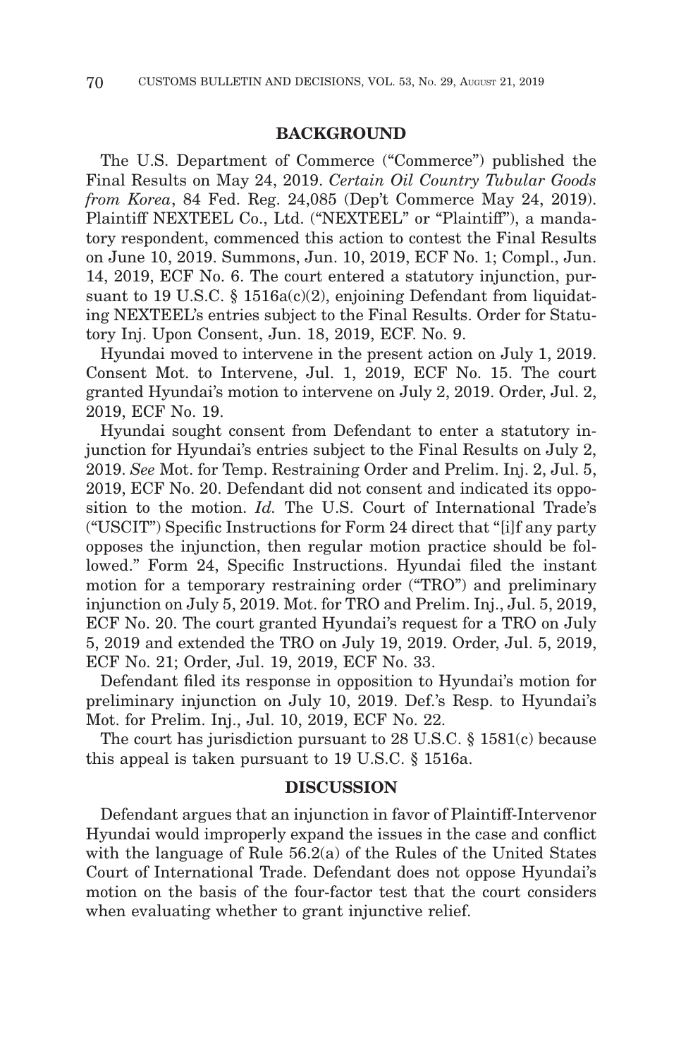## BACKGROUND

The U.S. Department of Commerce ("Commerce") published the Final Results on May 24, 2019. *Certain Oil Country Tubular Goods from Korea*, 84 Fed. Reg. 24,085 (Dep't Commerce May 24, 2019). Plaintiff NEXTEEL Co., Ltd. ("NEXTEEL" or "Plaintiff"), a mandatory respondent, commenced this action to contest the Final Results on June 10, 2019. Summons, Jun. 10, 2019, ECF No. 1; Compl., Jun. 14, 2019, ECF No. 6. The court entered a statutory injunction, pursuant to 19 U.S.C. § 1516a(c)(2), enjoining Defendant from liquidating NEXTEEL's entries subject to the Final Results. Order for Statutory Inj. Upon Consent, Jun. 18, 2019, ECF. No. 9.

Hyundai moved to intervene in the present action on July 1, 2019. Consent Mot. to Intervene, Jul. 1, 2019, ECF No. 15. The court granted Hyundai's motion to intervene on July 2, 2019. Order, Jul. 2, 2019, ECF No. 19.

Hyundai sought consent from Defendant to enter a statutory injunction for Hyundai's entries subject to the Final Results on July 2, 2019. *See* Mot. for Temp. Restraining Order and Prelim. Inj. 2, Jul. 5, 2019, ECF No. 20. Defendant did not consent and indicated its opposition to the motion. *Id.* The U.S. Court of International Trade's ("USCIT") Specific Instructions for Form 24 direct that "[i]f any party opposes the injunction, then regular motion practice should be followed." Form 24, Specific Instructions. Hyundai filed the instant motion for a temporary restraining order ("TRO") and preliminary injunction on July 5, 2019. Mot. for TRO and Prelim. Inj., Jul. 5, 2019, ECF No. 20. The court granted Hyundai's request for a TRO on July 5, 2019 and extended the TRO on July 19, 2019. Order, Jul. 5, 2019, ECF No. 21; Order, Jul. 19, 2019, ECF No. 33.

Defendant filed its response in opposition to Hyundai's motion for preliminary injunction on July 10, 2019. Def.'s Resp. to Hyundai's Mot. for Prelim. Inj., Jul. 10, 2019, ECF No. 22.

The court has jurisdiction pursuant to 28 U.S.C. § 1581(c) because this appeal is taken pursuant to 19 U.S.C. § 1516a.

## DISCUSSION

Defendant argues that an injunction in favor of Plaintiff-Intervenor Hyundai would improperly expand the issues in the case and conflict with the language of Rule 56.2(a) of the Rules of the United States Court of International Trade. Defendant does not oppose Hyundai's motion on the basis of the four-factor test that the court considers when evaluating whether to grant injunctive relief.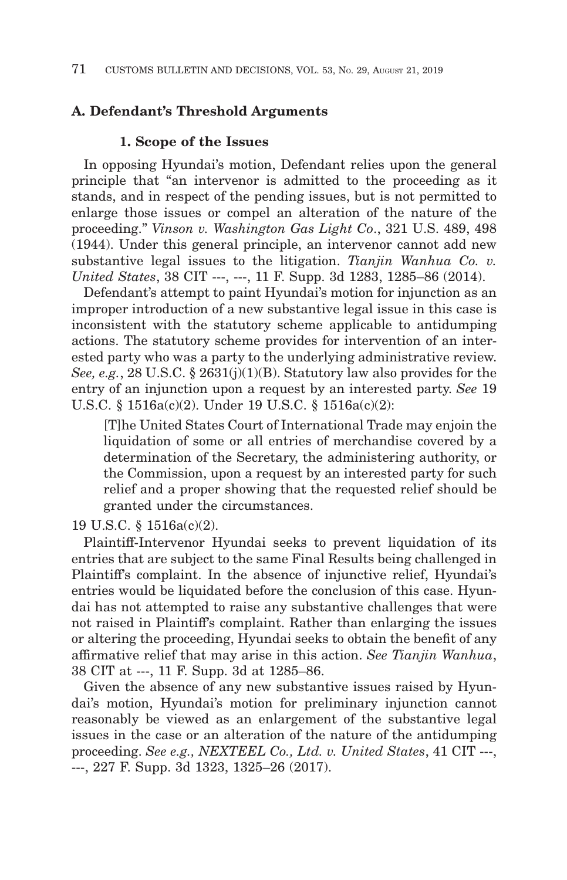## A. Defendant's Threshold Arguments

### 1. Scope of the Issues

In opposing Hyundai's motion, Defendant relies upon the general principle that "an intervenor is admitted to the proceeding as it stands, and in respect of the pending issues, but is not permitted to enlarge those issues or compel an alteration of the nature of the proceeding." *Vinson v. Washington Gas Light Co*., 321 U.S. 489, 498 (1944). Under this general principle, an intervenor cannot add new substantive legal issues to the litigation. *Tianjin Wanhua Co. v. United States*, 38 CIT ---, ---, 11 F. Supp. 3d 1283, 1285–86 (2014).

Defendant's attempt to paint Hyundai's motion for injunction as an improper introduction of a new substantive legal issue in this case is inconsistent with the statutory scheme applicable to antidumping actions. The statutory scheme provides for intervention of an interested party who was a party to the underlying administrative review. *See, e.g.*, 28 U.S.C. § 2631(j)(1)(B). Statutory law also provides for the entry of an injunction upon a request by an interested party. *See* 19 U.S.C. § 1516a(c)(2). Under 19 U.S.C. § 1516a(c)(2):

> [T]he United States Court of International Trade may enjoin the liquidation of some or all entries of merchandise covered by a determination of the Secretary, the administering authority, or the Commission, upon a request by an interested party for such relief and a proper showing that the requested relief should be granted under the circumstances.

19 U.S.C. § 1516a(c)(2).

Plaintiff-Intervenor Hyundai seeks to prevent liquidation of its entries that are subject to the same Final Results being challenged in Plaintiff's complaint. In the absence of injunctive relief, Hyundai's entries would be liquidated before the conclusion of this case. Hyundai has not attempted to raise any substantive challenges that were not raised in Plaintiff's complaint. Rather than enlarging the issues or altering the proceeding, Hyundai seeks to obtain the benefit of any affirmative relief that may arise in this action. *See Tianjin Wanhua*, 38 CIT at ---, 11 F. Supp. 3d at 1285–86.

Given the absence of any new substantive issues raised by Hyundai's motion, Hyundai's motion for preliminary injunction cannot reasonably be viewed as an enlargement of the substantive legal issues in the case or an alteration of the nature of the antidumping proceeding. *See e.g., NEXTEEL Co., Ltd. v. United States*, 41 CIT ---, ---, 227 F. Supp. 3d 1323, 1325–26 (2017).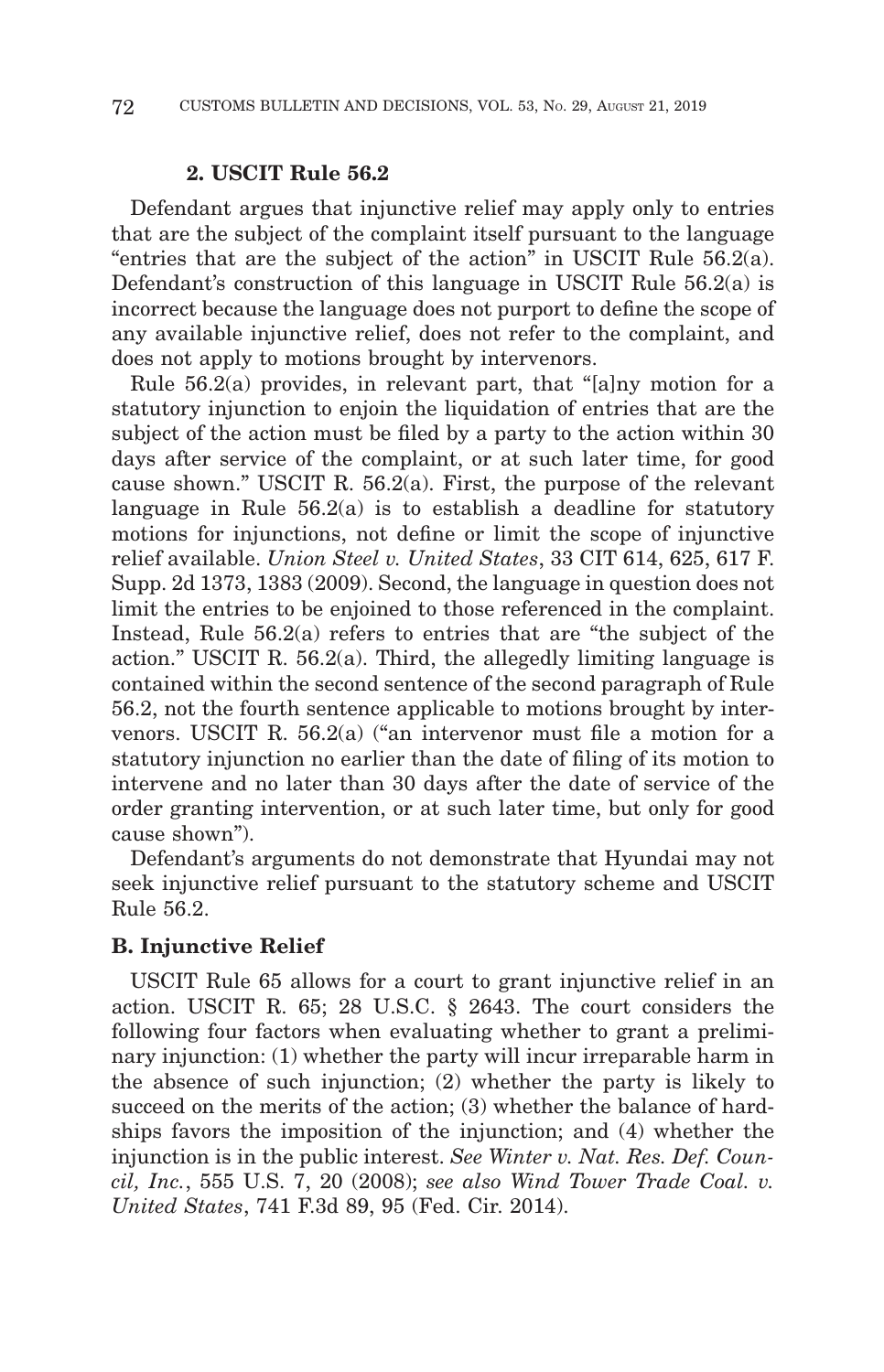### 2. USCIT Rule 56.2

Defendant argues that injunctive relief may apply only to entries that are the subject of the complaint itself pursuant to the language "entries that are the subject of the action" in USCIT Rule 56.2(a). Defendant's construction of this language in USCIT Rule 56.2(a) is incorrect because the language does not purport to define the scope of any available injunctive relief, does not refer to the complaint, and does not apply to motions brought by intervenors.

Rule 56.2(a) provides, in relevant part, that "[a]ny motion for a statutory injunction to enjoin the liquidation of entries that are the subject of the action must be filed by a party to the action within 30 days after service of the complaint, or at such later time, for good cause shown." USCIT R. 56.2(a). First, the purpose of the relevant language in Rule 56.2(a) is to establish a deadline for statutory motions for injunctions, not define or limit the scope of injunctive relief available. *Union Steel v. United States*, 33 CIT 614, 625, 617 F. Supp. 2d 1373, 1383 (2009). Second, the language in question does not limit the entries to be enjoined to those referenced in the complaint. Instead, Rule 56.2(a) refers to entries that are "the subject of the action." USCIT R. 56.2(a). Third, the allegedly limiting language is contained within the second sentence of the second paragraph of Rule 56.2, not the fourth sentence applicable to motions brought by intervenors. USCIT R. 56.2(a) ("an intervenor must file a motion for a statutory injunction no earlier than the date of filing of its motion to intervene and no later than 30 days after the date of service of the order granting intervention, or at such later time, but only for good cause shown").

Defendant's arguments do not demonstrate that Hyundai may not seek injunctive relief pursuant to the statutory scheme and USCIT Rule 56.2.

## B. Injunctive Relief

USCIT Rule 65 allows for a court to grant injunctive relief in an action. USCIT R. 65; 28 U.S.C. § 2643. The court considers the following four factors when evaluating whether to grant a preliminary injunction: (1) whether the party will incur irreparable harm in the absence of such injunction; (2) whether the party is likely to succeed on the merits of the action; (3) whether the balance of hardships favors the imposition of the injunction; and (4) whether the injunction is in the public interest. *See Winter v. Nat. Res. Def. Council, Inc.*, 555 U.S. 7, 20 (2008); *see also Wind Tower Trade Coal. v. United States*, 741 F.3d 89, 95 (Fed. Cir. 2014).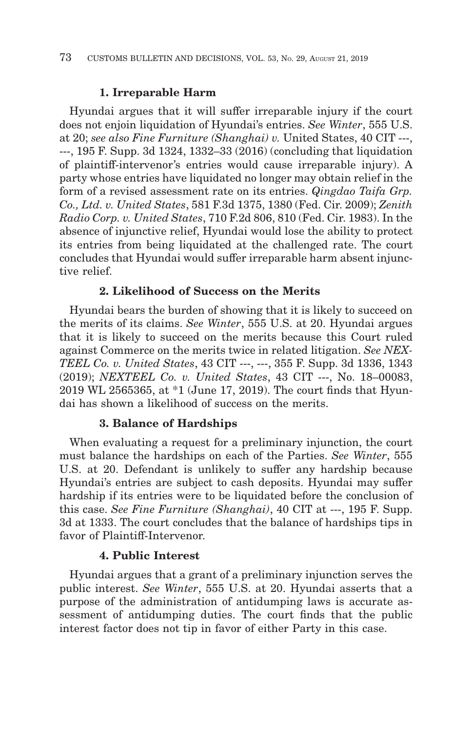### 1. Irreparable Harm

Hyundai argues that it will suffer irreparable injury if the court does not enjoin liquidation of Hyundai's entries. *See Winter*, 555 U.S. at 20; *see also Fine Furniture (Shanghai) v.* United States, 40 CIT ---, ---, 195 F. Supp. 3d 1324, 1332–33 (2016) (concluding that liquidation of plaintiff-intervenor's entries would cause irreparable injury). A party whose entries have liquidated no longer may obtain relief in the form of a revised assessment rate on its entries. *Qingdao Taifa Grp. Co., Ltd. v. United States*, 581 F.3d 1375, 1380 (Fed. Cir. 2009); *Zenith Radio Corp. v. United States*, 710 F.2d 806, 810 (Fed. Cir. 1983). In the absence of injunctive relief, Hyundai would lose the ability to protect its entries from being liquidated at the challenged rate. The court concludes that Hyundai would suffer irreparable harm absent injunctive relief.

### 2. Likelihood of Success on the Merits

Hyundai bears the burden of showing that it is likely to succeed on the merits of its claims. *See Winter*, 555 U.S. at 20. Hyundai argues that it is likely to succeed on the merits because this Court ruled against Commerce on the merits twice in related litigation. *See NEXTEEL Co. v. United States*, 43 CIT ---, ---, 355 F. Supp. 3d 1336, 1343 (2019); *NEXTEEL Co. v. United States*, 43 CIT ---, No. 18–00083, 2019 WL 2565365, at *1 (June 17, 2019). The court finds that Hyundai has shown a likelihood of success on the merits.

### 3. Balance of Hardships

When evaluating a request for a preliminary injunction, the court must balance the hardships on each of the Parties. *See Winter*, 555 U.S. at 20. Defendant is unlikely to suffer any hardship because Hyundai's entries are subject to cash deposits. Hyundai may suffer hardship if its entries were to be liquidated before the conclusion of this case. *See Fine Furniture (Shanghai)*, 40 CIT at ---, 195 F. Supp. 3d at 1333. The court concludes that the balance of hardships tips in favor of Plaintiff-Intervenor.

### 4. Public Interest

Hyundai argues that a grant of a preliminary injunction serves the public interest. *See Winter*, 555 U.S. at 20. Hyundai asserts that a purpose of the administration of antidumping laws is accurate assessment of antidumping duties. The court finds that the public interest factor does not tip in favor of either Party in this case.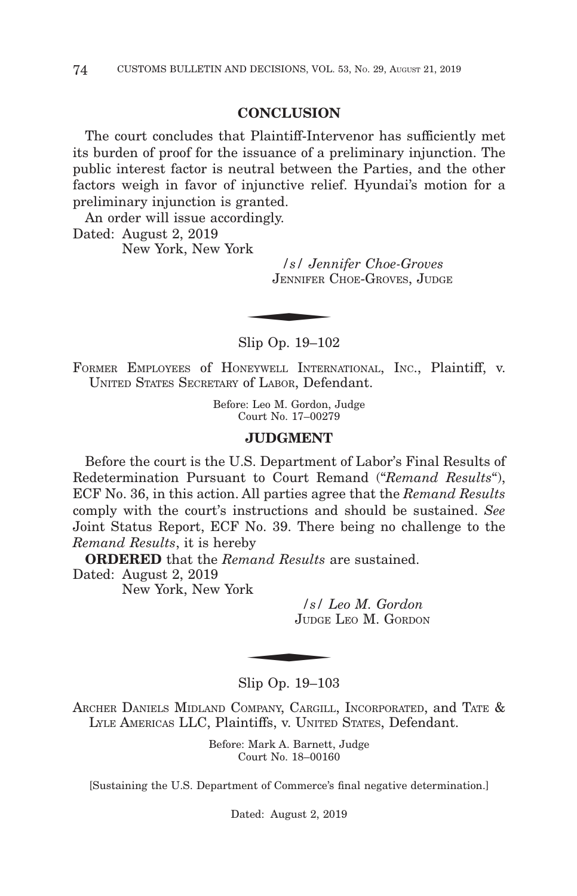## CONCLUSION

The court concludes that Plaintiff-Intervenor has sufficiently met its burden of proof for the issuance of a preliminary injunction. The public interest factor is neutral between the Parties, and the other factors weigh in favor of injunctive relief. Hyundai's motion for a preliminary injunction is granted.

An order will issue accordingly.

Dated: August 2, 2019
New York, New York

/s/ *Jennifer Choe-Groves*
JENNIFER CHOE-GROVES, JUDGE

---

Slip Op. 19–102

FORMER EMPLOYEES of HONEYWELL INTERNATIONAL, INC., Plaintiff, v. UNITED STATES SECRETARY of LABOR, Defendant.

Before: Leo M. Gordon, Judge
Court No. 17–00279

## JUDGMENT

Before the court is the U.S. Department of Labor's Final Results of Redetermination Pursuant to Court Remand ("*Remand Results*"), ECF No. 36, in this action. All parties agree that the *Remand Results* comply with the court's instructions and should be sustained. *See* Joint Status Report, ECF No. 39. There being no challenge to the *Remand Results*, it is hereby

**ORDERED** that the *Remand Results* are sustained.

Dated: August 2, 2019
New York, New York

/s/ *Leo M. Gordon*
JUDGE LEO M. GORDON

---

Slip Op. 19–103

ARCHER DANIELS MIDLAND COMPANY, CARGILL, INCORPORATED, and TATE & LYLE AMERICAS LLC, Plaintiffs, v. UNITED STATES, Defendant.

Before: Mark A. Barnett, Judge
Court No. 18–00160

[Sustaining the U.S. Department of Commerce's final negative determination.]

Dated: August 2, 2019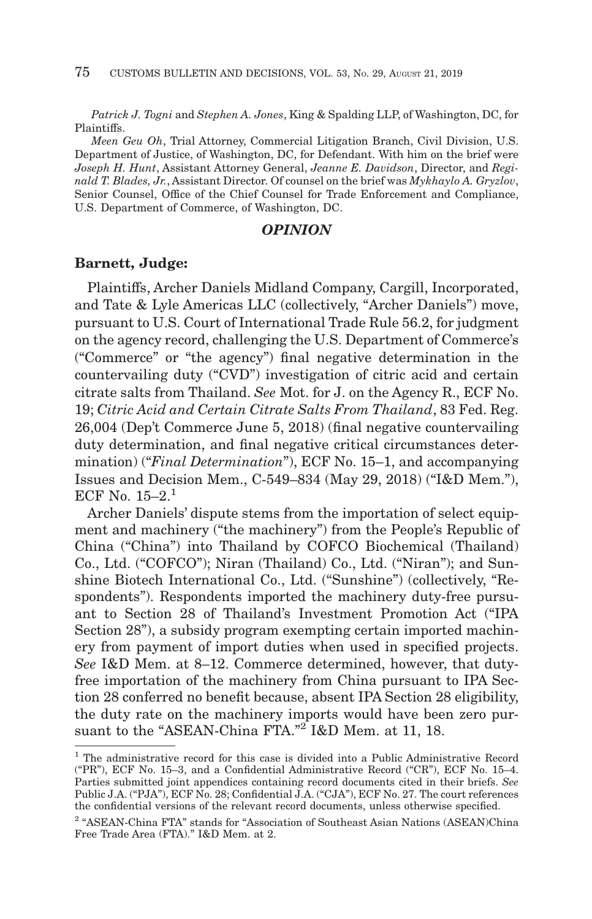*Patrick J. Togni* and *Stephen A. Jones*, King & Spalding LLP, of Washington, DC, for Plaintiffs.

*Meen Geu Oh*, Trial Attorney, Commercial Litigation Branch, Civil Division, U.S. Department of Justice, of Washington, DC, for Defendant. With him on the brief were *Joseph H. Hunt*, Assistant Attorney General, *Jeanne E. Davidson*, Director, and *Reginald T. Blades, Jr.*, Assistant Director. Of counsel on the brief was *Mykhaylo A. Gryzlov*, Senior Counsel, Office of the Chief Counsel for Trade Enforcement and Compliance, U.S. Department of Commerce, of Washington, DC.

## *OPINION*

**Barnett, Judge:**

Plaintiffs, Archer Daniels Midland Company, Cargill, Incorporated, and Tate & Lyle Americas LLC (collectively, "Archer Daniels") move, pursuant to U.S. Court of International Trade Rule 56.2, for judgment on the agency record, challenging the U.S. Department of Commerce's ("Commerce" or "the agency") final negative determination in the countervailing duty ("CVD") investigation of citric acid and certain citrate salts from Thailand. *See* Mot. for J. on the Agency R., ECF No. 19; *Citric Acid and Certain Citrate Salts From Thailand*, 83 Fed. Reg. 26,004 (Dep't Commerce June 5, 2018) (final negative countervailing duty determination, and final negative critical circumstances determination) ("*Final Determination*"), ECF No. 15–1, and accompanying Issues and Decision Mem., C-549–834 (May 29, 2018) ("I&D Mem."), ECF No. 15–2.[1]

Archer Daniels' dispute stems from the importation of select equipment and machinery ("the machinery") from the People's Republic of China ("China") into Thailand by COFCO Biochemical (Thailand) Co., Ltd. ("COFCO"); Niran (Thailand) Co., Ltd. ("Niran"); and Sunshine Biotech International Co., Ltd. ("Sunshine") (collectively, "Respondents"). Respondents imported the machinery duty-free pursuant to Section 28 of Thailand's Investment Promotion Act ("IPA Section 28"), a subsidy program exempting certain imported machinery from payment of import duties when used in specified projects. *See* I&D Mem. at 8–12. Commerce determined, however, that duty-free importation of the machinery from China pursuant to IPA Section 28 conferred no benefit because, absent IPA Section 28 eligibility, the duty rate on the machinery imports would have been zero pursuant to the "ASEAN-China FTA."[2] I&D Mem. at 11, 18.

---

[1] The administrative record for this case is divided into a Public Administrative Record ("PR"), ECF No. 15–3, and a Confidential Administrative Record ("CR"), ECF No. 15–4. Parties submitted joint appendices containing record documents cited in their briefs. *See* Public J.A. ("PJA"), ECF No. 28; Confidential J.A. ("CJA"), ECF No. 27. The court references the confidential versions of the relevant record documents, unless otherwise specified.

[2] "ASEAN-China FTA" stands for "Association of Southeast Asian Nations (ASEAN)China Free Trade Area (FTA)." I&D Mem. at 2.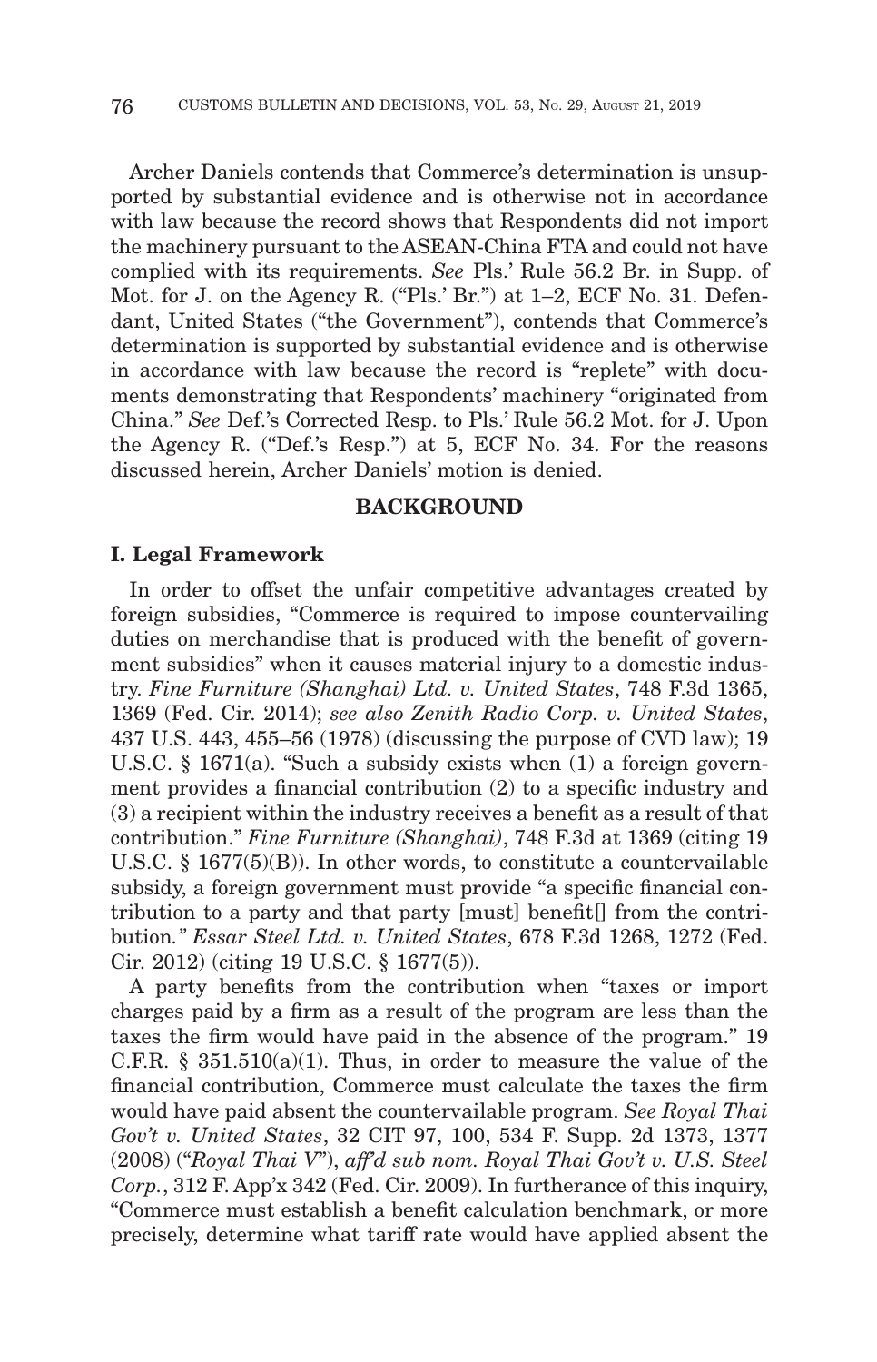Archer Daniels contends that Commerce's determination is unsupported by substantial evidence and is otherwise not in accordance with law because the record shows that Respondents did not import the machinery pursuant to the ASEAN-China FTA and could not have complied with its requirements. *See* Pls.' Rule 56.2 Br. in Supp. of Mot. for J. on the Agency R. ("Pls.' Br.") at 1–2, ECF No. 31. Defendant, United States ("the Government"), contends that Commerce's determination is supported by substantial evidence and is otherwise in accordance with law because the record is "replete" with documents demonstrating that Respondents' machinery "originated from China." *See* Def.'s Corrected Resp. to Pls.' Rule 56.2 Mot. for J. Upon the Agency R. ("Def.'s Resp.") at 5, ECF No. 34. For the reasons discussed herein, Archer Daniels' motion is denied.

## BACKGROUND

### I. Legal Framework

In order to offset the unfair competitive advantages created by foreign subsidies, "Commerce is required to impose countervailing duties on merchandise that is produced with the benefit of government subsidies" when it causes material injury to a domestic industry. *Fine Furniture (Shanghai) Ltd. v. United States*, 748 F.3d 1365, 1369 (Fed. Cir. 2014); *see also Zenith Radio Corp. v. United States*, 437 U.S. 443, 455–56 (1978) (discussing the purpose of CVD law); 19 U.S.C. § 1671(a). "Such a subsidy exists when (1) a foreign government provides a financial contribution (2) to a specific industry and (3) a recipient within the industry receives a benefit as a result of that contribution." *Fine Furniture (Shanghai)*, 748 F.3d at 1369 (citing 19 U.S.C. § 1677(5)(B)). In other words, to constitute a countervailable subsidy, a foreign government must provide "a specific financial contribution to a party and that party [must] benefit[] from the contribution." *Essar Steel Ltd. v. United States*, 678 F.3d 1268, 1272 (Fed. Cir. 2012) (citing 19 U.S.C. § 1677(5)).

A party benefits from the contribution when "taxes or import charges paid by a firm as a result of the program are less than the taxes the firm would have paid in the absence of the program." 19 C.F.R. § 351.510(a)(1). Thus, in order to measure the value of the financial contribution, Commerce must calculate the taxes the firm would have paid absent the countervailable program. *See Royal Thai Gov't v. United States*, 32 CIT 97, 100, 534 F. Supp. 2d 1373, 1377 (2008) ("*Royal Thai V*"), *aff'd sub nom. Royal Thai Gov't v. U.S. Steel Corp.*, 312 F. App'x 342 (Fed. Cir. 2009). In furtherance of this inquiry, "Commerce must establish a benefit calculation benchmark, or more precisely, determine what tariff rate would have applied absent the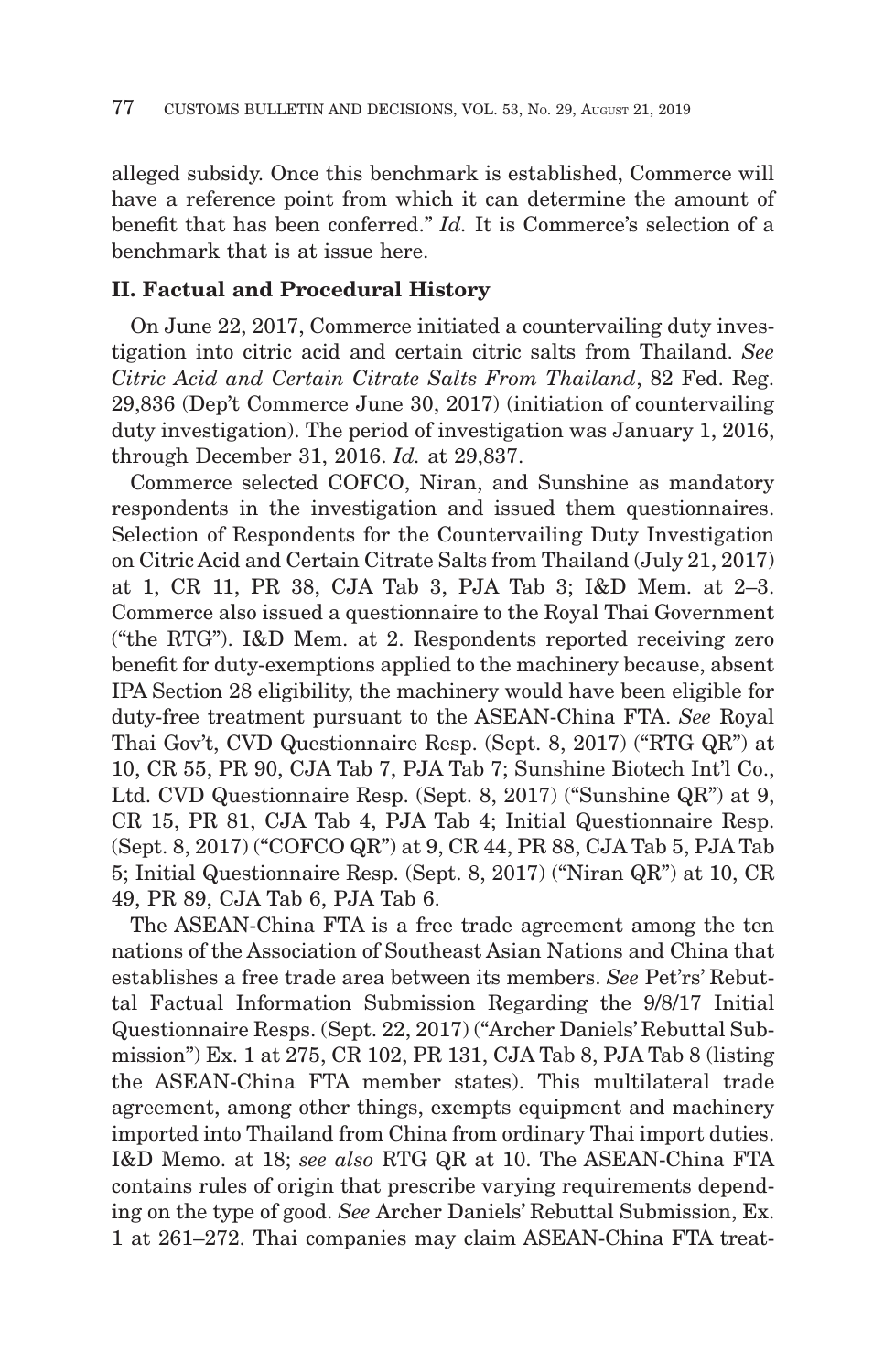alleged subsidy. Once this benchmark is established, Commerce will have a reference point from which it can determine the amount of benefit that has been conferred." *Id.* It is Commerce's selection of a benchmark that is at issue here.

## II. Factual and Procedural History

On June 22, 2017, Commerce initiated a countervailing duty investigation into citric acid and certain citric salts from Thailand. *See Citric Acid and Certain Citrate Salts From Thailand*, 82 Fed. Reg. 29,836 (Dep't Commerce June 30, 2017) (initiation of countervailing duty investigation). The period of investigation was January 1, 2016, through December 31, 2016. *Id.* at 29,837.

Commerce selected COFCO, Niran, and Sunshine as mandatory respondents in the investigation and issued them questionnaires. Selection of Respondents for the Countervailing Duty Investigation on Citric Acid and Certain Citrate Salts from Thailand (July 21, 2017) at 1, CR 11, PR 38, CJA Tab 3, PJA Tab 3; I&D Mem. at 2–3. Commerce also issued a questionnaire to the Royal Thai Government ("the RTG"). I&D Mem. at 2. Respondents reported receiving zero benefit for duty-exemptions applied to the machinery because, absent IPA Section 28 eligibility, the machinery would have been eligible for duty-free treatment pursuant to the ASEAN-China FTA. *See* Royal Thai Gov't, CVD Questionnaire Resp. (Sept. 8, 2017) ("RTG QR") at 10, CR 55, PR 90, CJA Tab 7, PJA Tab 7; Sunshine Biotech Int'l Co., Ltd. CVD Questionnaire Resp. (Sept. 8, 2017) ("Sunshine QR") at 9, CR 15, PR 81, CJA Tab 4, PJA Tab 4; Initial Questionnaire Resp. (Sept. 8, 2017) ("COFCO QR") at 9, CR 44, PR 88, CJA Tab 5, PJA Tab 5; Initial Questionnaire Resp. (Sept. 8, 2017) ("Niran QR") at 10, CR 49, PR 89, CJA Tab 6, PJA Tab 6.

The ASEAN-China FTA is a free trade agreement among the ten nations of the Association of Southeast Asian Nations and China that establishes a free trade area between its members. *See* Pet'rs' Rebuttal Factual Information Submission Regarding the 9/8/17 Initial Questionnaire Resps. (Sept. 22, 2017) ("Archer Daniels' Rebuttal Submission") Ex. 1 at 275, CR 102, PR 131, CJA Tab 8, PJA Tab 8 (listing the ASEAN-China FTA member states). This multilateral trade agreement, among other things, exempts equipment and machinery imported into Thailand from China from ordinary Thai import duties. I&D Memo. at 18; *see also* RTG QR at 10. The ASEAN-China FTA contains rules of origin that prescribe varying requirements depending on the type of good. *See* Archer Daniels' Rebuttal Submission, Ex. 1 at 261–272. Thai companies may claim ASEAN-China FTA treat-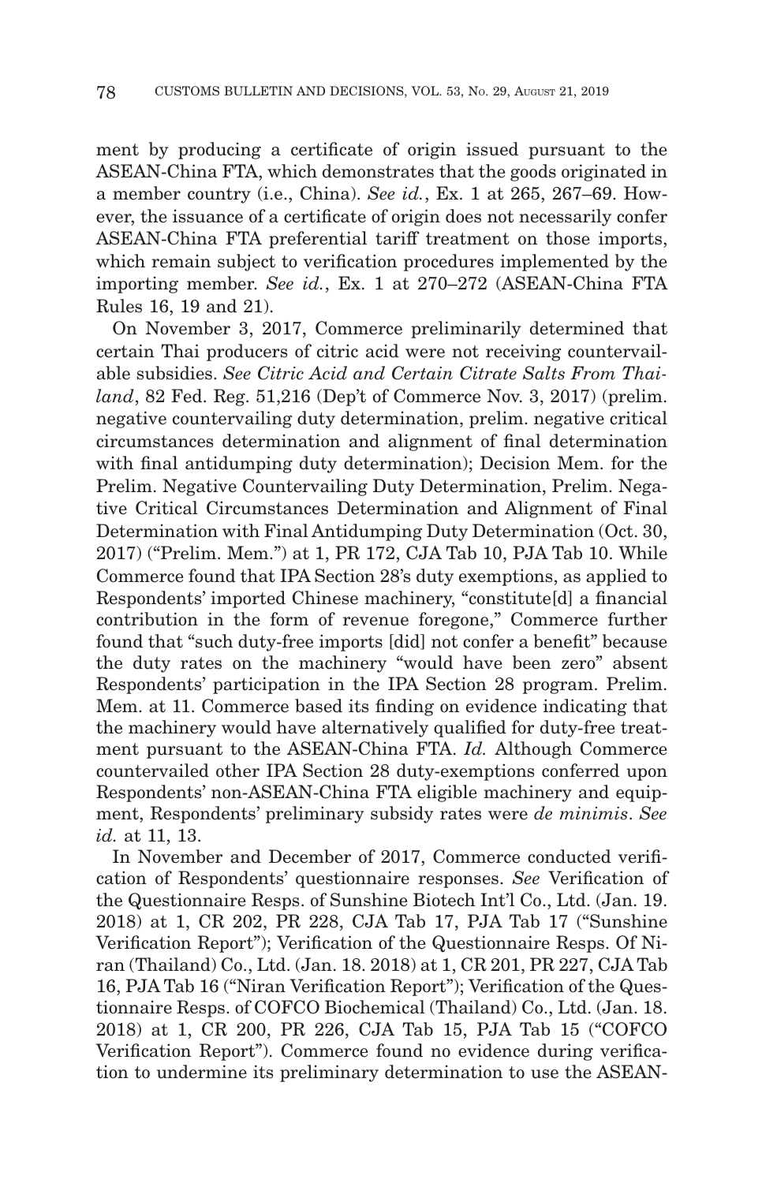ment by producing a certificate of origin issued pursuant to the ASEAN-China FTA, which demonstrates that the goods originated in a member country (i.e., China). *See id.*, Ex. 1 at 265, 267–69. However, the issuance of a certificate of origin does not necessarily confer ASEAN-China FTA preferential tariff treatment on those imports, which remain subject to verification procedures implemented by the importing member. *See id.*, Ex. 1 at 270–272 (ASEAN-China FTA Rules 16, 19 and 21).

On November 3, 2017, Commerce preliminarily determined that certain Thai producers of citric acid were not receiving countervailable subsidies. *See Citric Acid and Certain Citrate Salts From Thailand*, 82 Fed. Reg. 51,216 (Dep't of Commerce Nov. 3, 2017) (prelim. negative countervailing duty determination, prelim. negative critical circumstances determination and alignment of final determination with final antidumping duty determination); Decision Mem. for the Prelim. Negative Countervailing Duty Determination, Prelim. Negative Critical Circumstances Determination and Alignment of Final Determination with Final Antidumping Duty Determination (Oct. 30, 2017) ("Prelim. Mem.") at 1, PR 172, CJA Tab 10, PJA Tab 10. While Commerce found that IPA Section 28's duty exemptions, as applied to Respondents' imported Chinese machinery, "constitute[d] a financial contribution in the form of revenue foregone," Commerce further found that "such duty-free imports [did] not confer a benefit" because the duty rates on the machinery "would have been zero" absent Respondents' participation in the IPA Section 28 program. Prelim. Mem. at 11. Commerce based its finding on evidence indicating that the machinery would have alternatively qualified for duty-free treatment pursuant to the ASEAN-China FTA. *Id.* Although Commerce countervailed other IPA Section 28 duty-exemptions conferred upon Respondents' non-ASEAN-China FTA eligible machinery and equipment, Respondents' preliminary subsidy rates were *de minimis*. *See id.* at 11, 13.

In November and December of 2017, Commerce conducted verification of Respondents' questionnaire responses. *See* Verification of the Questionnaire Resps. of Sunshine Biotech Int'l Co., Ltd. (Jan. 19. 2018) at 1, CR 202, PR 228, CJA Tab 17, PJA Tab 17 ("Sunshine Verification Report"); Verification of the Questionnaire Resps. Of Niran (Thailand) Co., Ltd. (Jan. 18. 2018) at 1, CR 201, PR 227, CJA Tab 16, PJA Tab 16 ("Niran Verification Report"); Verification of the Questionnaire Resps. of COFCO Biochemical (Thailand) Co., Ltd. (Jan. 18. 2018) at 1, CR 200, PR 226, CJA Tab 15, PJA Tab 15 ("COFCO Verification Report"). Commerce found no evidence during verification to undermine its preliminary determination to use the ASEAN-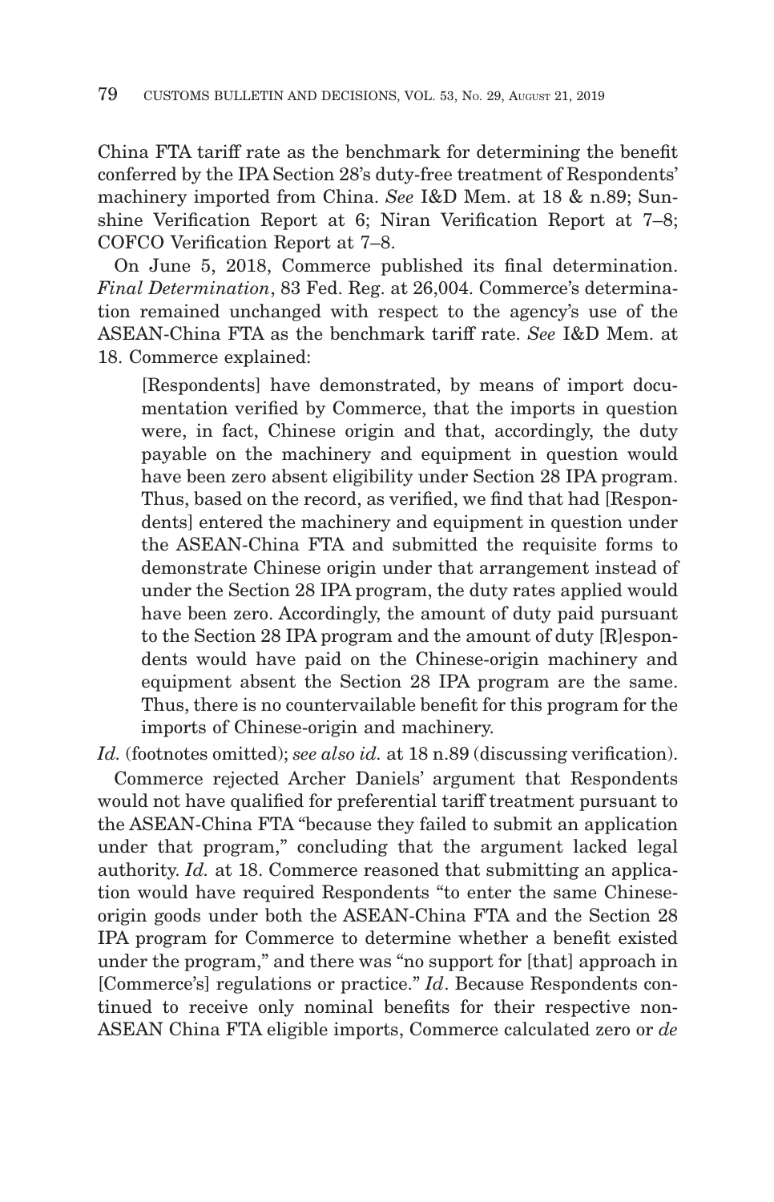China FTA tariff rate as the benchmark for determining the benefit conferred by the IPA Section 28's duty-free treatment of Respondents' machinery imported from China. *See* I&D Mem. at 18 & n.89; Sunshine Verification Report at 6; Niran Verification Report at 7–8; COFCO Verification Report at 7–8.

On June 5, 2018, Commerce published its final determination. *Final Determination*, 83 Fed. Reg. at 26,004. Commerce's determination remained unchanged with respect to the agency's use of the ASEAN-China FTA as the benchmark tariff rate. *See* I&D Mem. at 18. Commerce explained:

> [Respondents] have demonstrated, by means of import documentation verified by Commerce, that the imports in question were, in fact, Chinese origin and that, accordingly, the duty payable on the machinery and equipment in question would have been zero absent eligibility under Section 28 IPA program. Thus, based on the record, as verified, we find that had [Respondents] entered the machinery and equipment in question under the ASEAN-China FTA and submitted the requisite forms to demonstrate Chinese origin under that arrangement instead of under the Section 28 IPA program, the duty rates applied would have been zero. Accordingly, the amount of duty paid pursuant to the Section 28 IPA program and the amount of duty [R]espondents would have paid on the Chinese-origin machinery and equipment absent the Section 28 IPA program are the same. Thus, there is no countervailable benefit for this program for the imports of Chinese-origin and machinery.

*Id.* (footnotes omitted); *see also id.* at 18 n.89 (discussing verification).

Commerce rejected Archer Daniels' argument that Respondents would not have qualified for preferential tariff treatment pursuant to the ASEAN-China FTA "because they failed to submit an application under that program," concluding that the argument lacked legal authority. *Id.* at 18. Commerce reasoned that submitting an application would have required Respondents "to enter the same Chinese-origin goods under both the ASEAN-China FTA and the Section 28 IPA program for Commerce to determine whether a benefit existed under the program," and there was "no support for [that] approach in [Commerce's] regulations or practice." *Id*. Because Respondents continued to receive only nominal benefits for their respective non-ASEAN China FTA eligible imports, Commerce calculated zero or *de*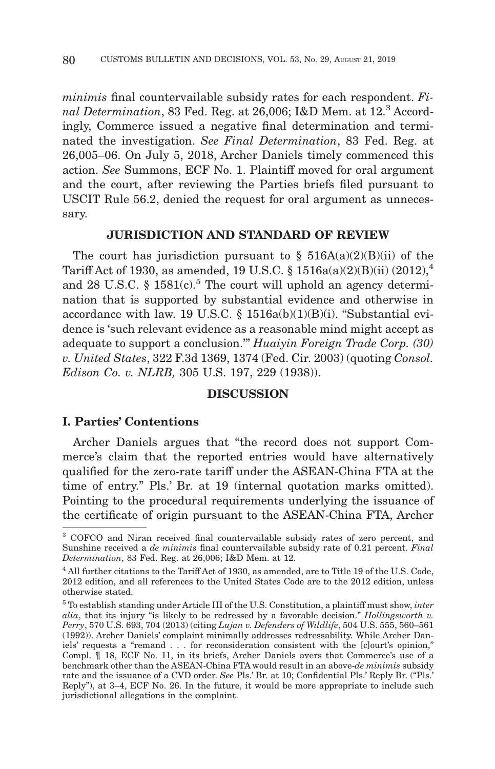*minimis* final countervailable subsidy rates for each respondent. *Final Determination*, 83 Fed. Reg. at 26,006; I&D Mem. at 12.[3] Accordingly, Commerce issued a negative final determination and terminated the investigation. *See Final Determination*, 83 Fed. Reg. at 26,005–06. On July 5, 2018, Archer Daniels timely commenced this action. *See* Summons, ECF No. 1. Plaintiff moved for oral argument and the court, after reviewing the Parties briefs filed pursuant to USCIT Rule 56.2, denied the request for oral argument as unnecessary.

## JURISDICTION AND STANDARD OF REVIEW

The court has jurisdiction pursuant to § 516A(a)(2)(B)(ii) of the Tariff Act of 1930, as amended, 19 U.S.C. § 1516a(a)(2)(B)(ii) (2012),[4] and 28 U.S.C. § 1581(c).[5] The court will uphold an agency determination that is supported by substantial evidence and otherwise in accordance with law. 19 U.S.C. § 1516a(b)(1)(B)(i). "Substantial evidence is 'such relevant evidence as a reasonable mind might accept as adequate to support a conclusion.'" *Huaiyin Foreign Trade Corp. (30) v. United States*, 322 F.3d 1369, 1374 (Fed. Cir. 2003) (quoting *Consol. Edison Co. v. NLRB,* 305 U.S. 197, 229 (1938)).

## DISCUSSION

### I. Parties' Contentions

Archer Daniels argues that "the record does not support Commerce's claim that the reported entries would have alternatively qualified for the zero-rate tariff under the ASEAN-China FTA at the time of entry." Pls.' Br. at 19 (internal quotation marks omitted). Pointing to the procedural requirements underlying the issuance of the certificate of origin pursuant to the ASEAN-China FTA, Archer

---

[3] COFCO and Niran received final countervailable subsidy rates of zero percent, and Sunshine received a *de minimis* final countervailable subsidy rate of 0.21 percent. *Final Determination*, 83 Fed. Reg. at 26,006; I&D Mem. at 12.

[4] All further citations to the Tariff Act of 1930, as amended, are to Title 19 of the U.S. Code, 2012 edition, and all references to the United States Code are to the 2012 edition, unless otherwise stated.

[5] To establish standing under Article III of the U.S. Constitution, a plaintiff must show, *inter alia*, that its injury "is likely to be redressed by a favorable decision." *Hollingsworth v. Perry*, 570 U.S. 693, 704 (2013) (citing *Lujan v. Defenders of Wildlife*, 504 U.S. 555, 560–561 (1992)). Archer Daniels' complaint minimally addresses redressability. While Archer Daniels' requests a "remand . . . for reconsideration consistent with the [c]ourt's opinion," Compl. ¶ 18, ECF No. 11, in its briefs, Archer Daniels avers that Commerce's use of a benchmark other than the ASEAN-China FTA would result in an above-*de minimis* subsidy rate and the issuance of a CVD order. *See* Pls.' Br. at 10; Confidential Pls.' Reply Br. ("Pls.' Reply"), at 3–4, ECF No. 26. In the future, it would be more appropriate to include such jurisdictional allegations in the complaint.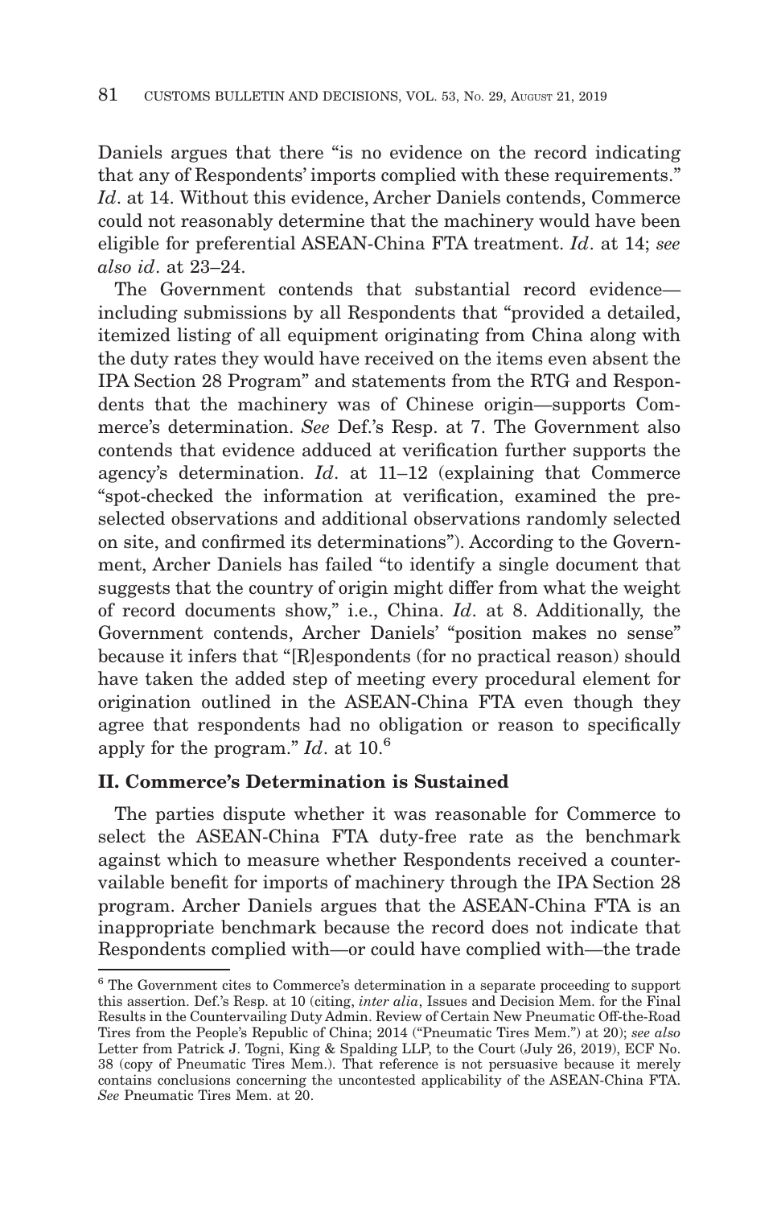Daniels argues that there "is no evidence on the record indicating that any of Respondents' imports complied with these requirements." *Id*. at 14. Without this evidence, Archer Daniels contends, Commerce could not reasonably determine that the machinery would have been eligible for preferential ASEAN-China FTA treatment. *Id*. at 14; *see also id*. at 23–24.

The Government contends that substantial record evidence—including submissions by all Respondents that "provided a detailed, itemized listing of all equipment originating from China along with the duty rates they would have received on the items even absent the IPA Section 28 Program" and statements from the RTG and Respondents that the machinery was of Chinese origin—supports Commerce's determination. *See* Def.'s Resp. at 7. The Government also contends that evidence adduced at verification further supports the agency's determination. *Id*. at 11–12 (explaining that Commerce "spot-checked the information at verification, examined the pre-selected observations and additional observations randomly selected on site, and confirmed its determinations"). According to the Government, Archer Daniels has failed "to identify a single document that suggests that the country of origin might differ from what the weight of record documents show," i.e., China. *Id*. at 8. Additionally, the Government contends, Archer Daniels' "position makes no sense" because it infers that "[R]espondents (for no practical reason) should have taken the added step of meeting every procedural element for origination outlined in the ASEAN-China FTA even though they agree that respondents had no obligation or reason to specifically apply for the program." *Id*. at 10.[6]

## II. Commerce's Determination is Sustained

The parties dispute whether it was reasonable for Commerce to select the ASEAN-China FTA duty-free rate as the benchmark against which to measure whether Respondents received a countervailable benefit for imports of machinery through the IPA Section 28 program. Archer Daniels argues that the ASEAN-China FTA is an inappropriate benchmark because the record does not indicate that Respondents complied with—or could have complied with—the trade

[6] The Government cites to Commerce's determination in a separate proceeding to support this assertion. Def.'s Resp. at 10 (citing, *inter alia*, Issues and Decision Mem. for the Final Results in the Countervailing Duty Admin. Review of Certain New Pneumatic Off-the-Road Tires from the People's Republic of China; 2014 ("Pneumatic Tires Mem.") at 20); *see also* Letter from Patrick J. Togni, King & Spalding LLP, to the Court (July 26, 2019), ECF No. 38 (copy of Pneumatic Tires Mem.). That reference is not persuasive because it merely contains conclusions concerning the uncontested applicability of the ASEAN-China FTA. *See* Pneumatic Tires Mem. at 20.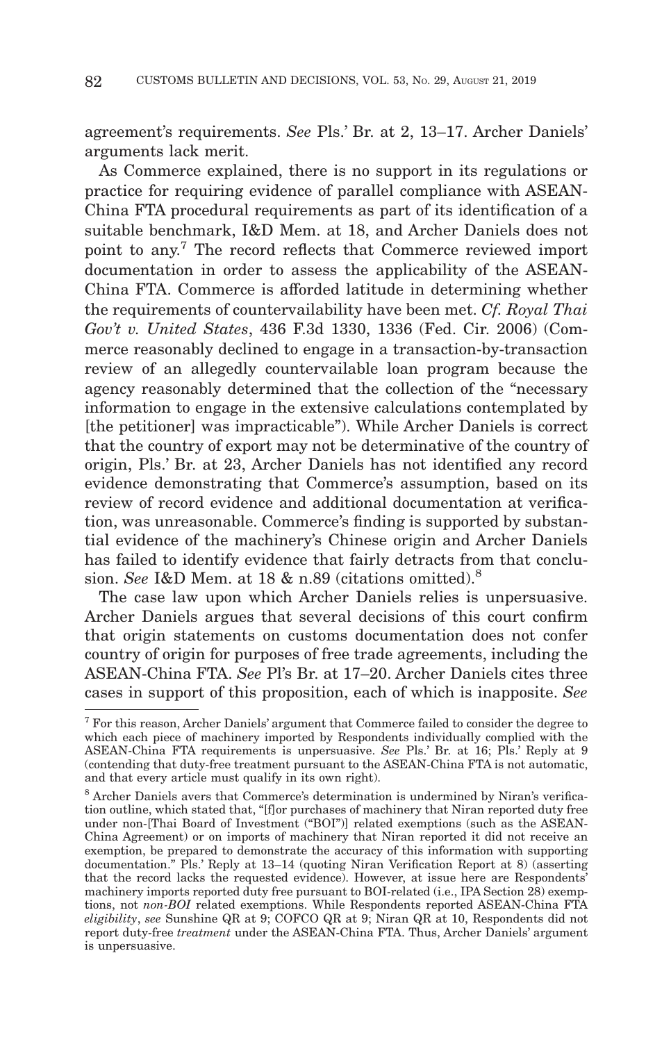agreement's requirements. *See* Pls.' Br. at 2, 13–17. Archer Daniels' arguments lack merit.

As Commerce explained, there is no support in its regulations or practice for requiring evidence of parallel compliance with ASEAN-China FTA procedural requirements as part of its identification of a suitable benchmark, I&D Mem. at 18, and Archer Daniels does not point to any.[7] The record reflects that Commerce reviewed import documentation in order to assess the applicability of the ASEAN-China FTA. Commerce is afforded latitude in determining whether the requirements of countervailability have been met. *Cf. Royal Thai Gov't v. United States*, 436 F.3d 1330, 1336 (Fed. Cir. 2006) (Commerce reasonably declined to engage in a transaction-by-transaction review of an allegedly countervailable loan program because the agency reasonably determined that the collection of the "necessary information to engage in the extensive calculations contemplated by [the petitioner] was impracticable"). While Archer Daniels is correct that the country of export may not be determinative of the country of origin, Pls.' Br. at 23, Archer Daniels has not identified any record evidence demonstrating that Commerce's assumption, based on its review of record evidence and additional documentation at verification, was unreasonable. Commerce's finding is supported by substantial evidence of the machinery's Chinese origin and Archer Daniels has failed to identify evidence that fairly detracts from that conclusion. *See* I&D Mem. at 18 & n.89 (citations omitted).[8]

The case law upon which Archer Daniels relies is unpersuasive. Archer Daniels argues that several decisions of this court confirm that origin statements on customs documentation does not confer country of origin for purposes of free trade agreements, including the ASEAN-China FTA. *See* Pl's Br. at 17–20. Archer Daniels cites three cases in support of this proposition, each of which is inapposite. *See*

---

[7] For this reason, Archer Daniels' argument that Commerce failed to consider the degree to which each piece of machinery imported by Respondents individually complied with the ASEAN-China FTA requirements is unpersuasive. *See* Pls.' Br. at 16; Pls.' Reply at 9 (contending that duty-free treatment pursuant to the ASEAN-China FTA is not automatic, and that every article must qualify in its own right).

[8] Archer Daniels avers that Commerce's determination is undermined by Niran's verification outline, which stated that, "[f]or purchases of machinery that Niran reported duty free under non-[Thai Board of Investment ("BOI")] related exemptions (such as the ASEAN-China Agreement) or on imports of machinery that Niran reported it did not receive an exemption, be prepared to demonstrate the accuracy of this information with supporting documentation." Pls.' Reply at 13–14 (quoting Niran Verification Report at 8) (asserting that the record lacks the requested evidence). However, at issue here are Respondents' machinery imports reported duty free pursuant to BOI-related (i.e., IPA Section 28) exemptions, not *non-BOI* related exemptions. While Respondents reported ASEAN-China FTA *eligibility*, *see* Sunshine QR at 9; COFCO QR at 9; Niran QR at 10, Respondents did not report duty-free *treatment* under the ASEAN-China FTA. Thus, Archer Daniels' argument is unpersuasive.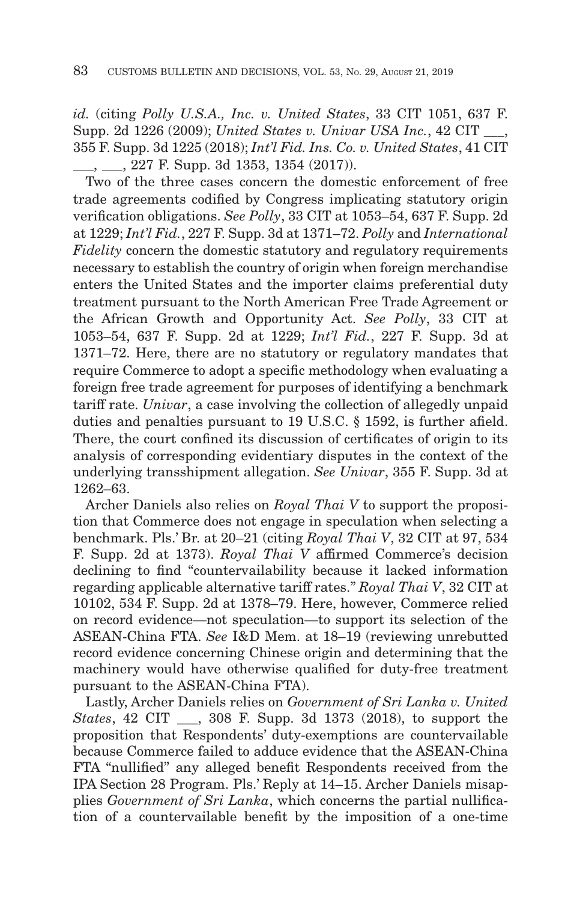*id.* (citing *Polly U.S.A., Inc. v. United States*, 33 CIT 1051, 637 F. Supp. 2d 1226 (2009); *United States v. Univar USA Inc.*, 42 CIT ___, 355 F. Supp. 3d 1225 (2018); *Int'l Fid. Ins. Co. v. United States*, 41 CIT ___, ___, 227 F. Supp. 3d 1353, 1354 (2017)).

Two of the three cases concern the domestic enforcement of free trade agreements codified by Congress implicating statutory origin verification obligations. *See Polly*, 33 CIT at 1053–54, 637 F. Supp. 2d at 1229; *Int'l Fid.*, 227 F. Supp. 3d at 1371–72. *Polly* and *International Fidelity* concern the domestic statutory and regulatory requirements necessary to establish the country of origin when foreign merchandise enters the United States and the importer claims preferential duty treatment pursuant to the North American Free Trade Agreement or the African Growth and Opportunity Act. *See Polly*, 33 CIT at 1053–54, 637 F. Supp. 2d at 1229; *Int'l Fid.*, 227 F. Supp. 3d at 1371–72. Here, there are no statutory or regulatory mandates that require Commerce to adopt a specific methodology when evaluating a foreign free trade agreement for purposes of identifying a benchmark tariff rate. *Univar*, a case involving the collection of allegedly unpaid duties and penalties pursuant to 19 U.S.C. § 1592, is further afield. There, the court confined its discussion of certificates of origin to its analysis of corresponding evidentiary disputes in the context of the underlying transshipment allegation. *See Univar*, 355 F. Supp. 3d at 1262–63.

Archer Daniels also relies on *Royal Thai V* to support the proposition that Commerce does not engage in speculation when selecting a benchmark. Pls.' Br. at 20–21 (citing *Royal Thai V*, 32 CIT at 97, 534 F. Supp. 2d at 1373). *Royal Thai V* affirmed Commerce's decision declining to find "countervailability because it lacked information regarding applicable alternative tariff rates." *Royal Thai V*, 32 CIT at 10102, 534 F. Supp. 2d at 1378–79. Here, however, Commerce relied on record evidence—not speculation—to support its selection of the ASEAN-China FTA. *See* I&D Mem. at 18–19 (reviewing unrebutted record evidence concerning Chinese origin and determining that the machinery would have otherwise qualified for duty-free treatment pursuant to the ASEAN-China FTA).

Lastly, Archer Daniels relies on *Government of Sri Lanka v. United States*, 42 CIT ___, 308 F. Supp. 3d 1373 (2018), to support the proposition that Respondents' duty-exemptions are countervailable because Commerce failed to adduce evidence that the ASEAN-China FTA "nullified" any alleged benefit Respondents received from the IPA Section 28 Program. Pls.' Reply at 14–15. Archer Daniels misapplies *Government of Sri Lanka*, which concerns the partial nullification of a countervailable benefit by the imposition of a one-time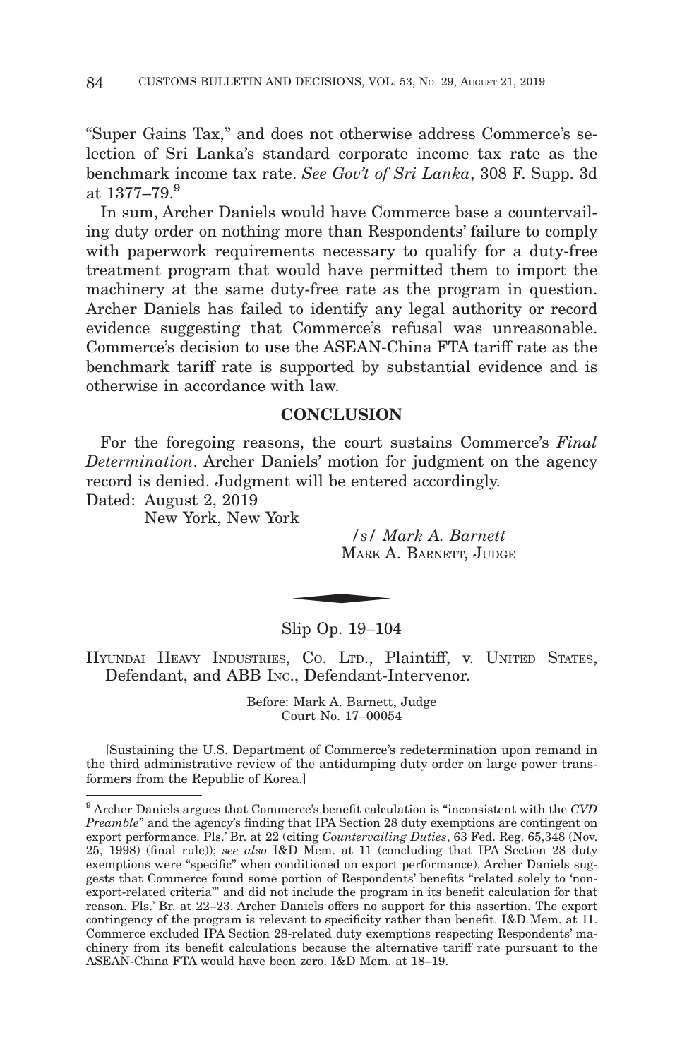"Super Gains Tax," and does not otherwise address Commerce's selection of Sri Lanka's standard corporate income tax rate as the benchmark income tax rate. *See Gov't of Sri Lanka*, 308 F. Supp. 3d at 1377–79.[9]

In sum, Archer Daniels would have Commerce base a countervailing duty order on nothing more than Respondents' failure to comply with paperwork requirements necessary to qualify for a duty-free treatment program that would have permitted them to import the machinery at the same duty-free rate as the program in question. Archer Daniels has failed to identify any legal authority or record evidence suggesting that Commerce's refusal was unreasonable. Commerce's decision to use the ASEAN-China FTA tariff rate as the benchmark tariff rate is supported by substantial evidence and is otherwise in accordance with law.

## CONCLUSION

For the foregoing reasons, the court sustains Commerce's *Final Determination*. Archer Daniels' motion for judgment on the agency record is denied. Judgment will be entered accordingly.

Dated: August 2, 2019
New York, New York

*/s/ Mark A. Barnett*
MARK A. BARNETT, JUDGE

---

Slip Op. 19–104

HYUNDAI HEAVY INDUSTRIES, CO. LTD., Plaintiff, v. UNITED STATES, Defendant, and ABB INC., Defendant-Intervenor.

Before: Mark A. Barnett, Judge
Court No. 17–00054

[Sustaining the U.S. Department of Commerce's redetermination upon remand in the third administrative review of the antidumping duty order on large power transformers from the Republic of Korea.]

---

[9] Archer Daniels argues that Commerce's benefit calculation is "inconsistent with the *CVD Preamble*" and the agency's finding that IPA Section 28 duty exemptions are contingent on export performance. Pls.' Br. at 22 (citing *Countervailing Duties*, 63 Fed. Reg. 65,348 (Nov. 25, 1998) (final rule)); *see also* I&D Mem. at 11 (concluding that IPA Section 28 duty exemptions were "specific" when conditioned on export performance). Archer Daniels suggests that Commerce found some portion of Respondents' benefits "related solely to 'non-export-related criteria'" and did not include the program in its benefit calculation for that reason. Pls.' Br. at 22–23. Archer Daniels offers no support for this assertion. The export contingency of the program is relevant to specificity rather than benefit. I&D Mem. at 11. Commerce excluded IPA Section 28-related duty exemptions respecting Respondents' machinery from its benefit calculations because the alternative tariff rate pursuant to the ASEAN-China FTA would have been zero. I&D Mem. at 18–19.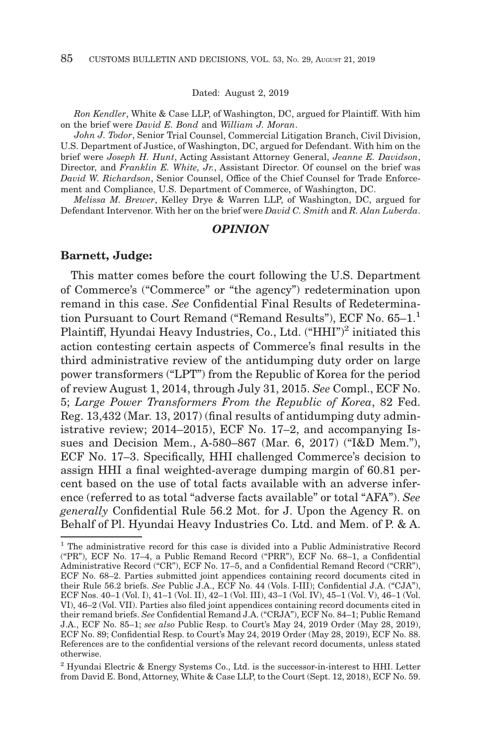Dated: August 2, 2019

*Ron Kendler*, White & Case LLP, of Washington, DC, argued for Plaintiff. With him on the brief were *David E. Bond* and *William J. Moran*.

*John J. Todor*, Senior Trial Counsel, Commercial Litigation Branch, Civil Division, U.S. Department of Justice, of Washington, DC, argued for Defendant. With him on the brief were *Joseph H. Hunt*, Acting Assistant Attorney General, *Jeanne E. Davidson*, Director, and *Franklin E. White, Jr.*, Assistant Director. Of counsel on the brief was *David W. Richardson*, Senior Counsel, Office of the Chief Counsel for Trade Enforcement and Compliance, U.S. Department of Commerce, of Washington, DC.

*Melissa M. Brewer*, Kelley Drye & Warren LLP, of Washington, DC, argued for Defendant Intervenor. With her on the brief were *David C. Smith* and *R. Alan Luberda*.

## *OPINION*

### Barnett, Judge:

This matter comes before the court following the U.S. Department of Commerce's ("Commerce" or "the agency") redetermination upon remand in this case. *See* Confidential Final Results of Redetermination Pursuant to Court Remand ("Remand Results"), ECF No. 65–1.[1] Plaintiff, Hyundai Heavy Industries, Co., Ltd. ("HHI")[2] initiated this action contesting certain aspects of Commerce's final results in the third administrative review of the antidumping duty order on large power transformers ("LPT") from the Republic of Korea for the period of review August 1, 2014, through July 31, 2015. *See* Compl., ECF No. 5; *Large Power Transformers From the Republic of Korea*, 82 Fed. Reg. 13,432 (Mar. 13, 2017) (final results of antidumping duty administrative review; 2014–2015), ECF No. 17–2, and accompanying Issues and Decision Mem., A-580–867 (Mar. 6, 2017) ("I&D Mem."), ECF No. 17–3. Specifically, HHI challenged Commerce's decision to assign HHI a final weighted-average dumping margin of 60.81 percent based on the use of total facts available with an adverse inference (referred to as total "adverse facts available" or total "AFA"). *See generally* Confidential Rule 56.2 Mot. for J. Upon the Agency R. on Behalf of Pl. Hyundai Heavy Industries Co. Ltd. and Mem. of P. & A.

---

[1] The administrative record for this case is divided into a Public Administrative Record ("PR"), ECF No. 17–4, a Public Remand Record ("PRR"), ECF No. 68–1, a Confidential Administrative Record ("CR"), ECF No. 17–5, and a Confidential Remand Record ("CRR"), ECF No. 68–2. Parties submitted joint appendices containing record documents cited in their Rule 56.2 briefs. *See* Public J.A., ECF No. 44 (Vols. I-III); Confidential J.A. ("CJA"), ECF Nos. 40–1 (Vol. I), 41–1 (Vol. II), 42–1 (Vol. III), 43–1 (Vol. IV), 45–1 (Vol. V), 46–1 (Vol. VI), 46–2 (Vol. VII). Parties also filed joint appendices containing record documents cited in their remand briefs. *See* Confidential Remand J.A. ("CRJA"), ECF No. 84–1; Public Remand J.A., ECF No. 85–1; *see also* Public Resp. to Court's May 24, 2019 Order (May 28, 2019), ECF No. 89; Confidential Resp. to Court's May 24, 2019 Order (May 28, 2019), ECF No. 88. References are to the confidential versions of the relevant record documents, unless stated otherwise.

[2] Hyundai Electric & Energy Systems Co., Ltd. is the successor-in-interest to HHI. Letter from David E. Bond, Attorney, White & Case LLP, to the Court (Sept. 12, 2018), ECF No. 59.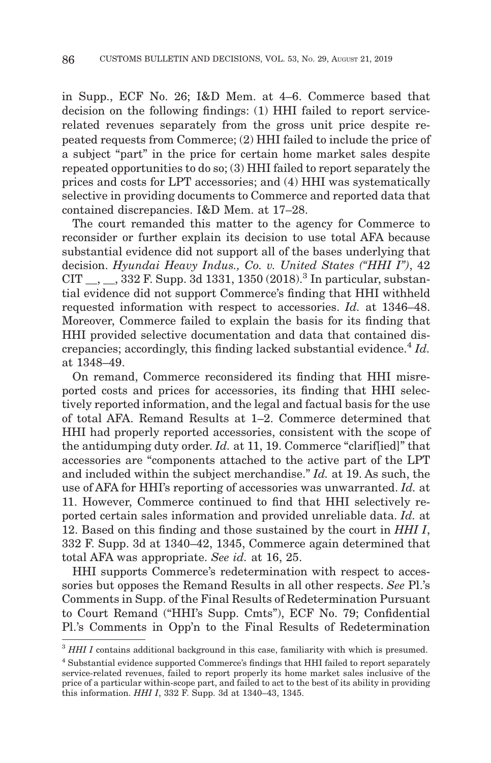in Supp., ECF No. 26; I&D Mem. at 4–6. Commerce based that decision on the following findings: (1) HHI failed to report service-related revenues separately from the gross unit price despite repeated requests from Commerce; (2) HHI failed to include the price of a subject "part" in the price for certain home market sales despite repeated opportunities to do so; (3) HHI failed to report separately the prices and costs for LPT accessories; and (4) HHI was systematically selective in providing documents to Commerce and reported data that contained discrepancies. I&D Mem. at 17–28.

The court remanded this matter to the agency for Commerce to reconsider or further explain its decision to use total AFA because substantial evidence did not support all of the bases underlying that decision. *Hyundai Heavy Indus., Co. v. United States ("HHI I")*, 42 CIT __, __, 332 F. Supp. 3d 1331, 1350 (2018).[3] In particular, substantial evidence did not support Commerce's finding that HHI withheld requested information with respect to accessories. *Id.* at 1346–48. Moreover, Commerce failed to explain the basis for its finding that HHI provided selective documentation and data that contained discrepancies; accordingly, this finding lacked substantial evidence.[4] *Id.* at 1348–49.

On remand, Commerce reconsidered its finding that HHI misreported costs and prices for accessories, its finding that HHI selectively reported information, and the legal and factual basis for the use of total AFA. Remand Results at 1–2. Commerce determined that HHI had properly reported accessories, consistent with the scope of the antidumping duty order. *Id.* at 11, 19. Commerce "clarif[ied]" that accessories are "components attached to the active part of the LPT and included within the subject merchandise." *Id.* at 19. As such, the use of AFA for HHI's reporting of accessories was unwarranted. *Id.* at 11. However, Commerce continued to find that HHI selectively reported certain sales information and provided unreliable data. *Id.* at 12. Based on this finding and those sustained by the court in *HHI I*, 332 F. Supp. 3d at 1340–42, 1345, Commerce again determined that total AFA was appropriate. *See id.* at 16, 25.

HHI supports Commerce's redetermination with respect to accessories but opposes the Remand Results in all other respects. *See* Pl.'s Comments in Supp. of the Final Results of Redetermination Pursuant to Court Remand ("HHI's Supp. Cmts"), ECF No. 79; Confidential Pl.'s Comments in Opp'n to the Final Results of Redetermination

---

[3] *HHI I* contains additional background in this case, familiarity with which is presumed.

[4] Substantial evidence supported Commerce's findings that HHI failed to report separately service-related revenues, failed to report properly its home market sales inclusive of the price of a particular within-scope part, and failed to act to the best of its ability in providing this information. *HHI I*, 332 F. Supp. 3d at 1340–43, 1345.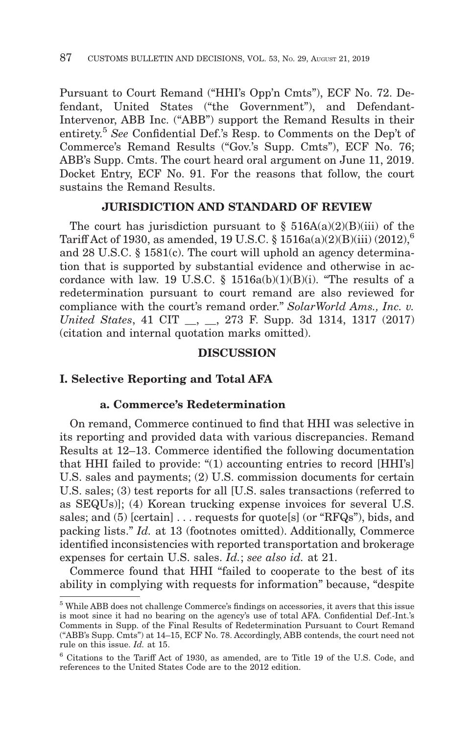Pursuant to Court Remand ("HHI's Opp'n Cmts"), ECF No. 72. Defendant, United States ("the Government"), and Defendant-Intervenor, ABB Inc. ("ABB") support the Remand Results in their entirety.[5] *See* Confidential Def.'s Resp. to Comments on the Dep't of Commerce's Remand Results ("Gov.'s Supp. Cmts"), ECF No. 76; ABB's Supp. Cmts. The court heard oral argument on June 11, 2019. Docket Entry, ECF No. 91. For the reasons that follow, the court sustains the Remand Results.

## JURISDICTION AND STANDARD OF REVIEW

The court has jurisdiction pursuant to § 516A(a)(2)(B)(iii) of the Tariff Act of 1930, as amended, 19 U.S.C. § 1516a(a)(2)(B)(iii) (2012),[6] and 28 U.S.C. § 1581(c). The court will uphold an agency determination that is supported by substantial evidence and otherwise in accordance with law. 19 U.S.C. § 1516a(b)(1)(B)(i). "The results of a redetermination pursuant to court remand are also reviewed for compliance with the court's remand order." *SolarWorld Ams., Inc. v. United States*, 41 CIT \_\_, \_\_, 273 F. Supp. 3d 1314, 1317 (2017) (citation and internal quotation marks omitted).

## DISCUSSION

### I. Selective Reporting and Total AFA

#### a. Commerce's Redetermination

On remand, Commerce continued to find that HHI was selective in its reporting and provided data with various discrepancies. Remand Results at 12–13. Commerce identified the following documentation that HHI failed to provide: "(1) accounting entries to record [HHI's] U.S. sales and payments; (2) U.S. commission documents for certain U.S. sales; (3) test reports for all [U.S. sales transactions (referred to as SEQUs)]; (4) Korean trucking expense invoices for several U.S. sales; and (5) [certain] . . . requests for quote[s] (or "RFQs"), bids, and packing lists." *Id.* at 13 (footnotes omitted). Additionally, Commerce identified inconsistencies with reported transportation and brokerage expenses for certain U.S. sales. *Id.*; *see also id.* at 21.

Commerce found that HHI "failed to cooperate to the best of its ability in complying with requests for information" because, "despite

---

[5] While ABB does not challenge Commerce's findings on accessories, it avers that this issue is moot since it had no bearing on the agency's use of total AFA. Confidential Def.-Int.'s Comments in Supp. of the Final Results of Redetermination Pursuant to Court Remand ("ABB's Supp. Cmts") at 14–15, ECF No. 78. Accordingly, ABB contends, the court need not rule on this issue. *Id.* at 15.

[6] Citations to the Tariff Act of 1930, as amended, are to Title 19 of the U.S. Code, and references to the United States Code are to the 2012 edition.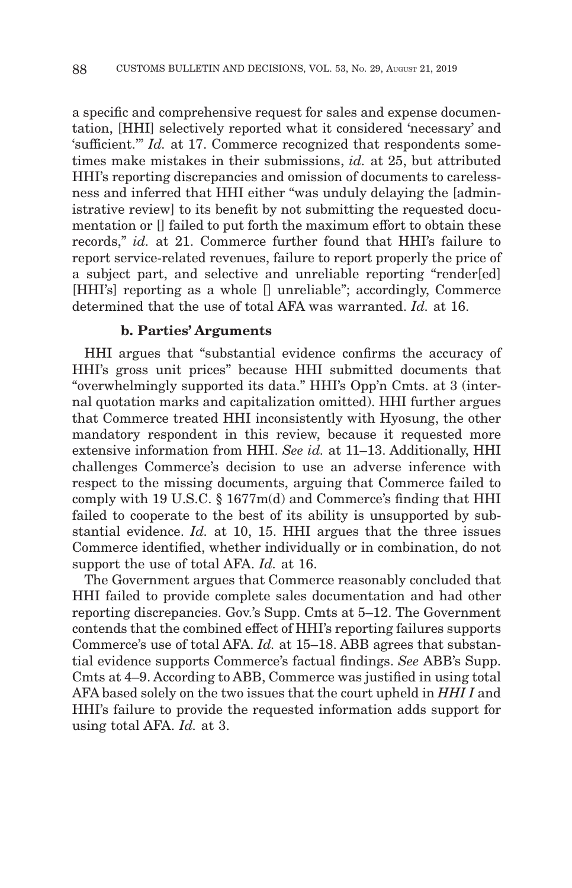a specific and comprehensive request for sales and expense documentation, [HHI] selectively reported what it considered 'necessary' and 'sufficient.'" *Id.* at 17. Commerce recognized that respondents sometimes make mistakes in their submissions, *id.* at 25, but attributed HHI's reporting discrepancies and omission of documents to carelessness and inferred that HHI either "was unduly delaying the [administrative review] to its benefit by not submitting the requested documentation or [] failed to put forth the maximum effort to obtain these records," *id.* at 21. Commerce further found that HHI's failure to report service-related revenues, failure to report properly the price of a subject part, and selective and unreliable reporting "render[ed] [HHI's] reporting as a whole [] unreliable"; accordingly, Commerce determined that the use of total AFA was warranted. *Id.* at 16.

#### b. Parties' Arguments

HHI argues that "substantial evidence confirms the accuracy of HHI's gross unit prices" because HHI submitted documents that "overwhelmingly supported its data." HHI's Opp'n Cmts. at 3 (internal quotation marks and capitalization omitted). HHI further argues that Commerce treated HHI inconsistently with Hyosung, the other mandatory respondent in this review, because it requested more extensive information from HHI. *See id.* at 11–13. Additionally, HHI challenges Commerce's decision to use an adverse inference with respect to the missing documents, arguing that Commerce failed to comply with 19 U.S.C. § 1677m(d) and Commerce's finding that HHI failed to cooperate to the best of its ability is unsupported by substantial evidence. *Id.* at 10, 15. HHI argues that the three issues Commerce identified, whether individually or in combination, do not support the use of total AFA. *Id.* at 16.

The Government argues that Commerce reasonably concluded that HHI failed to provide complete sales documentation and had other reporting discrepancies. Gov.'s Supp. Cmts at 5–12. The Government contends that the combined effect of HHI's reporting failures supports Commerce's use of total AFA. *Id.* at 15–18. ABB agrees that substantial evidence supports Commerce's factual findings. *See* ABB's Supp. Cmts at 4–9. According to ABB, Commerce was justified in using total AFA based solely on the two issues that the court upheld in *HHI I* and HHI's failure to provide the requested information adds support for using total AFA. *Id.* at 3.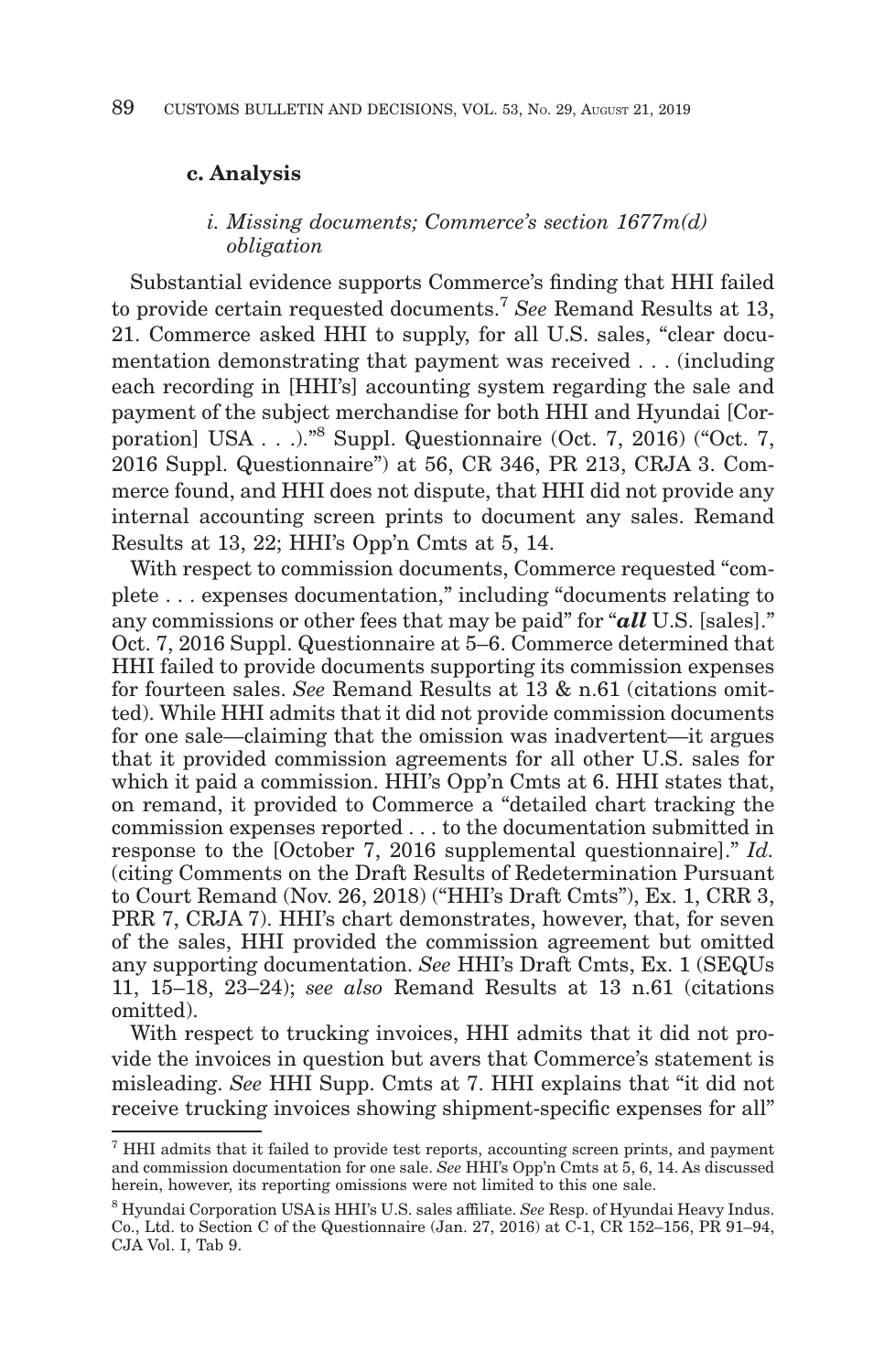### c. Analysis

#### *i. Missing documents; Commerce's section 1677m(d) obligation*

Substantial evidence supports Commerce's finding that HHI failed to provide certain requested documents.[7] *See* Remand Results at 13, 21. Commerce asked HHI to supply, for all U.S. sales, "clear documentation demonstrating that payment was received . . . (including each recording in [HHI's] accounting system regarding the sale and payment of the subject merchandise for both HHI and Hyundai [Corporation] USA . . .)."[8] Suppl. Questionnaire (Oct. 7, 2016) ("Oct. 7, 2016 Suppl. Questionnaire") at 56, CR 346, PR 213, CRJA 3. Commerce found, and HHI does not dispute, that HHI did not provide any internal accounting screen prints to document any sales. Remand Results at 13, 22; HHI's Opp'n Cmts at 5, 14.

With respect to commission documents, Commerce requested "complete . . . expenses documentation," including "documents relating to any commissions or other fees that may be paid" for "***all*** U.S. [sales]." Oct. 7, 2016 Suppl. Questionnaire at 5–6. Commerce determined that HHI failed to provide documents supporting its commission expenses for fourteen sales. *See* Remand Results at 13 & n.61 (citations omitted). While HHI admits that it did not provide commission documents for one sale—claiming that the omission was inadvertent—it argues that it provided commission agreements for all other U.S. sales for which it paid a commission. HHI's Opp'n Cmts at 6. HHI states that, on remand, it provided to Commerce a "detailed chart tracking the commission expenses reported . . . to the documentation submitted in response to the [October 7, 2016 supplemental questionnaire]." *Id.* (citing Comments on the Draft Results of Redetermination Pursuant to Court Remand (Nov. 26, 2018) ("HHI's Draft Cmts"), Ex. 1, CRR 3, PRR 7, CRJA 7). HHI's chart demonstrates, however, that, for seven of the sales, HHI provided the commission agreement but omitted any supporting documentation. *See* HHI's Draft Cmts, Ex. 1 (SEQUs 11, 15–18, 23–24); *see also* Remand Results at 13 n.61 (citations omitted).

With respect to trucking invoices, HHI admits that it did not provide the invoices in question but avers that Commerce's statement is misleading. *See* HHI Supp. Cmts at 7. HHI explains that "it did not receive trucking invoices showing shipment-specific expenses for all"

[7] HHI admits that it failed to provide test reports, accounting screen prints, and payment and commission documentation for one sale. *See* HHI's Opp'n Cmts at 5, 6, 14. As discussed herein, however, its reporting omissions were not limited to this one sale.

[8] Hyundai Corporation USA is HHI's U.S. sales affiliate. *See* Resp. of Hyundai Heavy Indus. Co., Ltd. to Section C of the Questionnaire (Jan. 27, 2016) at C-1, CR 152–156, PR 91–94, CJA Vol. I, Tab 9.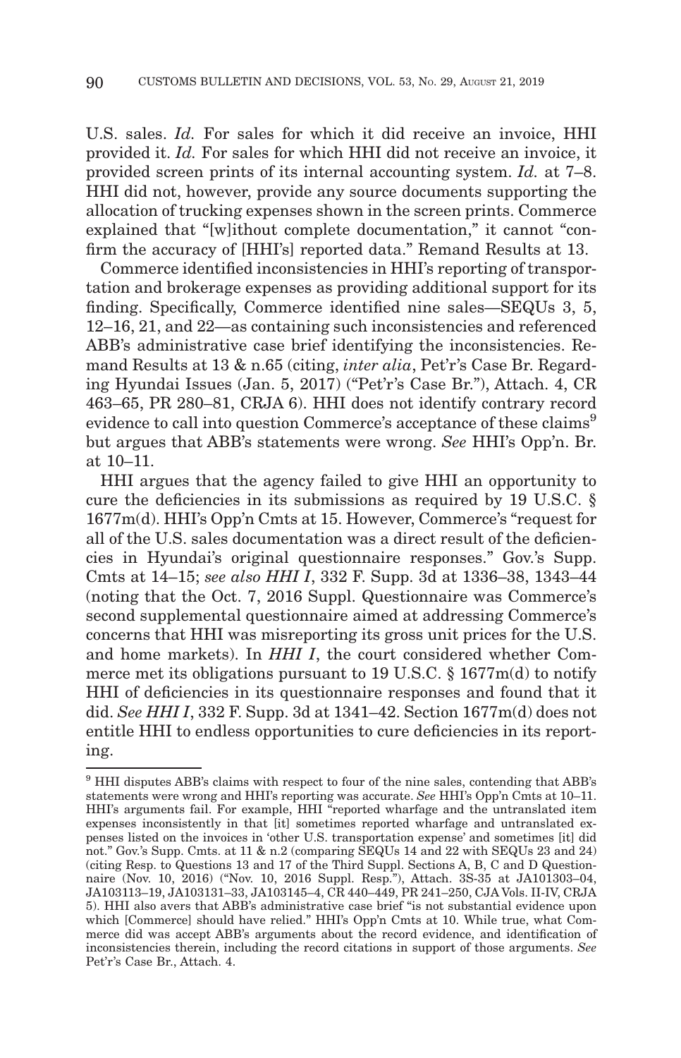U.S. sales. *Id.* For sales for which it did receive an invoice, HHI provided it. *Id.* For sales for which HHI did not receive an invoice, it provided screen prints of its internal accounting system. *Id.* at 7–8. HHI did not, however, provide any source documents supporting the allocation of trucking expenses shown in the screen prints. Commerce explained that "[w]ithout complete documentation," it cannot "confirm the accuracy of [HHI's] reported data." Remand Results at 13.

Commerce identified inconsistencies in HHI's reporting of transportation and brokerage expenses as providing additional support for its finding. Specifically, Commerce identified nine sales—SEQUs 3, 5, 12–16, 21, and 22—as containing such inconsistencies and referenced ABB's administrative case brief identifying the inconsistencies. Remand Results at 13 & n.65 (citing, *inter alia*, Pet'r's Case Br. Regarding Hyundai Issues (Jan. 5, 2017) ("Pet'r's Case Br."), Attach. 4, CR 463–65, PR 280–81, CRJA 6). HHI does not identify contrary record evidence to call into question Commerce's acceptance of these claims[9] but argues that ABB's statements were wrong. *See* HHI's Opp'n. Br. at 10–11.

HHI argues that the agency failed to give HHI an opportunity to cure the deficiencies in its submissions as required by 19 U.S.C. § 1677m(d). HHI's Opp'n Cmts at 15. However, Commerce's "request for all of the U.S. sales documentation was a direct result of the deficiencies in Hyundai's original questionnaire responses." Gov.'s Supp. Cmts at 14–15; *see also HHI I*, 332 F. Supp. 3d at 1336–38, 1343–44 (noting that the Oct. 7, 2016 Suppl. Questionnaire was Commerce's second supplemental questionnaire aimed at addressing Commerce's concerns that HHI was misreporting its gross unit prices for the U.S. and home markets). In *HHI I*, the court considered whether Commerce met its obligations pursuant to 19 U.S.C. § 1677m(d) to notify HHI of deficiencies in its questionnaire responses and found that it did. *See HHI I*, 332 F. Supp. 3d at 1341–42. Section 1677m(d) does not entitle HHI to endless opportunities to cure deficiencies in its reporting.

---

[9] HHI disputes ABB's claims with respect to four of the nine sales, contending that ABB's statements were wrong and HHI's reporting was accurate. *See* HHI's Opp'n Cmts at 10–11. HHI's arguments fail. For example, HHI "reported wharfage and the untranslated item expenses inconsistently in that [it] sometimes reported wharfage and untranslated expenses listed on the invoices in 'other U.S. transportation expense' and sometimes [it] did not." Gov.'s Supp. Cmts. at 11 & n.2 (comparing SEQUs 14 and 22 with SEQUs 23 and 24) (citing Resp. to Questions 13 and 17 of the Third Suppl. Sections A, B, C and D Questionnaire (Nov. 10, 2016) ("Nov. 10, 2016 Suppl. Resp."), Attach. 3S-35 at JA101303–04, JA103113–19, JA103131–33, JA103145–4, CR 440–449, PR 241–250, CJA Vols. II-IV, CRJA 5). HHI also avers that ABB's administrative case brief "is not substantial evidence upon which [Commerce] should have relied." HHI's Opp'n Cmts at 10. While true, what Commerce did was accept ABB's arguments about the record evidence, and identification of inconsistencies therein, including the record citations in support of those arguments. *See* Pet'r's Case Br., Attach. 4.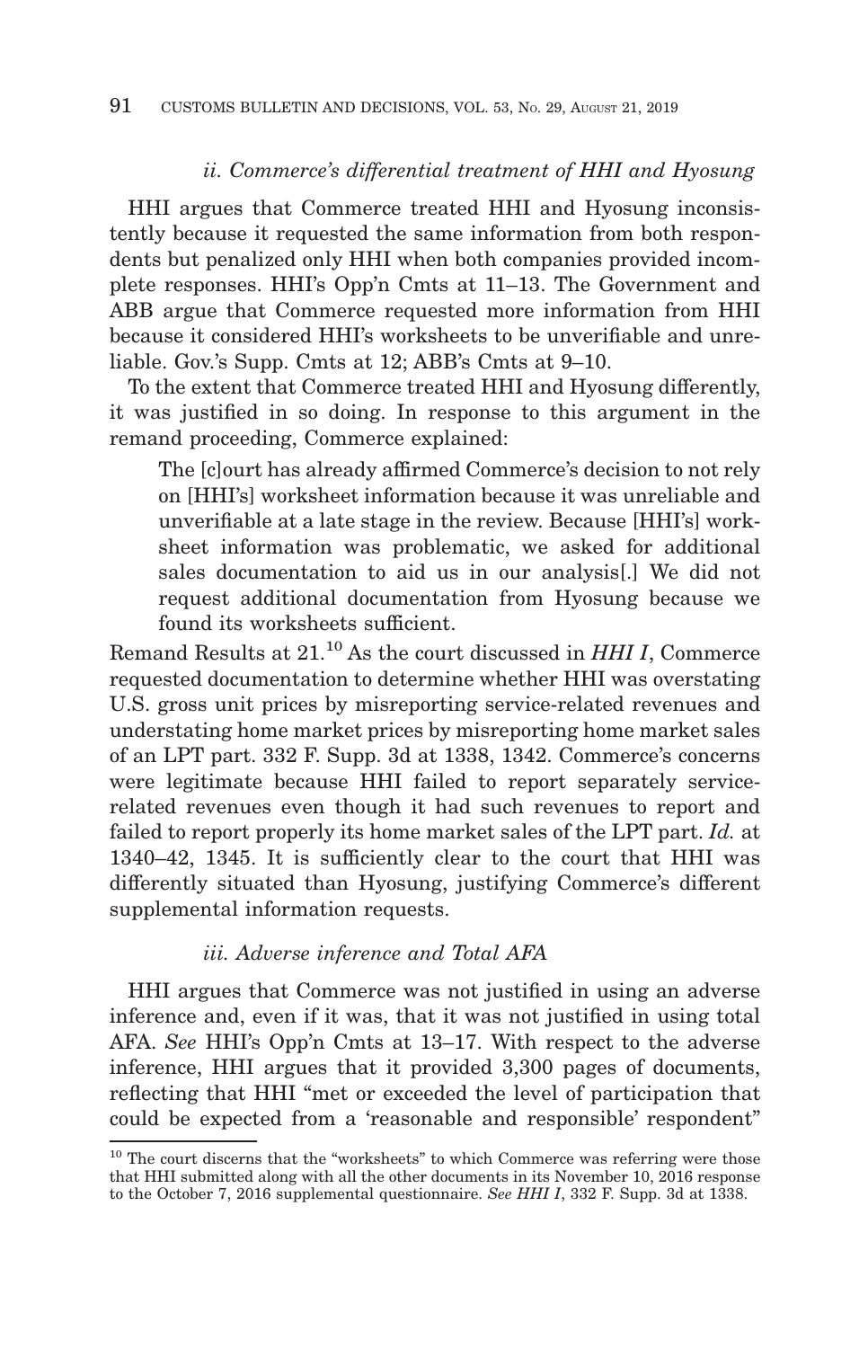### *ii. Commerce's differential treatment of HHI and Hyosung*

HHI argues that Commerce treated HHI and Hyosung inconsistently because it requested the same information from both respondents but penalized only HHI when both companies provided incomplete responses. HHI's Opp'n Cmts at 11–13. The Government and ABB argue that Commerce requested more information from HHI because it considered HHI's worksheets to be unverifiable and unreliable. Gov.'s Supp. Cmts at 12; ABB's Cmts at 9–10.

To the extent that Commerce treated HHI and Hyosung differently, it was justified in so doing. In response to this argument in the remand proceeding, Commerce explained:

> The [c]ourt has already affirmed Commerce's decision to not rely on [HHI's] worksheet information because it was unreliable and unverifiable at a late stage in the review. Because [HHI's] worksheet information was problematic, we asked for additional sales documentation to aid us in our analysis[.] We did not request additional documentation from Hyosung because we found its worksheets sufficient.

Remand Results at 21.[10] As the court discussed in *HHI I*, Commerce requested documentation to determine whether HHI was overstating U.S. gross unit prices by misreporting service-related revenues and understating home market prices by misreporting home market sales of an LPT part. 332 F. Supp. 3d at 1338, 1342. Commerce's concerns were legitimate because HHI failed to report separately service-related revenues even though it had such revenues to report and failed to report properly its home market sales of the LPT part. *Id.* at 1340–42, 1345. It is sufficiently clear to the court that HHI was differently situated than Hyosung, justifying Commerce's different supplemental information requests.

### *iii. Adverse inference and Total AFA*

HHI argues that Commerce was not justified in using an adverse inference and, even if it was, that it was not justified in using total AFA. *See* HHI's Opp'n Cmts at 13–17. With respect to the adverse inference, HHI argues that it provided 3,300 pages of documents, reflecting that HHI "met or exceeded the level of participation that could be expected from a 'reasonable and responsible' respondent"

---

[10] The court discerns that the "worksheets" to which Commerce was referring were those that HHI submitted along with all the other documents in its November 10, 2016 response to the October 7, 2016 supplemental questionnaire. *See HHI I*, 332 F. Supp. 3d at 1338.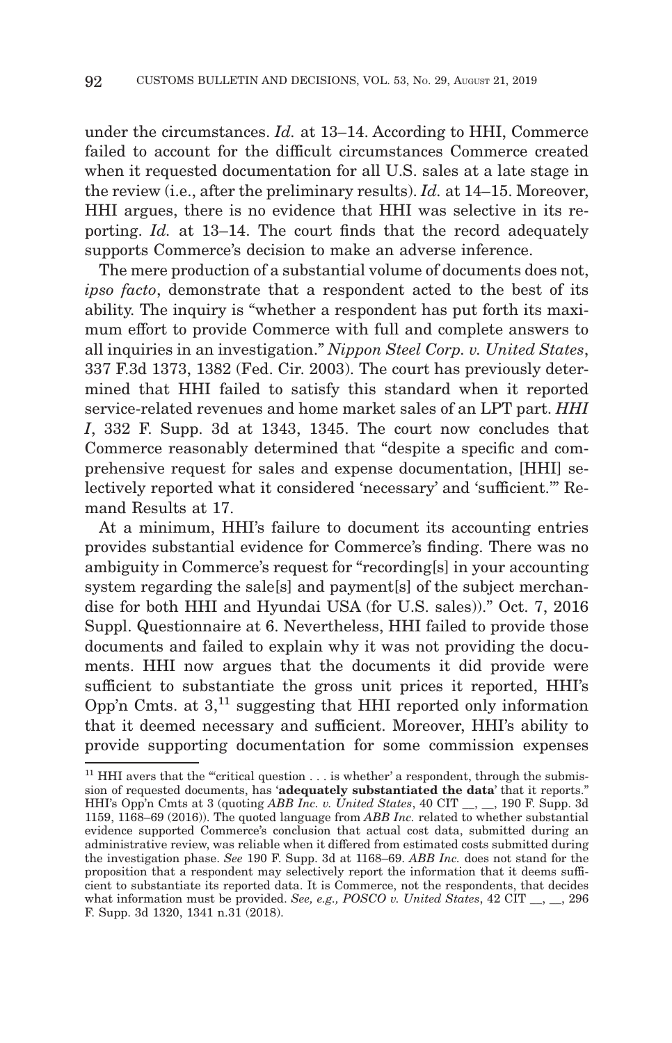under the circumstances. *Id.* at 13–14. According to HHI, Commerce failed to account for the difficult circumstances Commerce created when it requested documentation for all U.S. sales at a late stage in the review (i.e., after the preliminary results). *Id.* at 14–15. Moreover, HHI argues, there is no evidence that HHI was selective in its reporting. *Id.* at 13–14. The court finds that the record adequately supports Commerce's decision to make an adverse inference.

The mere production of a substantial volume of documents does not, *ipso facto*, demonstrate that a respondent acted to the best of its ability. The inquiry is "whether a respondent has put forth its maximum effort to provide Commerce with full and complete answers to all inquiries in an investigation." *Nippon Steel Corp. v. United States*, 337 F.3d 1373, 1382 (Fed. Cir. 2003). The court has previously determined that HHI failed to satisfy this standard when it reported service-related revenues and home market sales of an LPT part. *HHI I*, 332 F. Supp. 3d at 1343, 1345. The court now concludes that Commerce reasonably determined that "despite a specific and comprehensive request for sales and expense documentation, [HHI] selectively reported what it considered 'necessary' and 'sufficient.'" Remand Results at 17.

At a minimum, HHI's failure to document its accounting entries provides substantial evidence for Commerce's finding. There was no ambiguity in Commerce's request for "recording[s] in your accounting system regarding the sale[s] and payment[s] of the subject merchandise for both HHI and Hyundai USA (for U.S. sales))." Oct. 7, 2016 Suppl. Questionnaire at 6. Nevertheless, HHI failed to provide those documents and failed to explain why it was not providing the documents. HHI now argues that the documents it did provide were sufficient to substantiate the gross unit prices it reported, HHI's Opp'n Cmts. at 3,[11] suggesting that HHI reported only information that it deemed necessary and sufficient. Moreover, HHI's ability to provide supporting documentation for some commission expenses

[11] HHI avers that the "'critical question . . . is whether' a respondent, through the submission of requested documents, has '**adequately substantiated the data**' that it reports." HHI's Opp'n Cmts at 3 (quoting *ABB Inc. v. United States*, 40 CIT \_\_, \_\_, 190 F. Supp. 3d 1159, 1168–69 (2016)). The quoted language from *ABB Inc.* related to whether substantial evidence supported Commerce's conclusion that actual cost data, submitted during an administrative review, was reliable when it differed from estimated costs submitted during the investigation phase. *See* 190 F. Supp. 3d at 1168–69. *ABB Inc.* does not stand for the proposition that a respondent may selectively report the information that it deems sufficient to substantiate its reported data. It is Commerce, not the respondents, that decides what information must be provided. *See, e.g., POSCO v. United States*, 42 CIT \_\_, \_\_, 296 F. Supp. 3d 1320, 1341 n.31 (2018).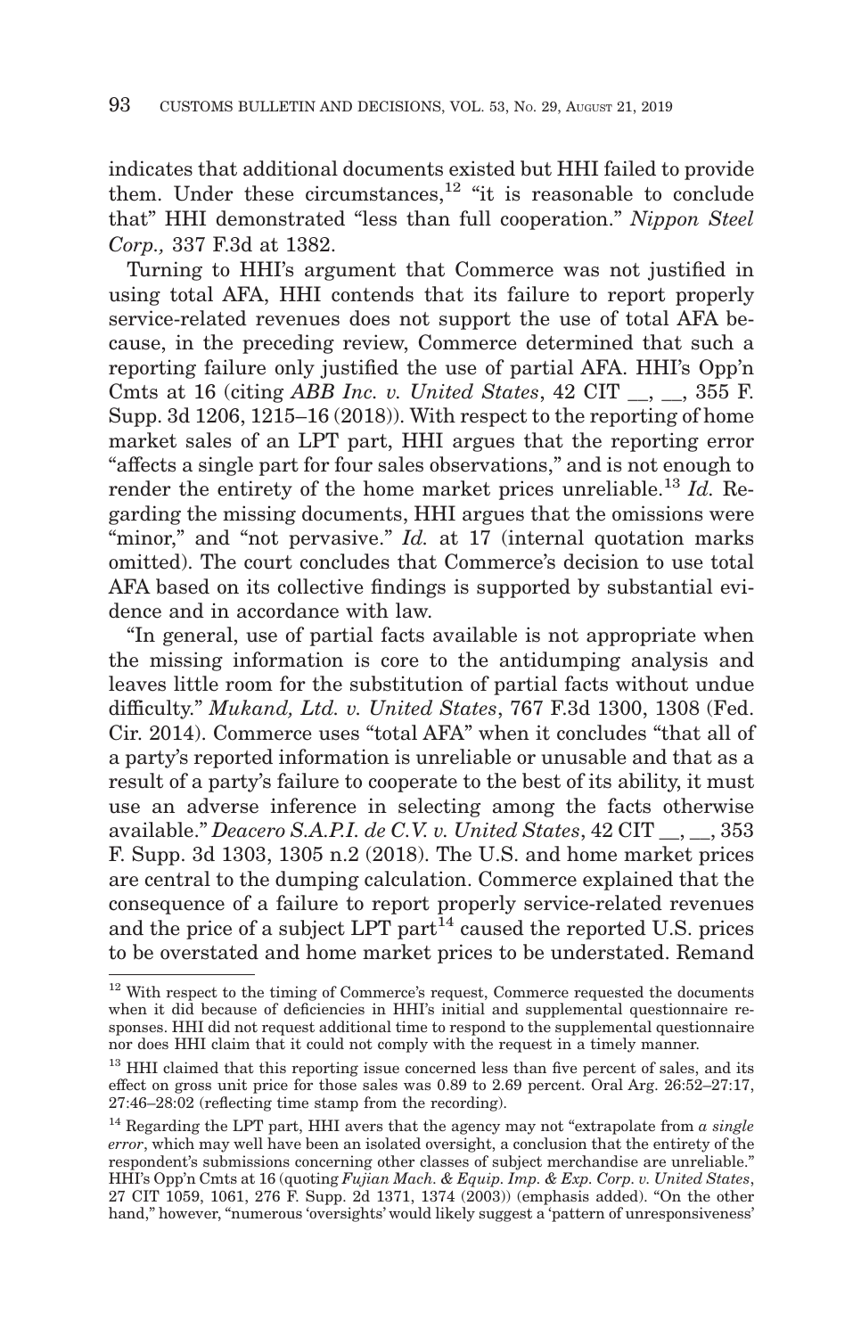indicates that additional documents existed but HHI failed to provide them. Under these circumstances,[12] "it is reasonable to conclude that" HHI demonstrated "less than full cooperation." *Nippon Steel Corp.,* 337 F.3d at 1382.

Turning to HHI's argument that Commerce was not justified in using total AFA, HHI contends that its failure to report properly service-related revenues does not support the use of total AFA because, in the preceding review, Commerce determined that such a reporting failure only justified the use of partial AFA. HHI's Opp'n Cmts at 16 (citing *ABB Inc. v. United States*, 42 CIT __, __, 355 F. Supp. 3d 1206, 1215–16 (2018)). With respect to the reporting of home market sales of an LPT part, HHI argues that the reporting error "affects a single part for four sales observations," and is not enough to render the entirety of the home market prices unreliable.[13] *Id.* Regarding the missing documents, HHI argues that the omissions were "minor," and "not pervasive." *Id.* at 17 (internal quotation marks omitted). The court concludes that Commerce's decision to use total AFA based on its collective findings is supported by substantial evidence and in accordance with law.

"In general, use of partial facts available is not appropriate when the missing information is core to the antidumping analysis and leaves little room for the substitution of partial facts without undue difficulty." *Mukand, Ltd. v. United States*, 767 F.3d 1300, 1308 (Fed. Cir. 2014). Commerce uses "total AFA" when it concludes "that all of a party's reported information is unreliable or unusable and that as a result of a party's failure to cooperate to the best of its ability, it must use an adverse inference in selecting among the facts otherwise available." *Deacero S.A.P.I. de C.V. v. United States*, 42 CIT __, __, 353 F. Supp. 3d 1303, 1305 n.2 (2018). The U.S. and home market prices are central to the dumping calculation. Commerce explained that the consequence of a failure to report properly service-related revenues and the price of a subject LPT part[14] caused the reported U.S. prices to be overstated and home market prices to be understated. Remand

---

[12] With respect to the timing of Commerce's request, Commerce requested the documents when it did because of deficiencies in HHI's initial and supplemental questionnaire responses. HHI did not request additional time to respond to the supplemental questionnaire nor does HHI claim that it could not comply with the request in a timely manner.

[13] HHI claimed that this reporting issue concerned less than five percent of sales, and its effect on gross unit price for those sales was 0.89 to 2.69 percent. Oral Arg. 26:52–27:17, 27:46–28:02 (reflecting time stamp from the recording).

[14] Regarding the LPT part, HHI avers that the agency may not "extrapolate from *a single error*, which may well have been an isolated oversight, a conclusion that the entirety of the respondent's submissions concerning other classes of subject merchandise are unreliable." HHI's Opp'n Cmts at 16 (quoting *Fujian Mach. & Equip. Imp. & Exp. Corp. v. United States*, 27 CIT 1059, 1061, 276 F. Supp. 2d 1371, 1374 (2003)) (emphasis added). "On the other hand," however, "numerous 'oversights' would likely suggest a 'pattern of unresponsiveness'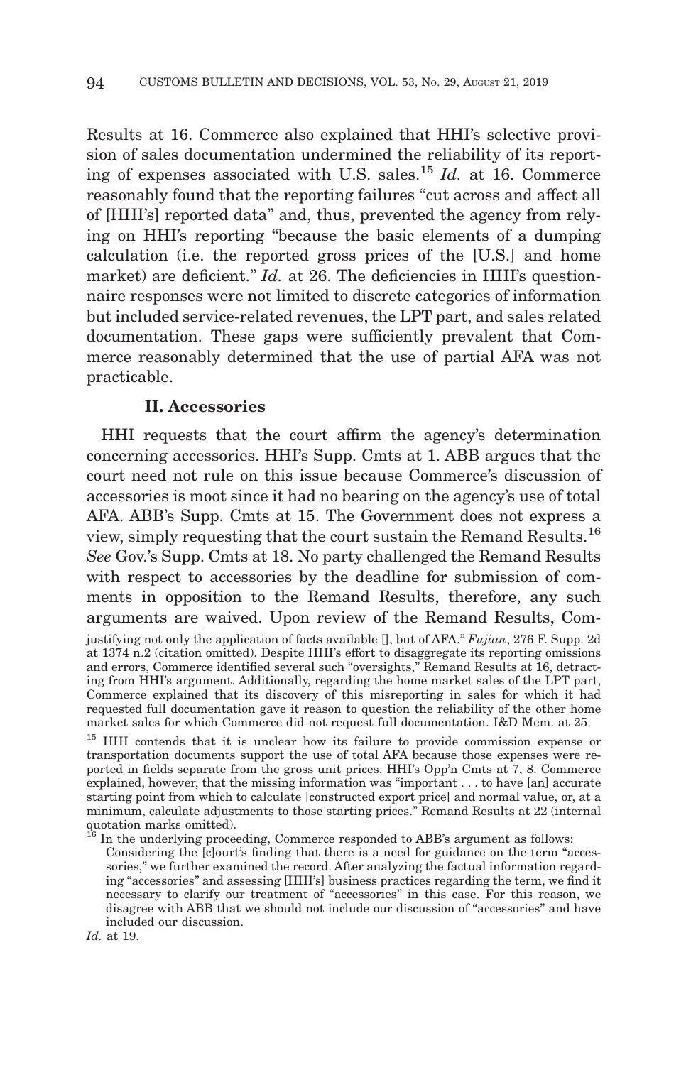Results at 16. Commerce also explained that HHI's selective provision of sales documentation undermined the reliability of its reporting of expenses associated with U.S. sales.[15] *Id.* at 16. Commerce reasonably found that the reporting failures "cut across and affect all of [HHI's] reported data" and, thus, prevented the agency from relying on HHI's reporting "because the basic elements of a dumping calculation (i.e. the reported gross prices of the [U.S.] and home market) are deficient." *Id.* at 26. The deficiencies in HHI's questionnaire responses were not limited to discrete categories of information but included service-related revenues, the LPT part, and sales related documentation. These gaps were sufficiently prevalent that Commerce reasonably determined that the use of partial AFA was not practicable.

### II. Accessories

HHI requests that the court affirm the agency's determination concerning accessories. HHI's Supp. Cmts at 1. ABB argues that the court need not rule on this issue because Commerce's discussion of accessories is moot since it had no bearing on the agency's use of total AFA. ABB's Supp. Cmts at 15. The Government does not express a view, simply requesting that the court sustain the Remand Results.[16] *See* Gov.'s Supp. Cmts at 18. No party challenged the Remand Results with respect to accessories by the deadline for submission of comments in opposition to the Remand Results, therefore, any such arguments are waived. Upon review of the Remand Results, Com-

---

justifying not only the application of facts available [], but of AFA." *Fujian*, 276 F. Supp. 2d at 1374 n.2 (citation omitted). Despite HHI's effort to disaggregate its reporting omissions and errors, Commerce identified several such "oversights," Remand Results at 16, detracting from HHI's argument. Additionally, regarding the home market sales of the LPT part, Commerce explained that its discovery of this misreporting in sales for which it had requested full documentation gave it reason to question the reliability of the other home market sales for which Commerce did not request full documentation. I&D Mem. at 25.

[15] HHI contends that it is unclear how its failure to provide commission expense or transportation documents support the use of total AFA because those expenses were reported in fields separate from the gross unit prices. HHI's Opp'n Cmts at 7, 8. Commerce explained, however, that the missing information was "important . . . to have [an] accurate starting point from which to calculate [constructed export price] and normal value, or, at a minimum, calculate adjustments to those starting prices." Remand Results at 22 (internal quotation marks omitted).

[16] In the underlying proceeding, Commerce responded to ABB's argument as follows:

> Considering the [c]ourt's finding that there is a need for guidance on the term "accessories," we further examined the record. After analyzing the factual information regarding "accessories" and assessing [HHI's] business practices regarding the term, we find it necessary to clarify our treatment of "accessories" in this case. For this reason, we disagree with ABB that we should not include our discussion of "accessories" and have included our discussion.

*Id.* at 19.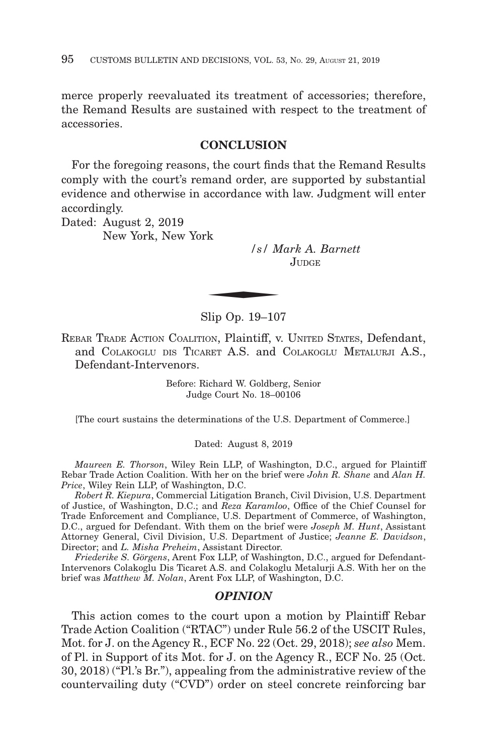merce properly reevaluated its treatment of accessories; therefore, the Remand Results are sustained with respect to the treatment of accessories.

## CONCLUSION

For the foregoing reasons, the court finds that the Remand Results comply with the court's remand order, are supported by substantial evidence and otherwise in accordance with law. Judgment will enter accordingly.

Dated: August 2, 2019
New York, New York

*/s/ Mark A. Barnett*
JUDGE

---

Slip Op. 19–107

REBAR TRADE ACTION COALITION, Plaintiff, v. UNITED STATES, Defendant, and COLAKOGLU DIS TICARET A.S. and COLAKOGLU METALURJI A.S., Defendant-Intervenors.

Before: Richard W. Goldberg, Senior Judge Court No. 18–00106

[The court sustains the determinations of the U.S. Department of Commerce.]

Dated: August 8, 2019

*Maureen E. Thorson*, Wiley Rein LLP, of Washington, D.C., argued for Plaintiff Rebar Trade Action Coalition. With her on the brief were *John R. Shane* and *Alan H. Price*, Wiley Rein LLP, of Washington, D.C.

*Robert R. Kiepura*, Commercial Litigation Branch, Civil Division, U.S. Department of Justice, of Washington, D.C.; and *Reza Karamloo*, Office of the Chief Counsel for Trade Enforcement and Compliance, U.S. Department of Commerce, of Washington, D.C., argued for Defendant. With them on the brief were *Joseph M. Hunt*, Assistant Attorney General, Civil Division, U.S. Department of Justice; *Jeanne E. Davidson*, Director; and *L. Misha Preheim*, Assistant Director.

*Friederike S. Görgens*, Arent Fox LLP, of Washington, D.C., argued for Defendant-Intervenors Colakoglu Dis Ticaret A.S. and Colakoglu Metalurji A.S. With her on the brief was *Matthew M. Nolan*, Arent Fox LLP, of Washington, D.C.

## *OPINION*

This action comes to the court upon a motion by Plaintiff Rebar Trade Action Coalition ("RTAC") under Rule 56.2 of the USCIT Rules, Mot. for J. on the Agency R., ECF No. 22 (Oct. 29, 2018); *see also* Mem. of Pl. in Support of its Mot. for J. on the Agency R., ECF No. 25 (Oct. 30, 2018) ("Pl.'s Br."), appealing from the administrative review of the countervailing duty ("CVD") order on steel concrete reinforcing bar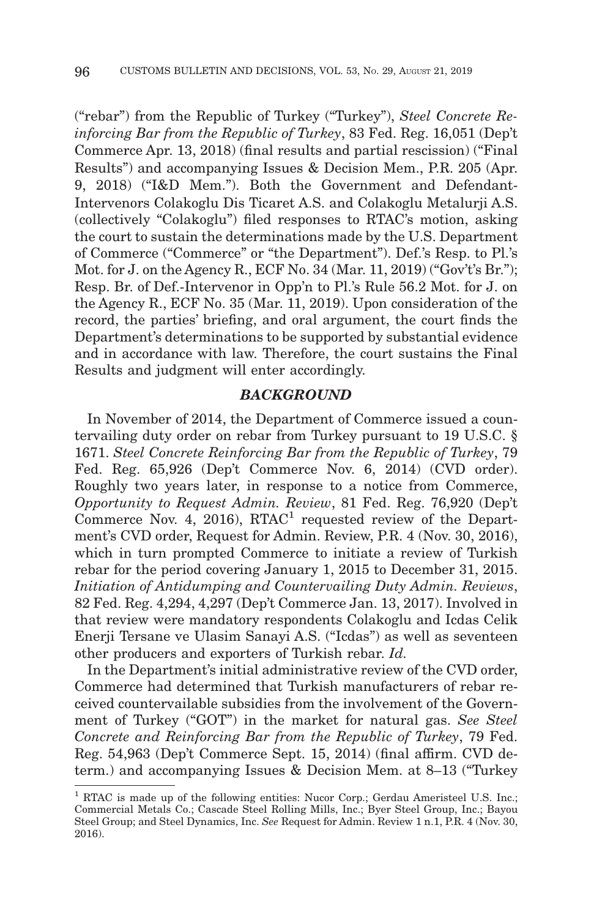("rebar") from the Republic of Turkey ("Turkey"), *Steel Concrete Reinforcing Bar from the Republic of Turkey*, 83 Fed. Reg. 16,051 (Dep't Commerce Apr. 13, 2018) (final results and partial rescission) ("Final Results") and accompanying Issues & Decision Mem., P.R. 205 (Apr. 9, 2018) ("I&D Mem."). Both the Government and Defendant-Intervenors Colakoglu Dis Ticaret A.S. and Colakoglu Metalurji A.S. (collectively "Colakoglu") filed responses to RTAC's motion, asking the court to sustain the determinations made by the U.S. Department of Commerce ("Commerce" or "the Department"). Def.'s Resp. to Pl.'s Mot. for J. on the Agency R., ECF No. 34 (Mar. 11, 2019) ("Gov't's Br."); Resp. Br. of Def.-Intervenor in Opp'n to Pl.'s Rule 56.2 Mot. for J. on the Agency R., ECF No. 35 (Mar. 11, 2019). Upon consideration of the record, the parties' briefing, and oral argument, the court finds the Department's determinations to be supported by substantial evidence and in accordance with law. Therefore, the court sustains the Final Results and judgment will enter accordingly.

## ***BACKGROUND***

In November of 2014, the Department of Commerce issued a countervailing duty order on rebar from Turkey pursuant to 19 U.S.C. § 1671. *Steel Concrete Reinforcing Bar from the Republic of Turkey*, 79 Fed. Reg. 65,926 (Dep't Commerce Nov. 6, 2014) (CVD order). Roughly two years later, in response to a notice from Commerce, *Opportunity to Request Admin. Review*, 81 Fed. Reg. 76,920 (Dep't Commerce Nov. 4, 2016), RTAC[1] requested review of the Department's CVD order, Request for Admin. Review, P.R. 4 (Nov. 30, 2016), which in turn prompted Commerce to initiate a review of Turkish rebar for the period covering January 1, 2015 to December 31, 2015. *Initiation of Antidumping and Countervailing Duty Admin. Reviews*, 82 Fed. Reg. 4,294, 4,297 (Dep't Commerce Jan. 13, 2017). Involved in that review were mandatory respondents Colakoglu and Icdas Celik Enerji Tersane ve Ulasim Sanayi A.S. ("Icdas") as well as seventeen other producers and exporters of Turkish rebar. *Id.*

In the Department's initial administrative review of the CVD order, Commerce had determined that Turkish manufacturers of rebar received countervailable subsidies from the involvement of the Government of Turkey ("GOT") in the market for natural gas. *See Steel Concrete and Reinforcing Bar from the Republic of Turkey*, 79 Fed. Reg. 54,963 (Dep't Commerce Sept. 15, 2014) (final affirm. CVD determ.) and accompanying Issues & Decision Mem. at 8–13 ("Turkey

[1] RTAC is made up of the following entities: Nucor Corp.; Gerdau Ameristeel U.S. Inc.; Commercial Metals Co.; Cascade Steel Rolling Mills, Inc.; Byer Steel Group, Inc.; Bayou Steel Group; and Steel Dynamics, Inc. *See* Request for Admin. Review 1 n.1, P.R. 4 (Nov. 30, 2016).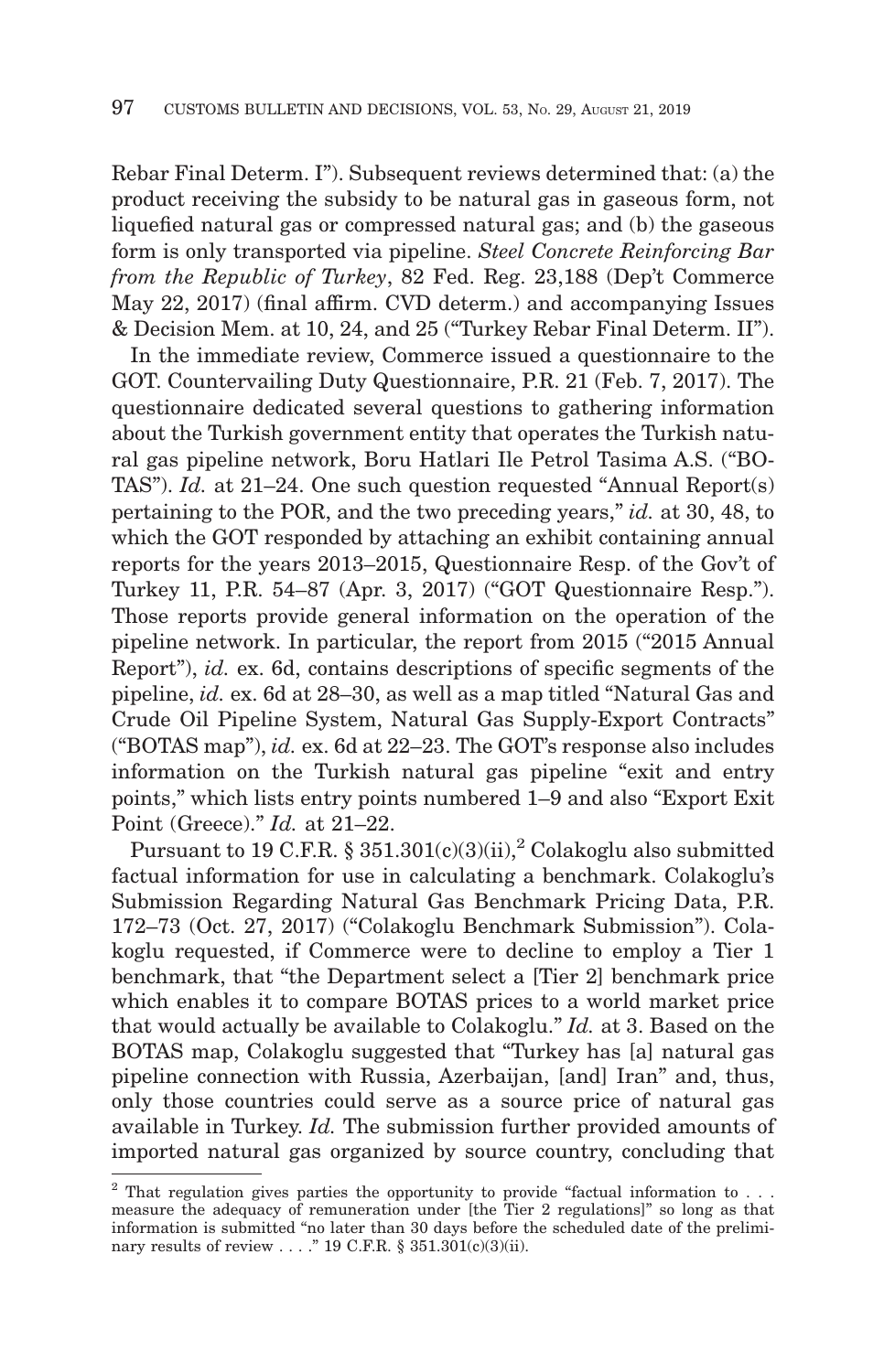Rebar Final Determ. I"). Subsequent reviews determined that: (a) the product receiving the subsidy to be natural gas in gaseous form, not liquefied natural gas or compressed natural gas; and (b) the gaseous form is only transported via pipeline. *Steel Concrete Reinforcing Bar from the Republic of Turkey*, 82 Fed. Reg. 23,188 (Dep't Commerce May 22, 2017) (final affirm. CVD determ.) and accompanying Issues & Decision Mem. at 10, 24, and 25 ("Turkey Rebar Final Determ. II").

In the immediate review, Commerce issued a questionnaire to the GOT. Countervailing Duty Questionnaire, P.R. 21 (Feb. 7, 2017). The questionnaire dedicated several questions to gathering information about the Turkish government entity that operates the Turkish natural gas pipeline network, Boru Hatlari Ile Petrol Tasima A.S. ("BOTAS"). *Id.* at 21–24. One such question requested "Annual Report(s) pertaining to the POR, and the two preceding years," *id.* at 30, 48, to which the GOT responded by attaching an exhibit containing annual reports for the years 2013–2015, Questionnaire Resp. of the Gov't of Turkey 11, P.R. 54–87 (Apr. 3, 2017) ("GOT Questionnaire Resp."). Those reports provide general information on the operation of the pipeline network. In particular, the report from 2015 ("2015 Annual Report"), *id.* ex. 6d, contains descriptions of specific segments of the pipeline, *id.* ex. 6d at 28–30, as well as a map titled "Natural Gas and Crude Oil Pipeline System, Natural Gas Supply-Export Contracts" ("BOTAS map"), *id.* ex. 6d at 22–23. The GOT's response also includes information on the Turkish natural gas pipeline "exit and entry points," which lists entry points numbered 1–9 and also "Export Exit Point (Greece)." *Id.* at 21–22.

Pursuant to 19 C.F.R. § 351.301(c)(3)(ii),[2] Colakoglu also submitted factual information for use in calculating a benchmark. Colakoglu's Submission Regarding Natural Gas Benchmark Pricing Data, P.R. 172–73 (Oct. 27, 2017) ("Colakoglu Benchmark Submission"). Colakoglu requested, if Commerce were to decline to employ a Tier 1 benchmark, that "the Department select a [Tier 2] benchmark price which enables it to compare BOTAS prices to a world market price that would actually be available to Colakoglu." *Id.* at 3. Based on the BOTAS map, Colakoglu suggested that "Turkey has [a] natural gas pipeline connection with Russia, Azerbaijan, [and] Iran" and, thus, only those countries could serve as a source price of natural gas available in Turkey. *Id.* The submission further provided amounts of imported natural gas organized by source country, concluding that

[2] That regulation gives parties the opportunity to provide "factual information to . . . measure the adequacy of remuneration under [the Tier 2 regulations]" so long as that information is submitted "no later than 30 days before the scheduled date of the preliminary results of review . . . ." 19 C.F.R. § 351.301(c)(3)(ii).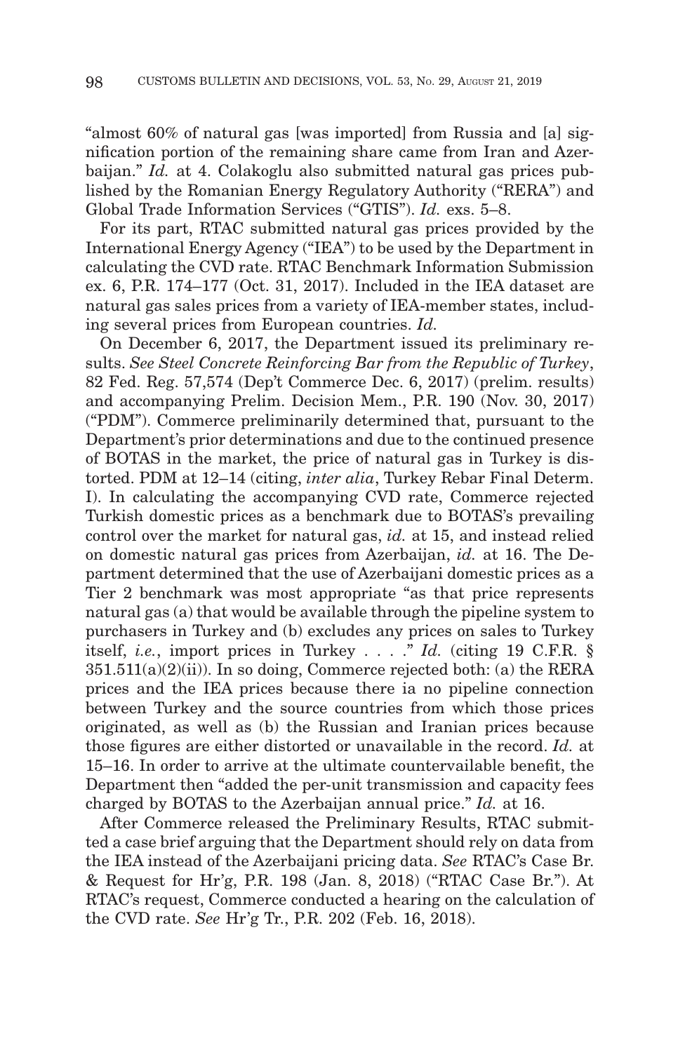"almost 60% of natural gas [was imported] from Russia and [a] signification portion of the remaining share came from Iran and Azerbaijan." *Id.* at 4. Colakoglu also submitted natural gas prices published by the Romanian Energy Regulatory Authority ("RERA") and Global Trade Information Services ("GTIS"). *Id.* exs. 5–8.

For its part, RTAC submitted natural gas prices provided by the International Energy Agency ("IEA") to be used by the Department in calculating the CVD rate. RTAC Benchmark Information Submission ex. 6, P.R. 174–177 (Oct. 31, 2017). Included in the IEA dataset are natural gas sales prices from a variety of IEA-member states, including several prices from European countries. *Id.*

On December 6, 2017, the Department issued its preliminary results. *See Steel Concrete Reinforcing Bar from the Republic of Turkey*, 82 Fed. Reg. 57,574 (Dep't Commerce Dec. 6, 2017) (prelim. results) and accompanying Prelim. Decision Mem., P.R. 190 (Nov. 30, 2017) ("PDM"). Commerce preliminarily determined that, pursuant to the Department's prior determinations and due to the continued presence of BOTAS in the market, the price of natural gas in Turkey is distorted. PDM at 12–14 (citing, *inter alia*, Turkey Rebar Final Determ. I). In calculating the accompanying CVD rate, Commerce rejected Turkish domestic prices as a benchmark due to BOTAS's prevailing control over the market for natural gas, *id.* at 15, and instead relied on domestic natural gas prices from Azerbaijan, *id.* at 16. The Department determined that the use of Azerbaijani domestic prices as a Tier 2 benchmark was most appropriate "as that price represents natural gas (a) that would be available through the pipeline system to purchasers in Turkey and (b) excludes any prices on sales to Turkey itself, *i.e.*, import prices in Turkey . . . ." *Id.* (citing 19 C.F.R. § 351.511(a)(2)(ii)). In so doing, Commerce rejected both: (a) the RERA prices and the IEA prices because there ia no pipeline connection between Turkey and the source countries from which those prices originated, as well as (b) the Russian and Iranian prices because those figures are either distorted or unavailable in the record. *Id.* at 15–16. In order to arrive at the ultimate countervailable benefit, the Department then "added the per-unit transmission and capacity fees charged by BOTAS to the Azerbaijan annual price." *Id.* at 16.

After Commerce released the Preliminary Results, RTAC submitted a case brief arguing that the Department should rely on data from the IEA instead of the Azerbaijani pricing data. *See* RTAC's Case Br. & Request for Hr'g, P.R. 198 (Jan. 8, 2018) ("RTAC Case Br."). At RTAC's request, Commerce conducted a hearing on the calculation of the CVD rate. *See* Hr'g Tr., P.R. 202 (Feb. 16, 2018).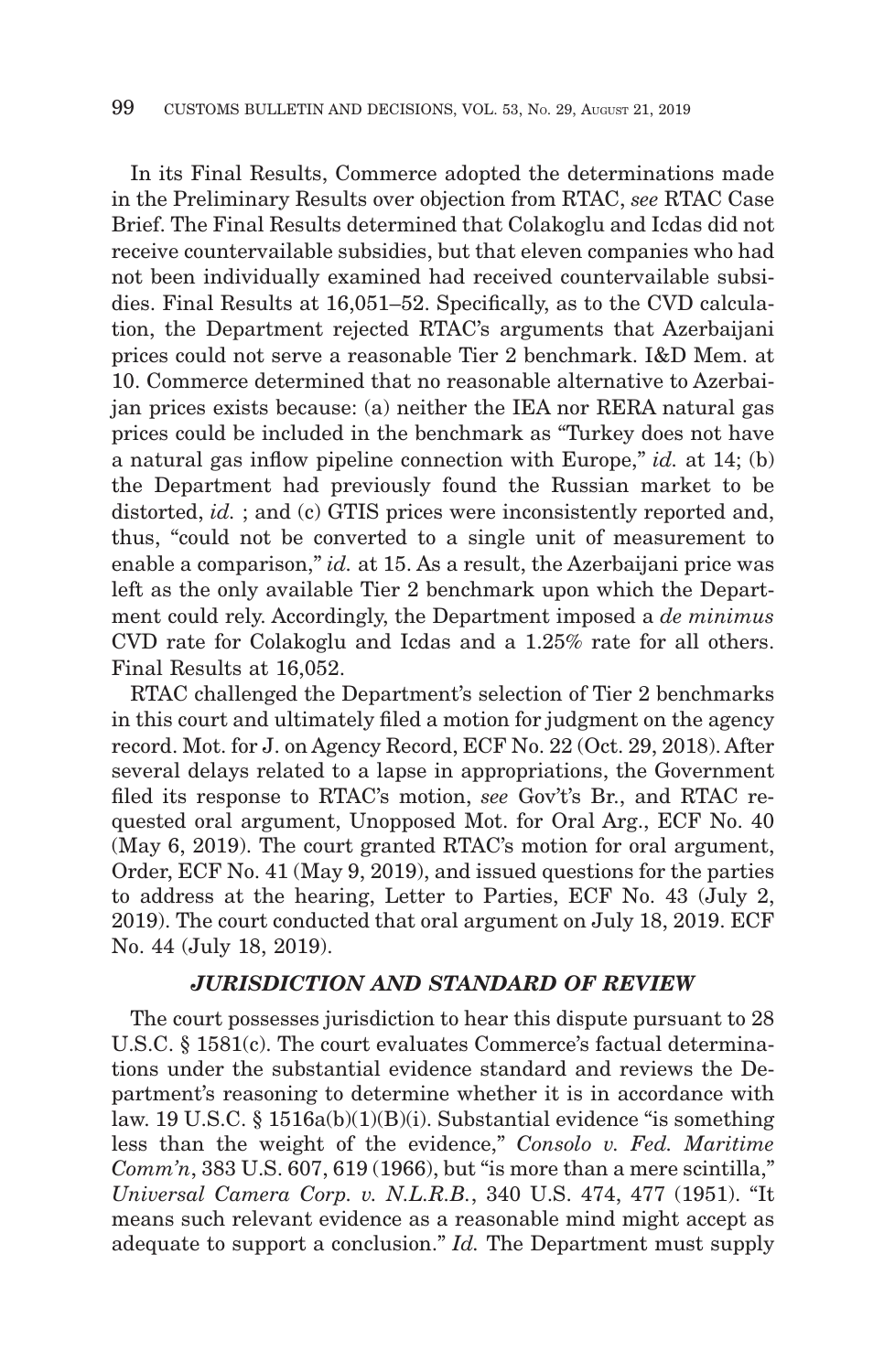In its Final Results, Commerce adopted the determinations made in the Preliminary Results over objection from RTAC, *see* RTAC Case Brief. The Final Results determined that Colakoglu and Icdas did not receive countervailable subsidies, but that eleven companies who had not been individually examined had received countervailable subsidies. Final Results at 16,051–52. Specifically, as to the CVD calculation, the Department rejected RTAC's arguments that Azerbaijani prices could not serve a reasonable Tier 2 benchmark. I&D Mem. at 10. Commerce determined that no reasonable alternative to Azerbaijan prices exists because: (a) neither the IEA nor RERA natural gas prices could be included in the benchmark as "Turkey does not have a natural gas inflow pipeline connection with Europe," *id.* at 14; (b) the Department had previously found the Russian market to be distorted, *id.* ; and (c) GTIS prices were inconsistently reported and, thus, "could not be converted to a single unit of measurement to enable a comparison," *id.* at 15. As a result, the Azerbaijani price was left as the only available Tier 2 benchmark upon which the Department could rely. Accordingly, the Department imposed a *de minimus* CVD rate for Colakoglu and Icdas and a 1.25% rate for all others. Final Results at 16,052.

RTAC challenged the Department's selection of Tier 2 benchmarks in this court and ultimately filed a motion for judgment on the agency record. Mot. for J. on Agency Record, ECF No. 22 (Oct. 29, 2018). After several delays related to a lapse in appropriations, the Government filed its response to RTAC's motion, *see* Gov't's Br., and RTAC requested oral argument, Unopposed Mot. for Oral Arg., ECF No. 40 (May 6, 2019). The court granted RTAC's motion for oral argument, Order, ECF No. 41 (May 9, 2019), and issued questions for the parties to address at the hearing, Letter to Parties, ECF No. 43 (July 2, 2019). The court conducted that oral argument on July 18, 2019. ECF No. 44 (July 18, 2019).

## *JURISDICTION AND STANDARD OF REVIEW*

The court possesses jurisdiction to hear this dispute pursuant to 28 U.S.C. § 1581(c). The court evaluates Commerce's factual determinations under the substantial evidence standard and reviews the Department's reasoning to determine whether it is in accordance with law. 19 U.S.C. § 1516a(b)(1)(B)(i). Substantial evidence "is something less than the weight of the evidence," *Consolo v. Fed. Maritime Comm'n*, 383 U.S. 607, 619 (1966), but "is more than a mere scintilla," *Universal Camera Corp. v. N.L.R.B.*, 340 U.S. 474, 477 (1951). "It means such relevant evidence as a reasonable mind might accept as adequate to support a conclusion." *Id.* The Department must supply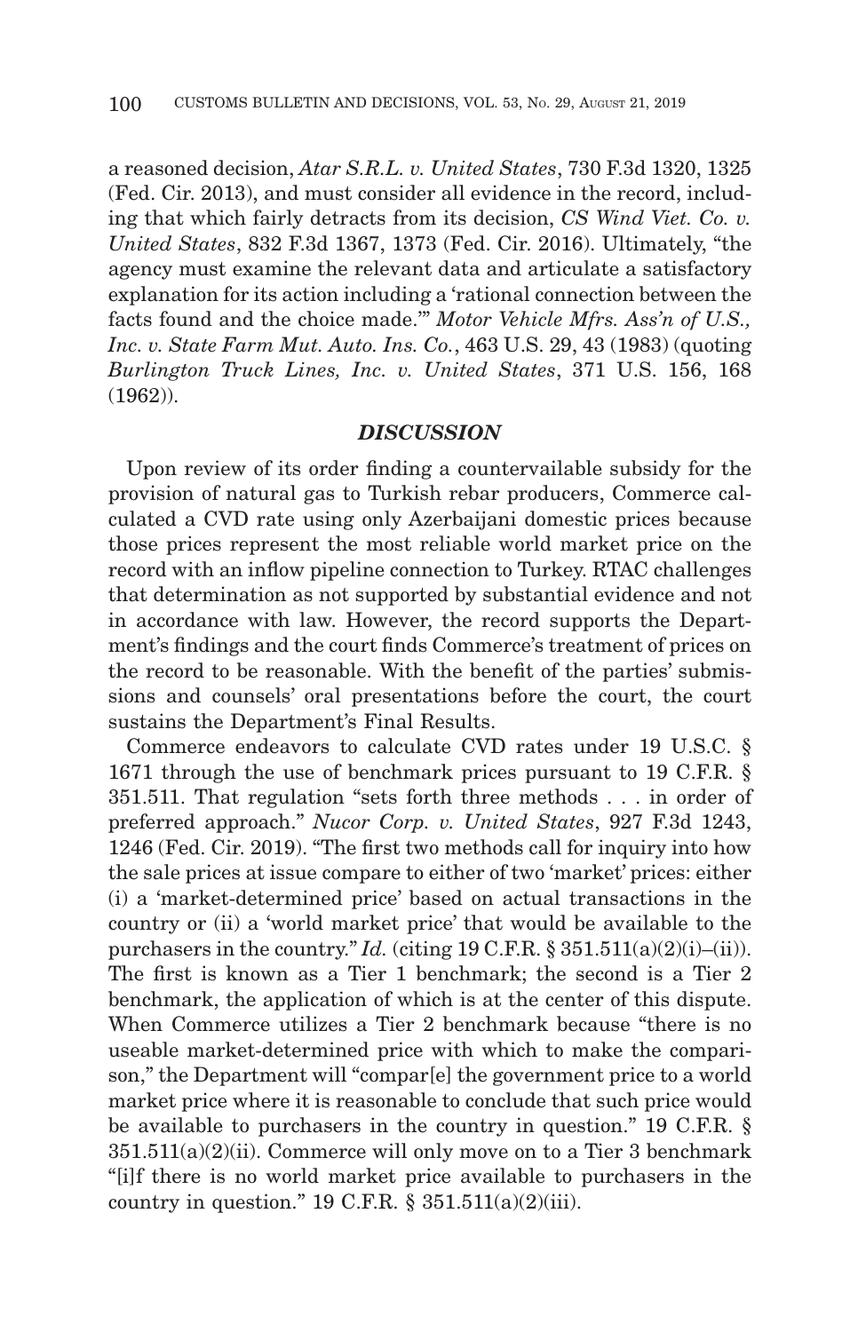a reasoned decision, *Atar S.R.L. v. United States*, 730 F.3d 1320, 1325 (Fed. Cir. 2013), and must consider all evidence in the record, including that which fairly detracts from its decision, *CS Wind Viet. Co. v. United States*, 832 F.3d 1367, 1373 (Fed. Cir. 2016). Ultimately, "the agency must examine the relevant data and articulate a satisfactory explanation for its action including a 'rational connection between the facts found and the choice made.'" *Motor Vehicle Mfrs. Ass'n of U.S., Inc. v. State Farm Mut. Auto. Ins. Co.*, 463 U.S. 29, 43 (1983) (quoting *Burlington Truck Lines, Inc. v. United States*, 371 U.S. 156, 168 (1962)).

## ***DISCUSSION***

Upon review of its order finding a countervailable subsidy for the provision of natural gas to Turkish rebar producers, Commerce calculated a CVD rate using only Azerbaijani domestic prices because those prices represent the most reliable world market price on the record with an inflow pipeline connection to Turkey. RTAC challenges that determination as not supported by substantial evidence and not in accordance with law. However, the record supports the Department's findings and the court finds Commerce's treatment of prices on the record to be reasonable. With the benefit of the parties' submissions and counsels' oral presentations before the court, the court sustains the Department's Final Results.

Commerce endeavors to calculate CVD rates under 19 U.S.C. § 1671 through the use of benchmark prices pursuant to 19 C.F.R. § 351.511. That regulation "sets forth three methods . . . in order of preferred approach." *Nucor Corp. v. United States*, 927 F.3d 1243, 1246 (Fed. Cir. 2019). "The first two methods call for inquiry into how the sale prices at issue compare to either of two 'market' prices: either (i) a 'market-determined price' based on actual transactions in the country or (ii) a 'world market price' that would be available to the purchasers in the country." *Id.* (citing 19 C.F.R. § 351.511(a)(2)(i)–(ii)). The first is known as a Tier 1 benchmark; the second is a Tier 2 benchmark, the application of which is at the center of this dispute. When Commerce utilizes a Tier 2 benchmark because "there is no useable market-determined price with which to make the comparison," the Department will "compar[e] the government price to a world market price where it is reasonable to conclude that such price would be available to purchasers in the country in question." 19 C.F.R. § 351.511(a)(2)(ii). Commerce will only move on to a Tier 3 benchmark "[i]f there is no world market price available to purchasers in the country in question." 19 C.F.R. § 351.511(a)(2)(iii).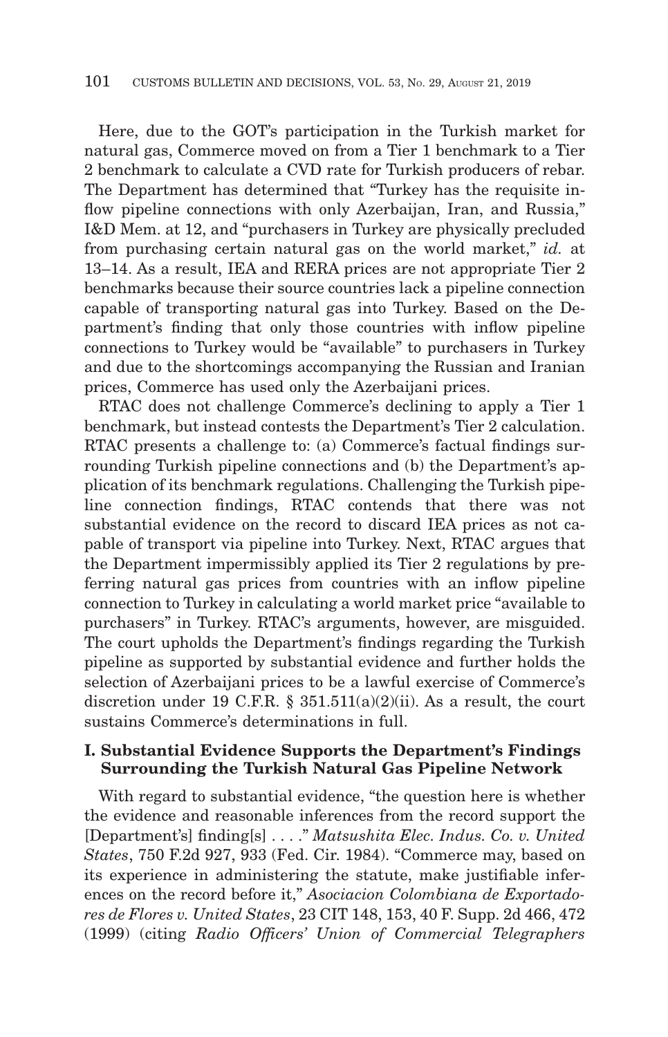Here, due to the GOT's participation in the Turkish market for natural gas, Commerce moved on from a Tier 1 benchmark to a Tier 2 benchmark to calculate a CVD rate for Turkish producers of rebar. The Department has determined that "Turkey has the requisite inflow pipeline connections with only Azerbaijan, Iran, and Russia," I&D Mem. at 12, and "purchasers in Turkey are physically precluded from purchasing certain natural gas on the world market," *id.* at 13–14. As a result, IEA and RERA prices are not appropriate Tier 2 benchmarks because their source countries lack a pipeline connection capable of transporting natural gas into Turkey. Based on the Department's finding that only those countries with inflow pipeline connections to Turkey would be "available" to purchasers in Turkey and due to the shortcomings accompanying the Russian and Iranian prices, Commerce has used only the Azerbaijani prices.

RTAC does not challenge Commerce's declining to apply a Tier 1 benchmark, but instead contests the Department's Tier 2 calculation. RTAC presents a challenge to: (a) Commerce's factual findings surrounding Turkish pipeline connections and (b) the Department's application of its benchmark regulations. Challenging the Turkish pipeline connection findings, RTAC contends that there was not substantial evidence on the record to discard IEA prices as not capable of transport via pipeline into Turkey. Next, RTAC argues that the Department impermissibly applied its Tier 2 regulations by preferring natural gas prices from countries with an inflow pipeline connection to Turkey in calculating a world market price "available to purchasers" in Turkey. RTAC's arguments, however, are misguided. The court upholds the Department's findings regarding the Turkish pipeline as supported by substantial evidence and further holds the selection of Azerbaijani prices to be a lawful exercise of Commerce's discretion under 19 C.F.R. § 351.511(a)(2)(ii). As a result, the court sustains Commerce's determinations in full.

## I. Substantial Evidence Supports the Department's Findings Surrounding the Turkish Natural Gas Pipeline Network

With regard to substantial evidence, "the question here is whether the evidence and reasonable inferences from the record support the [Department's] finding[s] . . . ." *Matsushita Elec. Indus. Co. v. United States*, 750 F.2d 927, 933 (Fed. Cir. 1984). "Commerce may, based on its experience in administering the statute, make justifiable inferences on the record before it," *Asociacion Colombiana de Exportadores de Flores v. United States*, 23 CIT 148, 153, 40 F. Supp. 2d 466, 472 (1999) (citing *Radio Officers' Union of Commercial Telegraphers*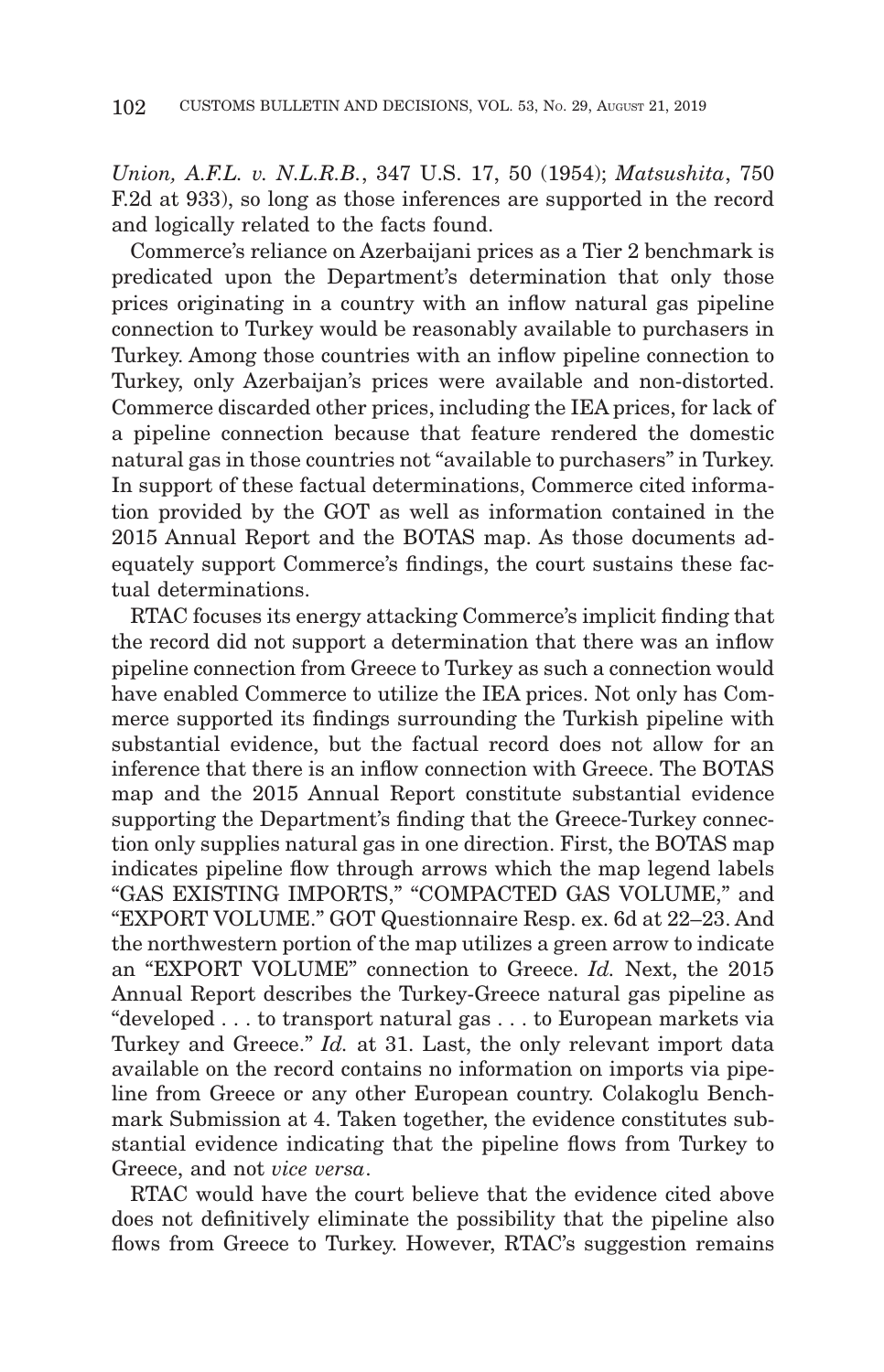*Union, A.F.L. v. N.L.R.B.*, 347 U.S. 17, 50 (1954); *Matsushita*, 750 F.2d at 933), so long as those inferences are supported in the record and logically related to the facts found.

Commerce's reliance on Azerbaijani prices as a Tier 2 benchmark is predicated upon the Department's determination that only those prices originating in a country with an inflow natural gas pipeline connection to Turkey would be reasonably available to purchasers in Turkey. Among those countries with an inflow pipeline connection to Turkey, only Azerbaijan's prices were available and non-distorted. Commerce discarded other prices, including the IEA prices, for lack of a pipeline connection because that feature rendered the domestic natural gas in those countries not "available to purchasers" in Turkey. In support of these factual determinations, Commerce cited information provided by the GOT as well as information contained in the 2015 Annual Report and the BOTAS map. As those documents adequately support Commerce's findings, the court sustains these factual determinations.

RTAC focuses its energy attacking Commerce's implicit finding that the record did not support a determination that there was an inflow pipeline connection from Greece to Turkey as such a connection would have enabled Commerce to utilize the IEA prices. Not only has Commerce supported its findings surrounding the Turkish pipeline with substantial evidence, but the factual record does not allow for an inference that there is an inflow connection with Greece. The BOTAS map and the 2015 Annual Report constitute substantial evidence supporting the Department's finding that the Greece-Turkey connection only supplies natural gas in one direction. First, the BOTAS map indicates pipeline flow through arrows which the map legend labels "GAS EXISTING IMPORTS," "COMPACTED GAS VOLUME," and "EXPORT VOLUME." GOT Questionnaire Resp. ex. 6d at 22–23. And the northwestern portion of the map utilizes a green arrow to indicate an "EXPORT VOLUME" connection to Greece. *Id.* Next, the 2015 Annual Report describes the Turkey-Greece natural gas pipeline as "developed . . . to transport natural gas . . . to European markets via Turkey and Greece." *Id.* at 31. Last, the only relevant import data available on the record contains no information on imports via pipeline from Greece or any other European country. Colakoglu Benchmark Submission at 4. Taken together, the evidence constitutes substantial evidence indicating that the pipeline flows from Turkey to Greece, and not *vice versa*.

RTAC would have the court believe that the evidence cited above does not definitively eliminate the possibility that the pipeline also flows from Greece to Turkey. However, RTAC's suggestion remains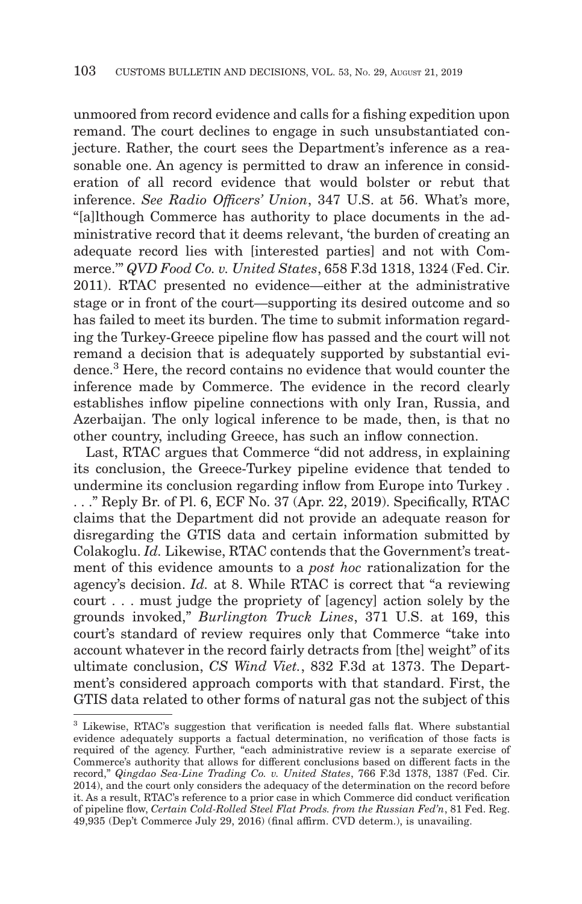unmoored from record evidence and calls for a fishing expedition upon remand. The court declines to engage in such unsubstantiated conjecture. Rather, the court sees the Department's inference as a reasonable one. An agency is permitted to draw an inference in consideration of all record evidence that would bolster or rebut that inference. *See Radio Officers' Union*, 347 U.S. at 56. What's more, "[a]lthough Commerce has authority to place documents in the administrative record that it deems relevant, 'the burden of creating an adequate record lies with [interested parties] and not with Commerce.'" *QVD Food Co. v. United States*, 658 F.3d 1318, 1324 (Fed. Cir. 2011). RTAC presented no evidence—either at the administrative stage or in front of the court—supporting its desired outcome and so has failed to meet its burden. The time to submit information regarding the Turkey-Greece pipeline flow has passed and the court will not remand a decision that is adequately supported by substantial evidence.[3] Here, the record contains no evidence that would counter the inference made by Commerce. The evidence in the record clearly establishes inflow pipeline connections with only Iran, Russia, and Azerbaijan. The only logical inference to be made, then, is that no other country, including Greece, has such an inflow connection.

Last, RTAC argues that Commerce "did not address, in explaining its conclusion, the Greece-Turkey pipeline evidence that tended to undermine its conclusion regarding inflow from Europe into Turkey . . . ." Reply Br. of Pl. 6, ECF No. 37 (Apr. 22, 2019). Specifically, RTAC claims that the Department did not provide an adequate reason for disregarding the GTIS data and certain information submitted by Colakoglu. *Id.* Likewise, RTAC contends that the Government's treatment of this evidence amounts to a *post hoc* rationalization for the agency's decision. *Id.* at 8. While RTAC is correct that "a reviewing court . . . must judge the propriety of [agency] action solely by the grounds invoked," *Burlington Truck Lines*, 371 U.S. at 169, this court's standard of review requires only that Commerce "take into account whatever in the record fairly detracts from [the] weight" of its ultimate conclusion, *CS Wind Viet.*, 832 F.3d at 1373. The Department's considered approach comports with that standard. First, the GTIS data related to other forms of natural gas not the subject of this

---

[3] Likewise, RTAC's suggestion that verification is needed falls flat. Where substantial evidence adequately supports a factual determination, no verification of those facts is required of the agency. Further, "each administrative review is a separate exercise of Commerce's authority that allows for different conclusions based on different facts in the record," *Qingdao Sea-Line Trading Co. v. United States*, 766 F.3d 1378, 1387 (Fed. Cir. 2014), and the court only considers the adequacy of the determination on the record before it. As a result, RTAC's reference to a prior case in which Commerce did conduct verification of pipeline flow, *Certain Cold-Rolled Steel Flat Prods. from the Russian Fed'n*, 81 Fed. Reg. 49,935 (Dep't Commerce July 29, 2016) (final affirm. CVD determ.), is unavailing.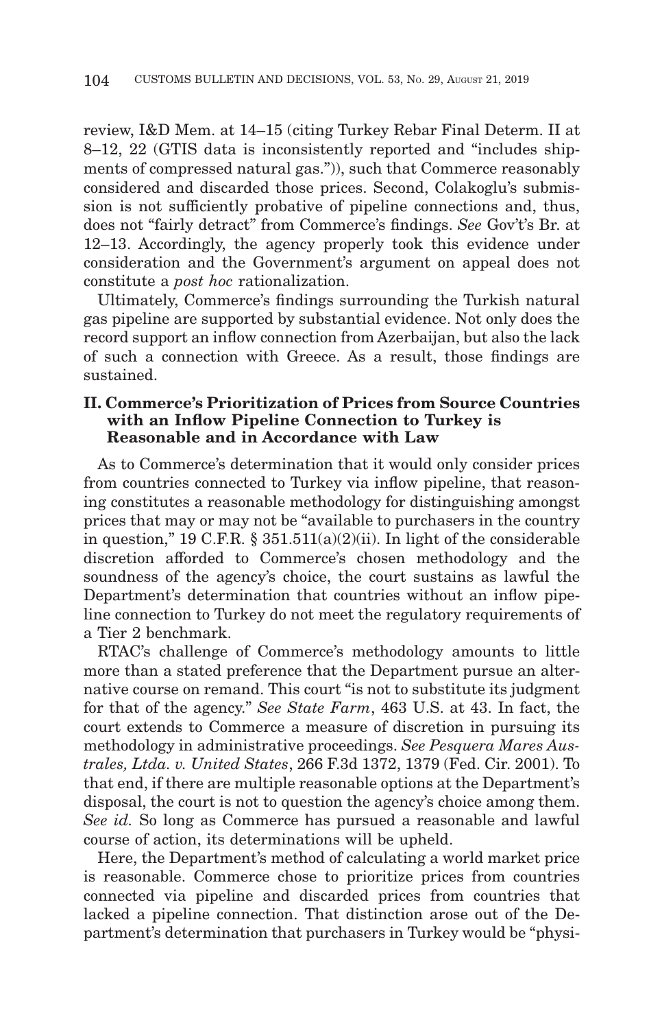review, I&D Mem. at 14–15 (citing Turkey Rebar Final Determ. II at 8–12, 22 (GTIS data is inconsistently reported and "includes shipments of compressed natural gas.")), such that Commerce reasonably considered and discarded those prices. Second, Colakoglu's submission is not sufficiently probative of pipeline connections and, thus, does not "fairly detract" from Commerce's findings. *See* Gov't's Br. at 12–13. Accordingly, the agency properly took this evidence under consideration and the Government's argument on appeal does not constitute a *post hoc* rationalization.

Ultimately, Commerce's findings surrounding the Turkish natural gas pipeline are supported by substantial evidence. Not only does the record support an inflow connection from Azerbaijan, but also the lack of such a connection with Greece. As a result, those findings are sustained.

## II. Commerce's Prioritization of Prices from Source Countries with an Inflow Pipeline Connection to Turkey is Reasonable and in Accordance with Law

As to Commerce's determination that it would only consider prices from countries connected to Turkey via inflow pipeline, that reasoning constitutes a reasonable methodology for distinguishing amongst prices that may or may not be "available to purchasers in the country in question," 19 C.F.R. § 351.511(a)(2)(ii). In light of the considerable discretion afforded to Commerce's chosen methodology and the soundness of the agency's choice, the court sustains as lawful the Department's determination that countries without an inflow pipeline connection to Turkey do not meet the regulatory requirements of a Tier 2 benchmark.

RTAC's challenge of Commerce's methodology amounts to little more than a stated preference that the Department pursue an alternative course on remand. This court "is not to substitute its judgment for that of the agency." *See State Farm*, 463 U.S. at 43. In fact, the court extends to Commerce a measure of discretion in pursuing its methodology in administrative proceedings. *See Pesquera Mares Australes, Ltda. v. United States*, 266 F.3d 1372, 1379 (Fed. Cir. 2001). To that end, if there are multiple reasonable options at the Department's disposal, the court is not to question the agency's choice among them. *See id.* So long as Commerce has pursued a reasonable and lawful course of action, its determinations will be upheld.

Here, the Department's method of calculating a world market price is reasonable. Commerce chose to prioritize prices from countries connected via pipeline and discarded prices from countries that lacked a pipeline connection. That distinction arose out of the Department's determination that purchasers in Turkey would be "physi-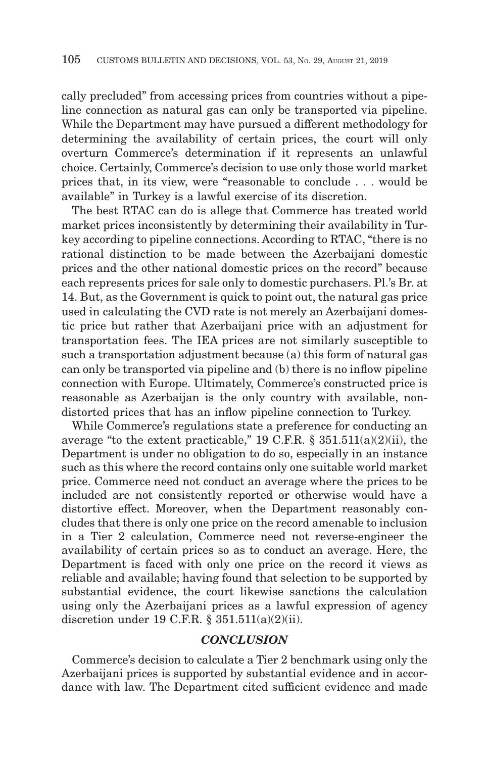cally precluded" from accessing prices from countries without a pipeline connection as natural gas can only be transported via pipeline. While the Department may have pursued a different methodology for determining the availability of certain prices, the court will only overturn Commerce's determination if it represents an unlawful choice. Certainly, Commerce's decision to use only those world market prices that, in its view, were "reasonable to conclude . . . would be available" in Turkey is a lawful exercise of its discretion.

The best RTAC can do is allege that Commerce has treated world market prices inconsistently by determining their availability in Turkey according to pipeline connections. According to RTAC, "there is no rational distinction to be made between the Azerbaijani domestic prices and the other national domestic prices on the record" because each represents prices for sale only to domestic purchasers. Pl.'s Br. at 14. But, as the Government is quick to point out, the natural gas price used in calculating the CVD rate is not merely an Azerbaijani domestic price but rather that Azerbaijani price with an adjustment for transportation fees. The IEA prices are not similarly susceptible to such a transportation adjustment because (a) this form of natural gas can only be transported via pipeline and (b) there is no inflow pipeline connection with Europe. Ultimately, Commerce's constructed price is reasonable as Azerbaijan is the only country with available, non-distorted prices that has an inflow pipeline connection to Turkey.

While Commerce's regulations state a preference for conducting an average "to the extent practicable," 19 C.F.R. § 351.511(a)(2)(ii), the Department is under no obligation to do so, especially in an instance such as this where the record contains only one suitable world market price. Commerce need not conduct an average where the prices to be included are not consistently reported or otherwise would have a distortive effect. Moreover, when the Department reasonably concludes that there is only one price on the record amenable to inclusion in a Tier 2 calculation, Commerce need not reverse-engineer the availability of certain prices so as to conduct an average. Here, the Department is faced with only one price on the record it views as reliable and available; having found that selection to be supported by substantial evidence, the court likewise sanctions the calculation using only the Azerbaijani prices as a lawful expression of agency discretion under 19 C.F.R. § 351.511(a)(2)(ii).

## *CONCLUSION*

Commerce's decision to calculate a Tier 2 benchmark using only the Azerbaijani prices is supported by substantial evidence and in accordance with law. The Department cited sufficient evidence and made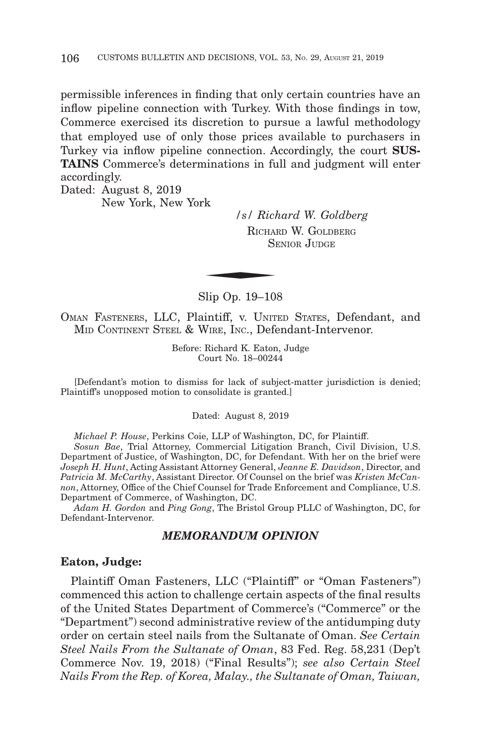permissible inferences in finding that only certain countries have an inflow pipeline connection with Turkey. With those findings in tow, Commerce exercised its discretion to pursue a lawful methodology that employed use of only those prices available to purchasers in Turkey via inflow pipeline connection. Accordingly, the court **SUSTAINS** Commerce's determinations in full and judgment will enter accordingly.

Dated: August 8, 2019
New York, New York

*/s/ Richard W. Goldberg*
RICHARD W. GOLDBERG
SENIOR JUDGE

---

Slip Op. 19–108

OMAN FASTENERS, LLC, Plaintiff, v. UNITED STATES, Defendant, and MID CONTINENT STEEL & WIRE, INC., Defendant-Intervenor.

Before: Richard K. Eaton, Judge
Court No. 18–00244

[Defendant's motion to dismiss for lack of subject-matter jurisdiction is denied; Plaintiff's unopposed motion to consolidate is granted.]

Dated: August 8, 2019

*Michael P. House*, Perkins Coie, LLP of Washington, DC, for Plaintiff.

*Sosun Bae*, Trial Attorney, Commercial Litigation Branch, Civil Division, U.S. Department of Justice, of Washington, DC, for Defendant. With her on the brief were *Joseph H. Hunt*, Acting Assistant Attorney General, *Jeanne E. Davidson*, Director, and *Patricia M. McCarthy*, Assistant Director. Of Counsel on the brief was *Kristen McCannon*, Attorney, Office of the Chief Counsel for Trade Enforcement and Compliance, U.S. Department of Commerce, of Washington, DC.

*Adam H. Gordon* and *Ping Gong*, The Bristol Group PLLC of Washington, DC, for Defendant-Intervenor.

## *MEMORANDUM OPINION*

**Eaton, Judge:**

Plaintiff Oman Fasteners, LLC ("Plaintiff" or "Oman Fasteners") commenced this action to challenge certain aspects of the final results of the United States Department of Commerce's ("Commerce" or the "Department") second administrative review of the antidumping duty order on certain steel nails from the Sultanate of Oman. *See Certain Steel Nails From the Sultanate of Oman*, 83 Fed. Reg. 58,231 (Dep't Commerce Nov. 19, 2018) ("Final Results"); *see also Certain Steel Nails From the Rep. of Korea, Malay., the Sultanate of Oman, Taiwan,*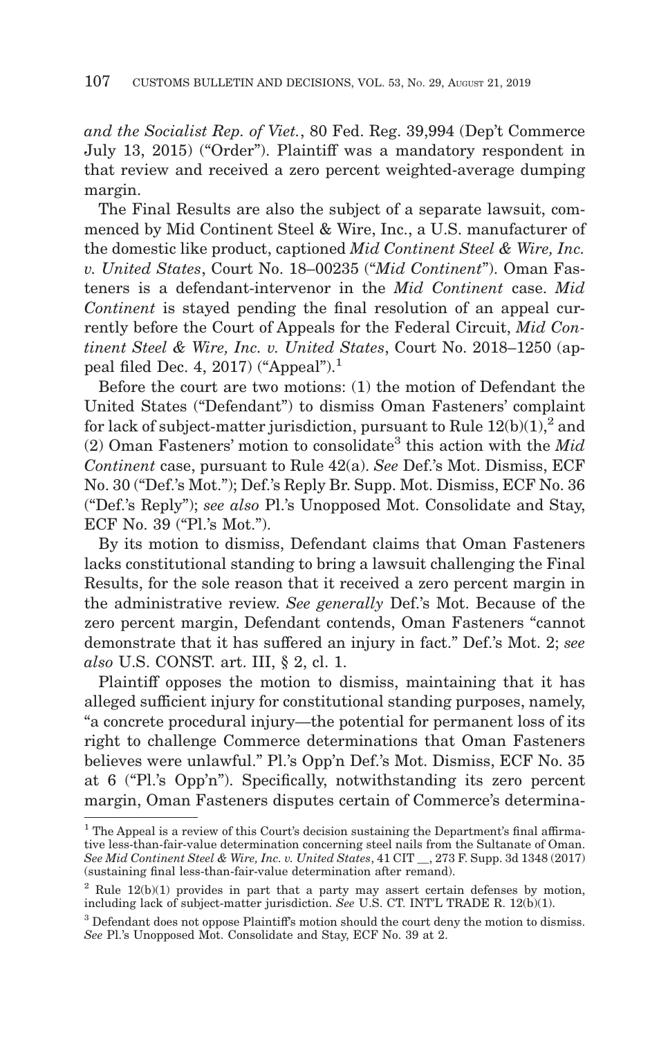*and the Socialist Rep. of Viet.*, 80 Fed. Reg. 39,994 (Dep't Commerce July 13, 2015) ("Order"). Plaintiff was a mandatory respondent in that review and received a zero percent weighted-average dumping margin.

The Final Results are also the subject of a separate lawsuit, commenced by Mid Continent Steel & Wire, Inc., a U.S. manufacturer of the domestic like product, captioned *Mid Continent Steel & Wire, Inc. v. United States*, Court No. 18–00235 ("*Mid Continent*"). Oman Fasteners is a defendant-intervenor in the *Mid Continent* case. *Mid Continent* is stayed pending the final resolution of an appeal currently before the Court of Appeals for the Federal Circuit, *Mid Continent Steel & Wire, Inc. v. United States*, Court No. 2018–1250 (appeal filed Dec. 4, 2017) ("Appeal").[1]

Before the court are two motions: (1) the motion of Defendant the United States ("Defendant") to dismiss Oman Fasteners' complaint for lack of subject-matter jurisdiction, pursuant to Rule 12(b)(1),[2] and (2) Oman Fasteners' motion to consolidate[3] this action with the *Mid Continent* case, pursuant to Rule 42(a). *See* Def.'s Mot. Dismiss, ECF No. 30 ("Def.'s Mot."); Def.'s Reply Br. Supp. Mot. Dismiss, ECF No. 36 ("Def.'s Reply"); *see also* Pl.'s Unopposed Mot. Consolidate and Stay, ECF No. 39 ("Pl.'s Mot.").

By its motion to dismiss, Defendant claims that Oman Fasteners lacks constitutional standing to bring a lawsuit challenging the Final Results, for the sole reason that it received a zero percent margin in the administrative review. *See generally* Def.'s Mot. Because of the zero percent margin, Defendant contends, Oman Fasteners "cannot demonstrate that it has suffered an injury in fact." Def.'s Mot. 2; *see also* U.S. CONST. art. III, § 2, cl. 1.

Plaintiff opposes the motion to dismiss, maintaining that it has alleged sufficient injury for constitutional standing purposes, namely, "a concrete procedural injury—the potential for permanent loss of its right to challenge Commerce determinations that Oman Fasteners believes were unlawful." Pl.'s Opp'n Def.'s Mot. Dismiss, ECF No. 35 at 6 ("Pl.'s Opp'n"). Specifically, notwithstanding its zero percent margin, Oman Fasteners disputes certain of Commerce's determina-

---

[1] The Appeal is a review of this Court's decision sustaining the Department's final affirmative less-than-fair-value determination concerning steel nails from the Sultanate of Oman. *See Mid Continent Steel & Wire, Inc. v. United States*, 41 CIT __, 273 F. Supp. 3d 1348 (2017) (sustaining final less-than-fair-value determination after remand).

[2] Rule 12(b)(1) provides in part that a party may assert certain defenses by motion, including lack of subject-matter jurisdiction. *See* U.S. CT. INT'L TRADE R. 12(b)(1).

[3] Defendant does not oppose Plaintiff's motion should the court deny the motion to dismiss. *See* Pl.'s Unopposed Mot. Consolidate and Stay, ECF No. 39 at 2.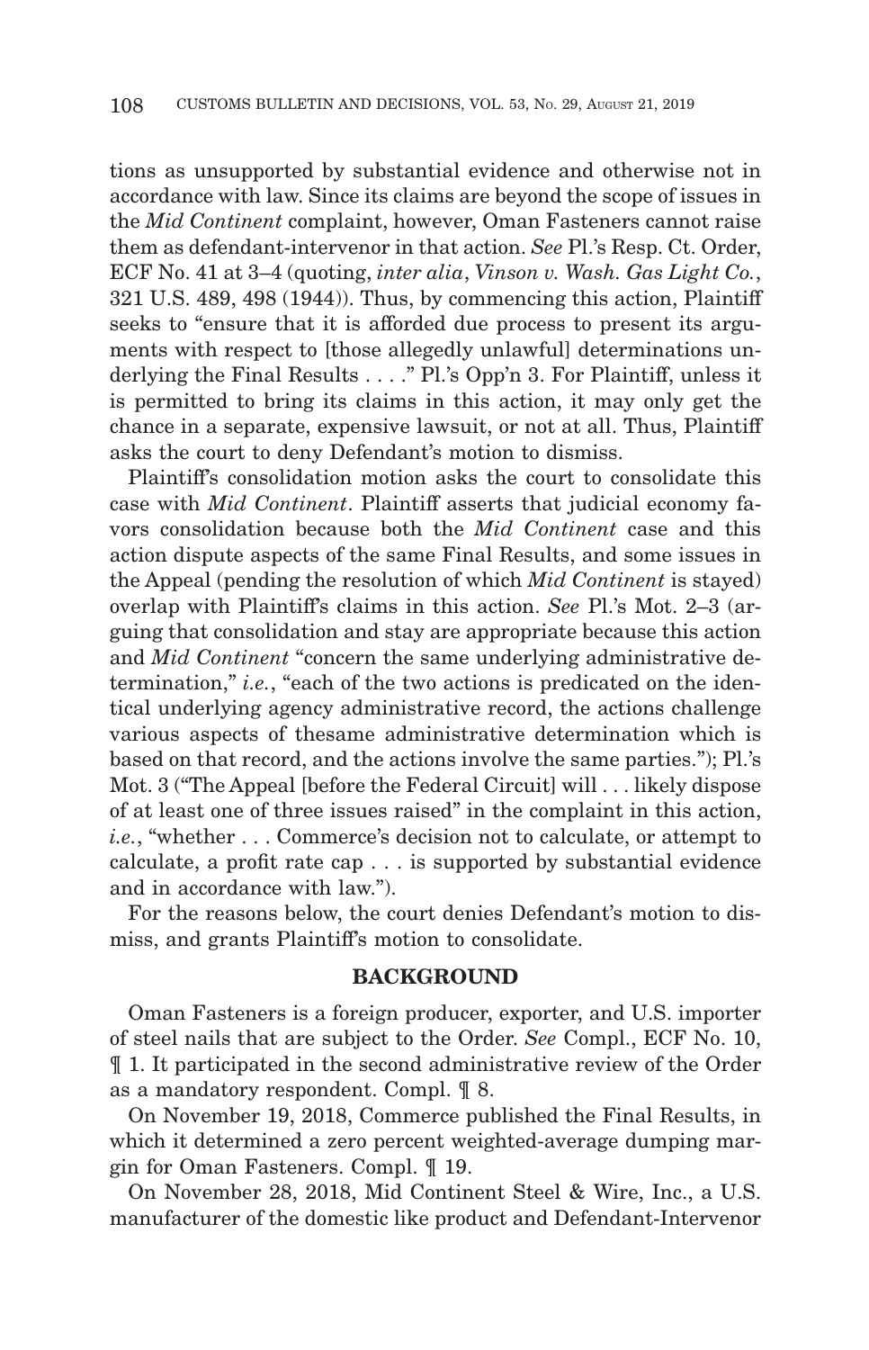tions as unsupported by substantial evidence and otherwise not in accordance with law. Since its claims are beyond the scope of issues in the *Mid Continent* complaint, however, Oman Fasteners cannot raise them as defendant-intervenor in that action. *See* Pl.'s Resp. Ct. Order, ECF No. 41 at 3–4 (quoting, *inter alia*, *Vinson v. Wash. Gas Light Co.*, 321 U.S. 489, 498 (1944)). Thus, by commencing this action, Plaintiff seeks to "ensure that it is afforded due process to present its arguments with respect to [those allegedly unlawful] determinations underlying the Final Results . . . ." Pl.'s Opp'n 3. For Plaintiff, unless it is permitted to bring its claims in this action, it may only get the chance in a separate, expensive lawsuit, or not at all. Thus, Plaintiff asks the court to deny Defendant's motion to dismiss.

Plaintiff's consolidation motion asks the court to consolidate this case with *Mid Continent*. Plaintiff asserts that judicial economy favors consolidation because both the *Mid Continent* case and this action dispute aspects of the same Final Results, and some issues in the Appeal (pending the resolution of which *Mid Continent* is stayed) overlap with Plaintiff's claims in this action. *See* Pl.'s Mot. 2–3 (arguing that consolidation and stay are appropriate because this action and *Mid Continent* "concern the same underlying administrative determination," *i.e.*, "each of the two actions is predicated on the identical underlying agency administrative record, the actions challenge various aspects of thesame administrative determination which is based on that record, and the actions involve the same parties."); Pl.'s Mot. 3 ("The Appeal [before the Federal Circuit] will . . . likely dispose of at least one of three issues raised" in the complaint in this action, *i.e.*, "whether . . . Commerce's decision not to calculate, or attempt to calculate, a profit rate cap . . . is supported by substantial evidence and in accordance with law.").

For the reasons below, the court denies Defendant's motion to dismiss, and grants Plaintiff's motion to consolidate.

## BACKGROUND

Oman Fasteners is a foreign producer, exporter, and U.S. importer of steel nails that are subject to the Order. *See* Compl., ECF No. 10, ¶ 1. It participated in the second administrative review of the Order as a mandatory respondent. Compl. ¶ 8.

On November 19, 2018, Commerce published the Final Results, in which it determined a zero percent weighted-average dumping margin for Oman Fasteners. Compl. ¶ 19.

On November 28, 2018, Mid Continent Steel & Wire, Inc., a U.S. manufacturer of the domestic like product and Defendant-Intervenor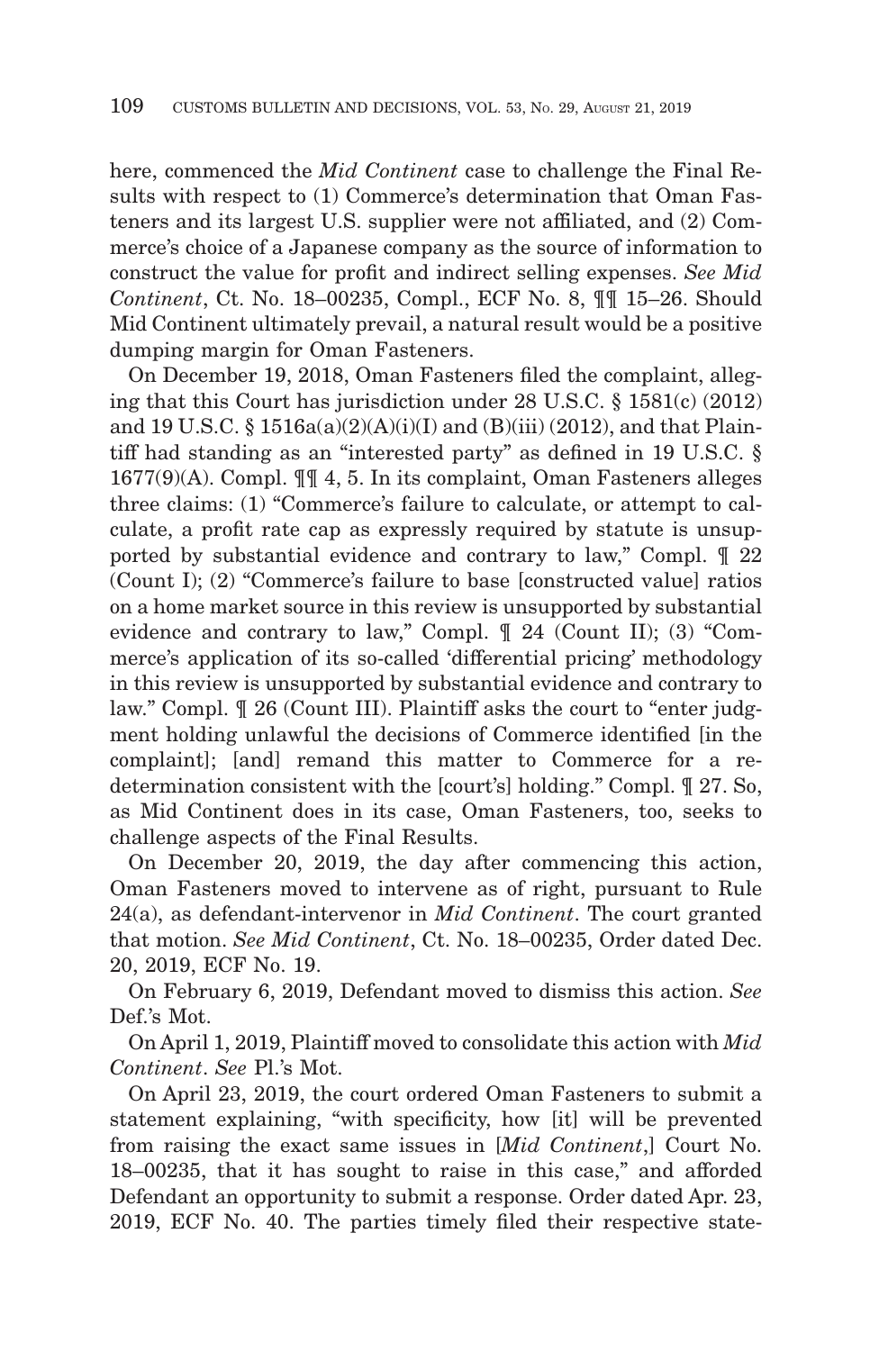here, commenced the *Mid Continent* case to challenge the Final Results with respect to (1) Commerce's determination that Oman Fasteners and its largest U.S. supplier were not affiliated, and (2) Commerce's choice of a Japanese company as the source of information to construct the value for profit and indirect selling expenses. *See Mid Continent*, Ct. No. 18–00235, Compl., ECF No. 8, ¶¶ 15–26. Should Mid Continent ultimately prevail, a natural result would be a positive dumping margin for Oman Fasteners.

On December 19, 2018, Oman Fasteners filed the complaint, alleging that this Court has jurisdiction under 28 U.S.C. § 1581(c) (2012) and 19 U.S.C. § 1516a(a)(2)(A)(i)(I) and (B)(iii) (2012), and that Plaintiff had standing as an "interested party" as defined in 19 U.S.C. § 1677(9)(A). Compl. ¶¶ 4, 5. In its complaint, Oman Fasteners alleges three claims: (1) "Commerce's failure to calculate, or attempt to calculate, a profit rate cap as expressly required by statute is unsupported by substantial evidence and contrary to law," Compl. ¶ 22 (Count I); (2) "Commerce's failure to base [constructed value] ratios on a home market source in this review is unsupported by substantial evidence and contrary to law," Compl. ¶ 24 (Count II); (3) "Commerce's application of its so-called 'differential pricing' methodology in this review is unsupported by substantial evidence and contrary to law." Compl. ¶ 26 (Count III). Plaintiff asks the court to "enter judgment holding unlawful the decisions of Commerce identified [in the complaint]; [and] remand this matter to Commerce for a redetermination consistent with the [court's] holding." Compl. ¶ 27. So, as Mid Continent does in its case, Oman Fasteners, too, seeks to challenge aspects of the Final Results.

On December 20, 2019, the day after commencing this action, Oman Fasteners moved to intervene as of right, pursuant to Rule 24(a), as defendant-intervenor in *Mid Continent*. The court granted that motion. *See Mid Continent*, Ct. No. 18–00235, Order dated Dec. 20, 2019, ECF No. 19.

On February 6, 2019, Defendant moved to dismiss this action. *See* Def.'s Mot.

On April 1, 2019, Plaintiff moved to consolidate this action with *Mid Continent*. *See* Pl.'s Mot.

On April 23, 2019, the court ordered Oman Fasteners to submit a statement explaining, "with specificity, how [it] will be prevented from raising the exact same issues in [*Mid Continent*,] Court No. 18–00235, that it has sought to raise in this case," and afforded Defendant an opportunity to submit a response. Order dated Apr. 23, 2019, ECF No. 40. The parties timely filed their respective state-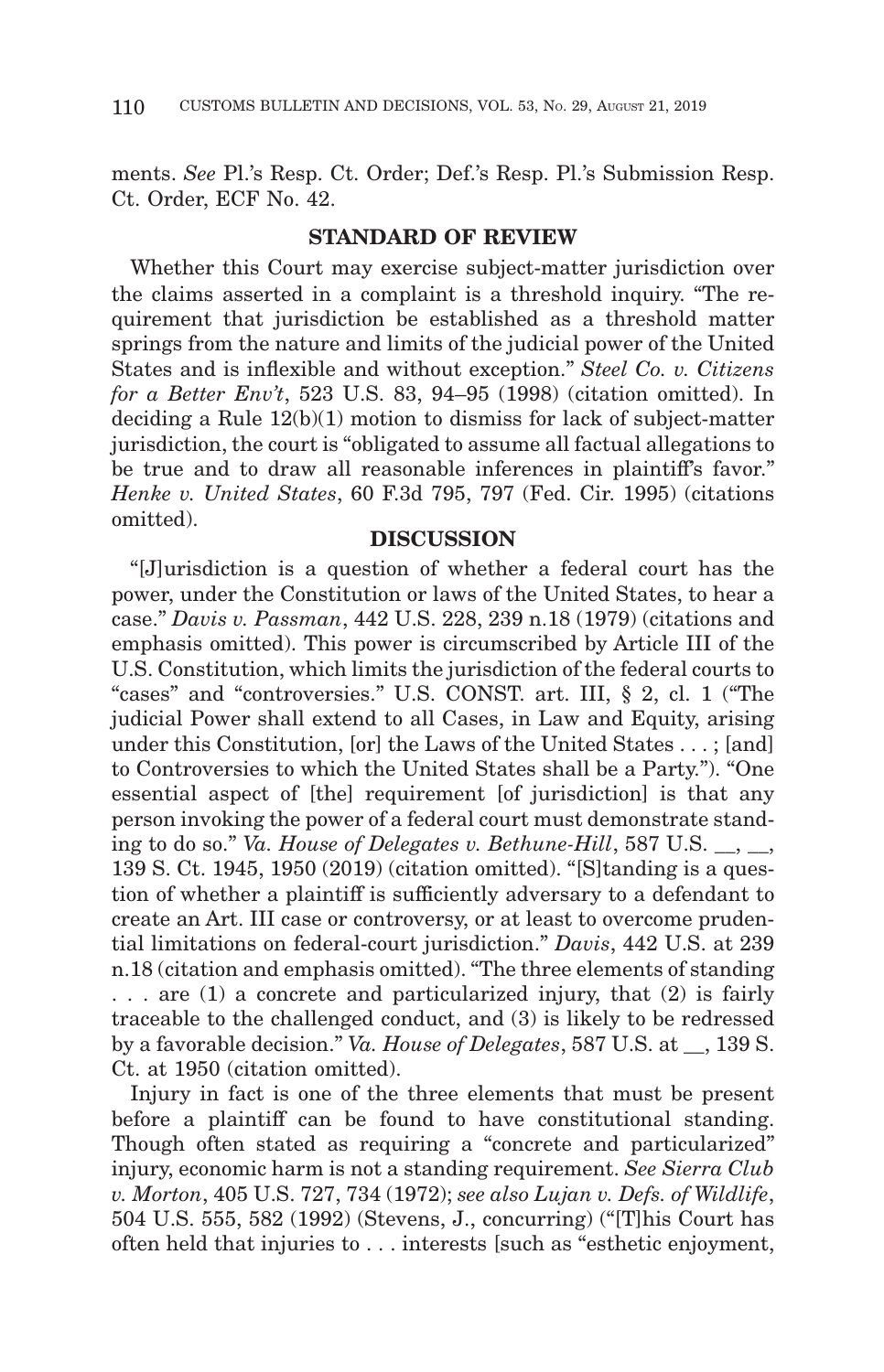ments. *See* Pl.'s Resp. Ct. Order; Def.'s Resp. Pl.'s Submission Resp. Ct. Order, ECF No. 42.

## STANDARD OF REVIEW

Whether this Court may exercise subject-matter jurisdiction over the claims asserted in a complaint is a threshold inquiry. "The requirement that jurisdiction be established as a threshold matter springs from the nature and limits of the judicial power of the United States and is inflexible and without exception." *Steel Co. v. Citizens for a Better Env't*, 523 U.S. 83, 94–95 (1998) (citation omitted). In deciding a Rule 12(b)(1) motion to dismiss for lack of subject-matter jurisdiction, the court is "obligated to assume all factual allegations to be true and to draw all reasonable inferences in plaintiff's favor." *Henke v. United States*, 60 F.3d 795, 797 (Fed. Cir. 1995) (citations omitted).

## DISCUSSION

"[J]urisdiction is a question of whether a federal court has the power, under the Constitution or laws of the United States, to hear a case." *Davis v. Passman*, 442 U.S. 228, 239 n.18 (1979) (citations and emphasis omitted). This power is circumscribed by Article III of the U.S. Constitution, which limits the jurisdiction of the federal courts to "cases" and "controversies." U.S. CONST. art. III, § 2, cl. 1 ("The judicial Power shall extend to all Cases, in Law and Equity, arising under this Constitution, [or] the Laws of the United States . . . ; [and] to Controversies to which the United States shall be a Party."). "One essential aspect of [the] requirement [of jurisdiction] is that any person invoking the power of a federal court must demonstrate standing to do so." *Va. House of Delegates v. Bethune-Hill*, 587 U.S. __, __, 139 S. Ct. 1945, 1950 (2019) (citation omitted). "[S]tanding is a question of whether a plaintiff is sufficiently adversary to a defendant to create an Art. III case or controversy, or at least to overcome prudential limitations on federal-court jurisdiction." *Davis*, 442 U.S. at 239 n.18 (citation and emphasis omitted). "The three elements of standing . . . are (1) a concrete and particularized injury, that (2) is fairly traceable to the challenged conduct, and (3) is likely to be redressed by a favorable decision." *Va. House of Delegates*, 587 U.S. at __, 139 S. Ct. at 1950 (citation omitted).

Injury in fact is one of the three elements that must be present before a plaintiff can be found to have constitutional standing. Though often stated as requiring a "concrete and particularized" injury, economic harm is not a standing requirement. *See Sierra Club v. Morton*, 405 U.S. 727, 734 (1972); *see also Lujan v. Defs. of Wildlife*, 504 U.S. 555, 582 (1992) (Stevens, J., concurring) ("[T]his Court has often held that injuries to . . . interests [such as "esthetic enjoyment,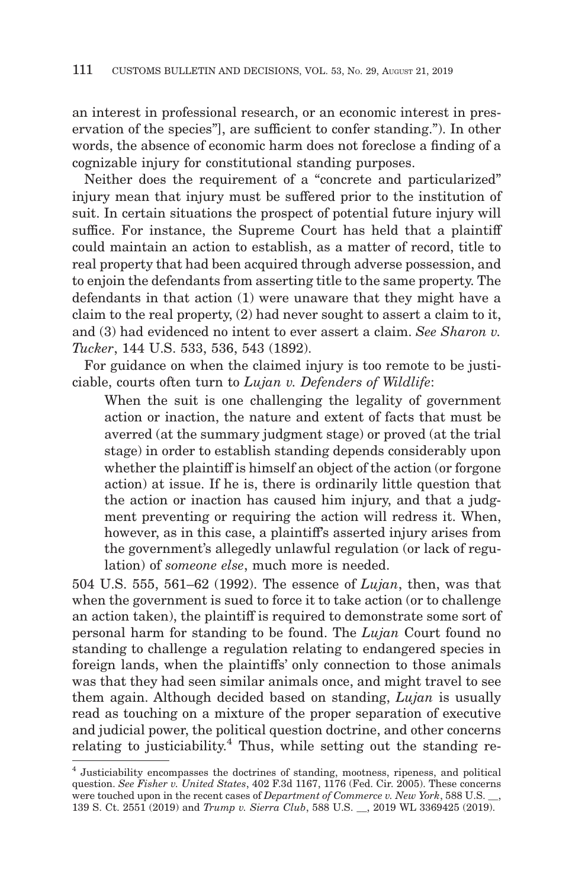an interest in professional research, or an economic interest in preservation of the species"], are sufficient to confer standing."). In other words, the absence of economic harm does not foreclose a finding of a cognizable injury for constitutional standing purposes.

Neither does the requirement of a "concrete and particularized" injury mean that injury must be suffered prior to the institution of suit. In certain situations the prospect of potential future injury will suffice. For instance, the Supreme Court has held that a plaintiff could maintain an action to establish, as a matter of record, title to real property that had been acquired through adverse possession, and to enjoin the defendants from asserting title to the same property. The defendants in that action (1) were unaware that they might have a claim to the real property, (2) had never sought to assert a claim to it, and (3) had evidenced no intent to ever assert a claim. *See Sharon v. Tucker*, 144 U.S. 533, 536, 543 (1892).

For guidance on when the claimed injury is too remote to be justiciable, courts often turn to *Lujan v. Defenders of Wildlife*:

> When the suit is one challenging the legality of government action or inaction, the nature and extent of facts that must be averred (at the summary judgment stage) or proved (at the trial stage) in order to establish standing depends considerably upon whether the plaintiff is himself an object of the action (or forgone action) at issue. If he is, there is ordinarily little question that the action or inaction has caused him injury, and that a judgment preventing or requiring the action will redress it. When, however, as in this case, a plaintiff's asserted injury arises from the government's allegedly unlawful regulation (or lack of regulation) of *someone else*, much more is needed.

504 U.S. 555, 561–62 (1992). The essence of *Lujan*, then, was that when the government is sued to force it to take action (or to challenge an action taken), the plaintiff is required to demonstrate some sort of personal harm for standing to be found. The *Lujan* Court found no standing to challenge a regulation relating to endangered species in foreign lands, when the plaintiffs' only connection to those animals was that they had seen similar animals once, and might travel to see them again. Although decided based on standing, *Lujan* is usually read as touching on a mixture of the proper separation of executive and judicial power, the political question doctrine, and other concerns relating to justiciability.[4] Thus, while setting out the standing re-

---

[4] Justiciability encompasses the doctrines of standing, mootness, ripeness, and political question. *See Fisher v. United States*, 402 F.3d 1167, 1176 (Fed. Cir. 2005). These concerns were touched upon in the recent cases of *Department of Commerce v. New York*, 588 U.S. __, 139 S. Ct. 2551 (2019) and *Trump v. Sierra Club*, 588 U.S. __, 2019 WL 3369425 (2019).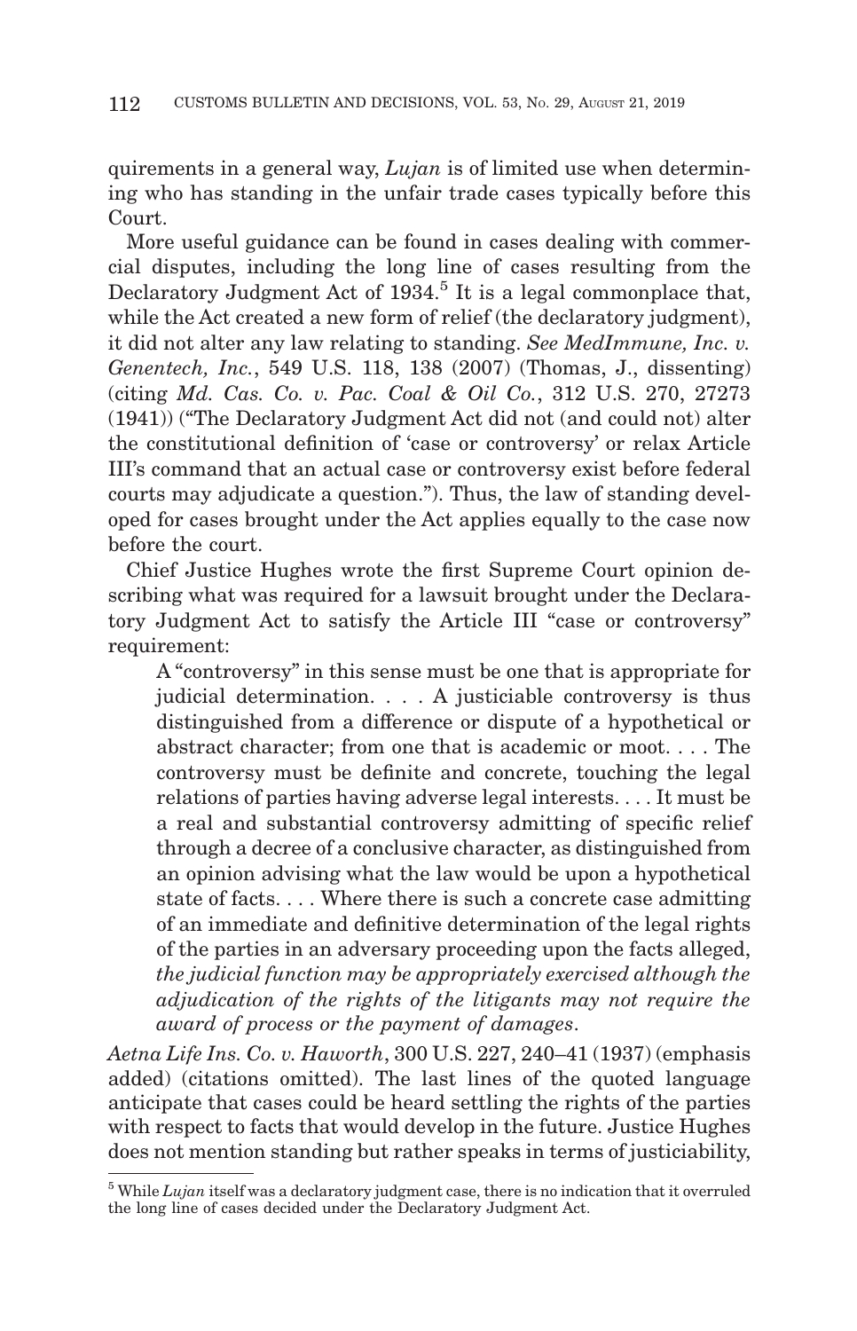quirements in a general way, *Lujan* is of limited use when determining who has standing in the unfair trade cases typically before this Court.

More useful guidance can be found in cases dealing with commercial disputes, including the long line of cases resulting from the Declaratory Judgment Act of 1934.[5] It is a legal commonplace that, while the Act created a new form of relief (the declaratory judgment), it did not alter any law relating to standing. *See MedImmune, Inc. v. Genentech, Inc.*, 549 U.S. 118, 138 (2007) (Thomas, J., dissenting) (citing *Md. Cas. Co. v. Pac. Coal & Oil Co.*, 312 U.S. 270, 27273 (1941)) ("The Declaratory Judgment Act did not (and could not) alter the constitutional definition of 'case or controversy' or relax Article III's command that an actual case or controversy exist before federal courts may adjudicate a question."). Thus, the law of standing developed for cases brought under the Act applies equally to the case now before the court.

Chief Justice Hughes wrote the first Supreme Court opinion describing what was required for a lawsuit brought under the Declaratory Judgment Act to satisfy the Article III "case or controversy" requirement:

> A "controversy" in this sense must be one that is appropriate for judicial determination. . . . A justiciable controversy is thus distinguished from a difference or dispute of a hypothetical or abstract character; from one that is academic or moot. . . . The controversy must be definite and concrete, touching the legal relations of parties having adverse legal interests. . . . It must be a real and substantial controversy admitting of specific relief through a decree of a conclusive character, as distinguished from an opinion advising what the law would be upon a hypothetical state of facts. . . . Where there is such a concrete case admitting of an immediate and definitive determination of the legal rights of the parties in an adversary proceeding upon the facts alleged, *the judicial function may be appropriately exercised although the adjudication of the rights of the litigants may not require the award of process or the payment of damages*.

*Aetna Life Ins. Co. v. Haworth*, 300 U.S. 227, 240–41 (1937) (emphasis added) (citations omitted). The last lines of the quoted language anticipate that cases could be heard settling the rights of the parties with respect to facts that would develop in the future. Justice Hughes does not mention standing but rather speaks in terms of justiciability,

[5] While *Lujan* itself was a declaratory judgment case, there is no indication that it overruled the long line of cases decided under the Declaratory Judgment Act.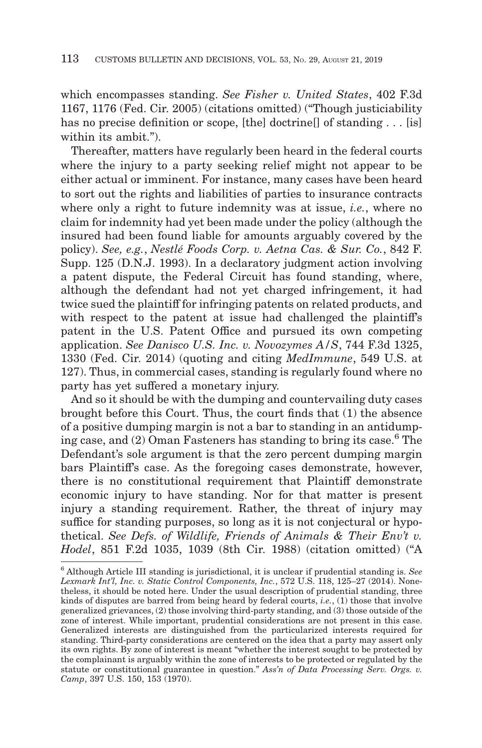which encompasses standing. *See Fisher v. United States*, 402 F.3d 1167, 1176 (Fed. Cir. 2005) (citations omitted) ("Though justiciability has no precise definition or scope, [the] doctrine[] of standing . . . [is] within its ambit.").

Thereafter, matters have regularly been heard in the federal courts where the injury to a party seeking relief might not appear to be either actual or imminent. For instance, many cases have been heard to sort out the rights and liabilities of parties to insurance contracts where only a right to future indemnity was at issue, *i.e.*, where no claim for indemnity had yet been made under the policy (although the insured had been found liable for amounts arguably covered by the policy). *See, e.g.*, *Nestlé Foods Corp. v. Aetna Cas. & Sur. Co.*, 842 F. Supp. 125 (D.N.J. 1993). In a declaratory judgment action involving a patent dispute, the Federal Circuit has found standing, where, although the defendant had not yet charged infringement, it had twice sued the plaintiff for infringing patents on related products, and with respect to the patent at issue had challenged the plaintiff's patent in the U.S. Patent Office and pursued its own competing application. *See Danisco U.S. Inc. v. Novozymes A/S*, 744 F.3d 1325, 1330 (Fed. Cir. 2014) (quoting and citing *MedImmune*, 549 U.S. at 127). Thus, in commercial cases, standing is regularly found where no party has yet suffered a monetary injury.

And so it should be with the dumping and countervailing duty cases brought before this Court. Thus, the court finds that (1) the absence of a positive dumping margin is not a bar to standing in an antidumping case, and (2) Oman Fasteners has standing to bring its case.[6] The Defendant's sole argument is that the zero percent dumping margin bars Plaintiff's case. As the foregoing cases demonstrate, however, there is no constitutional requirement that Plaintiff demonstrate economic injury to have standing. Nor for that matter is present injury a standing requirement. Rather, the threat of injury may suffice for standing purposes, so long as it is not conjectural or hypothetical. *See Defs. of Wildlife, Friends of Animals & Their Env't v. Hodel*, 851 F.2d 1035, 1039 (8th Cir. 1988) (citation omitted) ("A

---

[6] Although Article III standing is jurisdictional, it is unclear if prudential standing is. *See Lexmark Int'l, Inc. v. Static Control Components, Inc.*, 572 U.S. 118, 125–27 (2014). Nonetheless, it should be noted here. Under the usual description of prudential standing, three kinds of disputes are barred from being heard by federal courts, *i.e.*, (1) those that involve generalized grievances, (2) those involving third-party standing, and (3) those outside of the zone of interest. While important, prudential considerations are not present in this case. Generalized interests are distinguished from the particularized interests required for standing. Third-party considerations are centered on the idea that a party may assert only its own rights. By zone of interest is meant "whether the interest sought to be protected by the complainant is arguably within the zone of interests to be protected or regulated by the statute or constitutional guarantee in question." *Ass'n of Data Processing Serv. Orgs. v. Camp*, 397 U.S. 150, 153 (1970).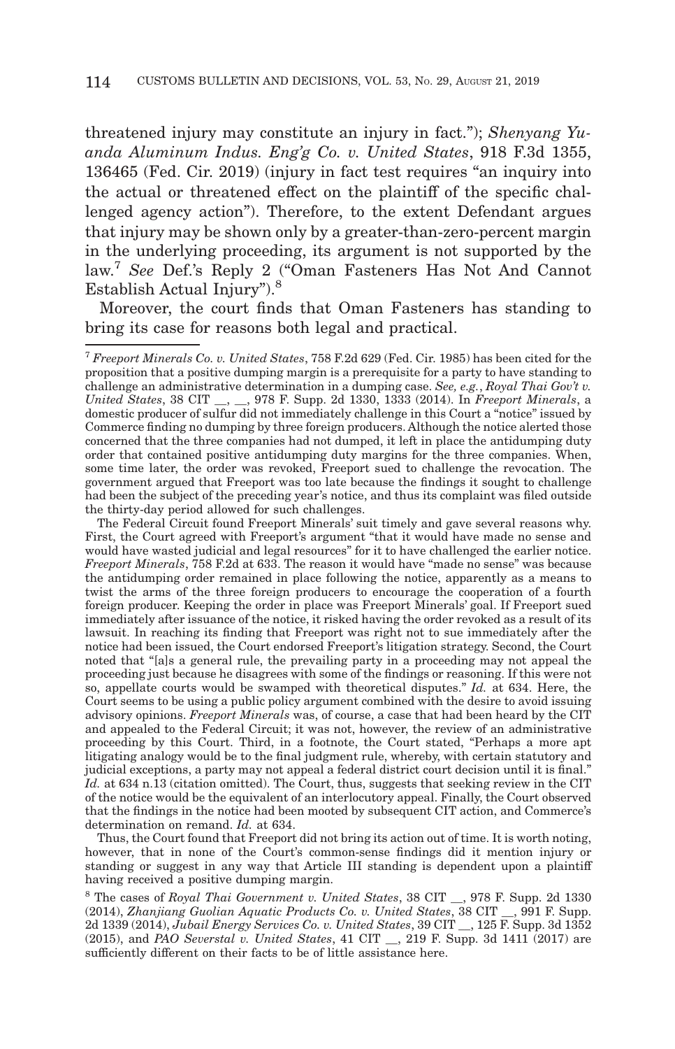threatened injury may constitute an injury in fact."); *Shenyang Yuanda Aluminum Indus. Eng'g Co. v. United States*, 918 F.3d 1355, 136465 (Fed. Cir. 2019) (injury in fact test requires "an inquiry into the actual or threatened effect on the plaintiff of the specific challenged agency action"). Therefore, to the extent Defendant argues that injury may be shown only by a greater-than-zero-percent margin in the underlying proceeding, its argument is not supported by the law.[7] *See* Def.'s Reply 2 ("Oman Fasteners Has Not And Cannot Establish Actual Injury").[8]

Moreover, the court finds that Oman Fasteners has standing to bring its case for reasons both legal and practical.

---

[7] *Freeport Minerals Co. v. United States*, 758 F.2d 629 (Fed. Cir. 1985) has been cited for the proposition that a positive dumping margin is a prerequisite for a party to have standing to challenge an administrative determination in a dumping case. *See, e.g.*, *Royal Thai Gov't v. United States*, 38 CIT __, __, 978 F. Supp. 2d 1330, 1333 (2014). In *Freeport Minerals*, a domestic producer of sulfur did not immediately challenge in this Court a "notice" issued by Commerce finding no dumping by three foreign producers. Although the notice alerted those concerned that the three companies had not dumped, it left in place the antidumping duty order that contained positive antidumping duty margins for the three companies. When, some time later, the order was revoked, Freeport sued to challenge the revocation. The government argued that Freeport was too late because the findings it sought to challenge had been the subject of the preceding year's notice, and thus its complaint was filed outside the thirty-day period allowed for such challenges.

The Federal Circuit found Freeport Minerals' suit timely and gave several reasons why. First, the Court agreed with Freeport's argument "that it would have made no sense and would have wasted judicial and legal resources" for it to have challenged the earlier notice. *Freeport Minerals*, 758 F.2d at 633. The reason it would have "made no sense" was because the antidumping order remained in place following the notice, apparently as a means to twist the arms of the three foreign producers to encourage the cooperation of a fourth foreign producer. Keeping the order in place was Freeport Minerals' goal. If Freeport sued immediately after issuance of the notice, it risked having the order revoked as a result of its lawsuit. In reaching its finding that Freeport was right not to sue immediately after the notice had been issued, the Court endorsed Freeport's litigation strategy. Second, the Court noted that "[a]s a general rule, the prevailing party in a proceeding may not appeal the proceeding just because he disagrees with some of the findings or reasoning. If this were not so, appellate courts would be swamped with theoretical disputes." *Id.* at 634. Here, the Court seems to be using a public policy argument combined with the desire to avoid issuing advisory opinions. *Freeport Minerals* was, of course, a case that had been heard by the CIT and appealed to the Federal Circuit; it was not, however, the review of an administrative proceeding by this Court. Third, in a footnote, the Court stated, "Perhaps a more apt litigating analogy would be to the final judgment rule, whereby, with certain statutory and judicial exceptions, a party may not appeal a federal district court decision until it is final." *Id.* at 634 n.13 (citation omitted). The Court, thus, suggests that seeking review in the CIT of the notice would be the equivalent of an interlocutory appeal. Finally, the Court observed that the findings in the notice had been mooted by subsequent CIT action, and Commerce's determination on remand. *Id.* at 634.

Thus, the Court found that Freeport did not bring its action out of time. It is worth noting, however, that in none of the Court's common-sense findings did it mention injury or standing or suggest in any way that Article III standing is dependent upon a plaintiff having received a positive dumping margin.

[8] The cases of *Royal Thai Government v. United States*, 38 CIT __, 978 F. Supp. 2d 1330 (2014), *Zhanjiang Guolian Aquatic Products Co. v. United States*, 38 CIT __, 991 F. Supp. 2d 1339 (2014), *Jubail Energy Services Co. v. United States*, 39 CIT __, 125 F. Supp. 3d 1352 (2015), and *PAO Severstal v. United States*, 41 CIT __, 219 F. Supp. 3d 1411 (2017) are sufficiently different on their facts to be of little assistance here.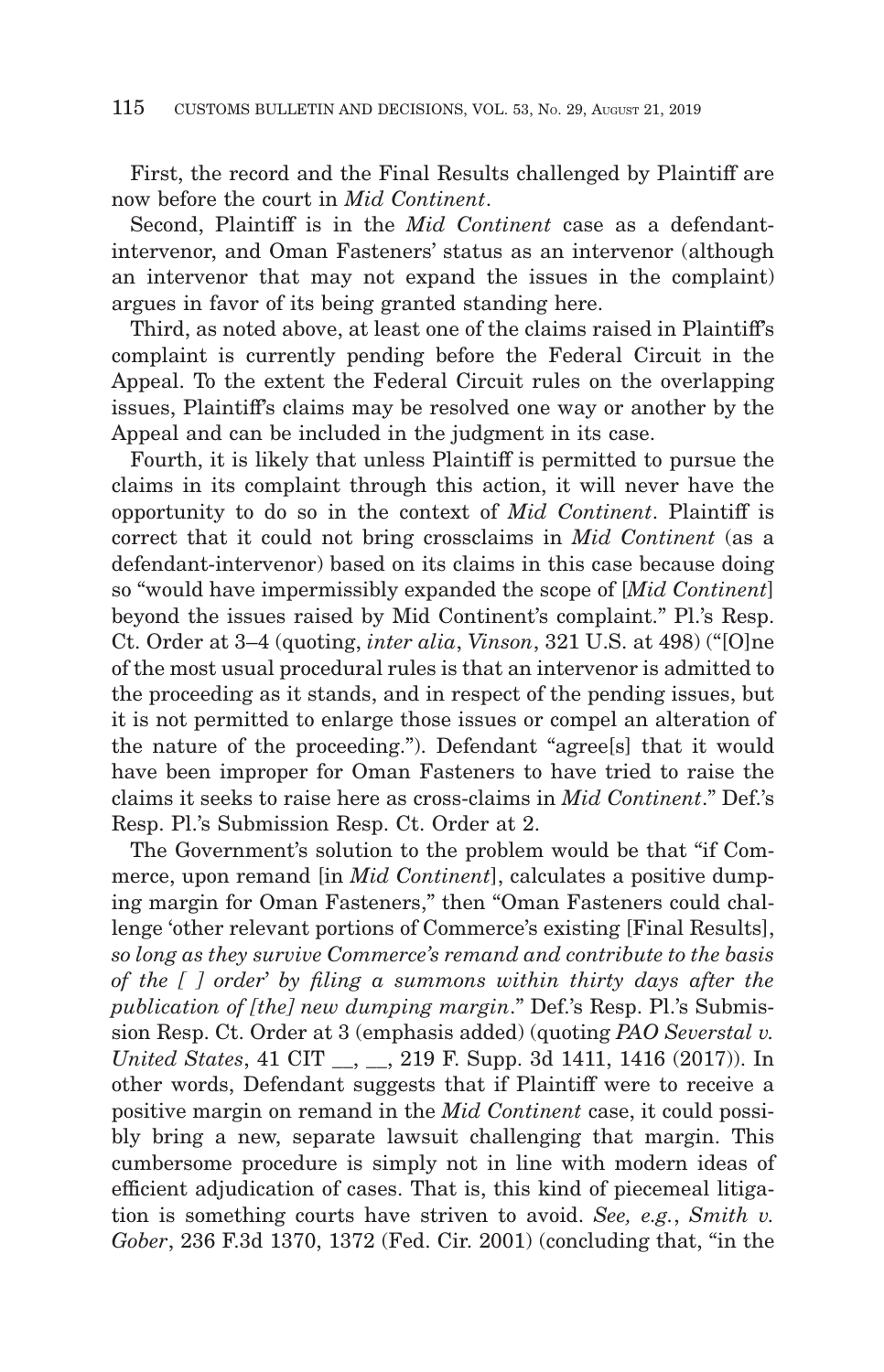First, the record and the Final Results challenged by Plaintiff are now before the court in *Mid Continent*.

Second, Plaintiff is in the *Mid Continent* case as a defendant-intervenor, and Oman Fasteners' status as an intervenor (although an intervenor that may not expand the issues in the complaint) argues in favor of its being granted standing here.

Third, as noted above, at least one of the claims raised in Plaintiff's complaint is currently pending before the Federal Circuit in the Appeal. To the extent the Federal Circuit rules on the overlapping issues, Plaintiff's claims may be resolved one way or another by the Appeal and can be included in the judgment in its case.

Fourth, it is likely that unless Plaintiff is permitted to pursue the claims in its complaint through this action, it will never have the opportunity to do so in the context of *Mid Continent*. Plaintiff is correct that it could not bring crossclaims in *Mid Continent* (as a defendant-intervenor) based on its claims in this case because doing so "would have impermissibly expanded the scope of [*Mid Continent*] beyond the issues raised by Mid Continent's complaint." Pl.'s Resp. Ct. Order at 3–4 (quoting, *inter alia*, *Vinson*, 321 U.S. at 498) ("[O]ne of the most usual procedural rules is that an intervenor is admitted to the proceeding as it stands, and in respect of the pending issues, but it is not permitted to enlarge those issues or compel an alteration of the nature of the proceeding."). Defendant "agree[s] that it would have been improper for Oman Fasteners to have tried to raise the claims it seeks to raise here as cross-claims in *Mid Continent*." Def.'s Resp. Pl.'s Submission Resp. Ct. Order at 2.

The Government's solution to the problem would be that "if Commerce, upon remand [in *Mid Continent*], calculates a positive dumping margin for Oman Fasteners," then "Oman Fasteners could challenge 'other relevant portions of Commerce's existing [Final Results], *so long as they survive Commerce's remand and contribute to the basis of the [ ] order' by filing a summons within thirty days after the publication of [the] new dumping margin*." Def.'s Resp. Pl.'s Submission Resp. Ct. Order at 3 (emphasis added) (quoting *PAO Severstal v. United States*, 41 CIT __, __, 219 F. Supp. 3d 1411, 1416 (2017)). In other words, Defendant suggests that if Plaintiff were to receive a positive margin on remand in the *Mid Continent* case, it could possibly bring a new, separate lawsuit challenging that margin. This cumbersome procedure is simply not in line with modern ideas of efficient adjudication of cases. That is, this kind of piecemeal litigation is something courts have striven to avoid. *See, e.g.*, *Smith v. Gober*, 236 F.3d 1370, 1372 (Fed. Cir. 2001) (concluding that, "in the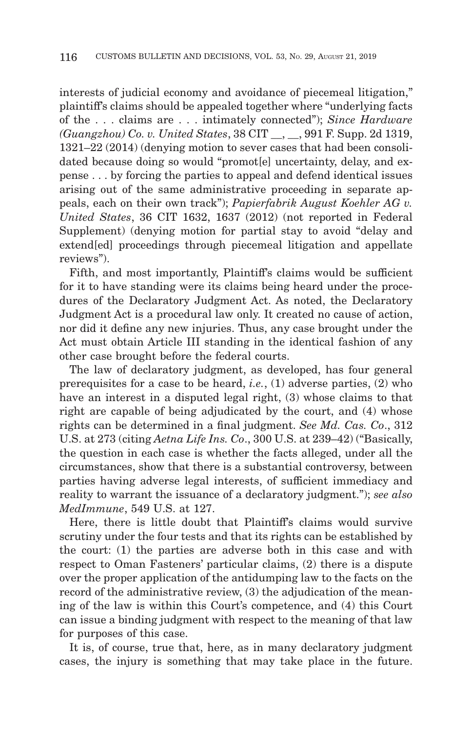interests of judicial economy and avoidance of piecemeal litigation," plaintiff's claims should be appealed together where "underlying facts of the . . . claims are . . . intimately connected"); *Since Hardware (Guangzhou) Co. v. United States*, 38 CIT __, __, 991 F. Supp. 2d 1319, 1321–22 (2014) (denying motion to sever cases that had been consolidated because doing so would "promot[e] uncertainty, delay, and expense . . . by forcing the parties to appeal and defend identical issues arising out of the same administrative proceeding in separate appeals, each on their own track"); *Papierfabrik August Koehler AG v. United States*, 36 CIT 1632, 1637 (2012) (not reported in Federal Supplement) (denying motion for partial stay to avoid "delay and extend[ed] proceedings through piecemeal litigation and appellate reviews").

Fifth, and most importantly, Plaintiff's claims would be sufficient for it to have standing were its claims being heard under the procedures of the Declaratory Judgment Act. As noted, the Declaratory Judgment Act is a procedural law only. It created no cause of action, nor did it define any new injuries. Thus, any case brought under the Act must obtain Article III standing in the identical fashion of any other case brought before the federal courts.

The law of declaratory judgment, as developed, has four general prerequisites for a case to be heard, *i.e.*, (1) adverse parties, (2) who have an interest in a disputed legal right, (3) whose claims to that right are capable of being adjudicated by the court, and (4) whose rights can be determined in a final judgment. *See Md. Cas. Co*., 312 U.S. at 273 (citing *Aetna Life Ins. Co*., 300 U.S. at 239–42) ("Basically, the question in each case is whether the facts alleged, under all the circumstances, show that there is a substantial controversy, between parties having adverse legal interests, of sufficient immediacy and reality to warrant the issuance of a declaratory judgment."); *see also MedImmune*, 549 U.S. at 127.

Here, there is little doubt that Plaintiff's claims would survive scrutiny under the four tests and that its rights can be established by the court: (1) the parties are adverse both in this case and with respect to Oman Fasteners' particular claims, (2) there is a dispute over the proper application of the antidumping law to the facts on the record of the administrative review, (3) the adjudication of the meaning of the law is within this Court's competence, and (4) this Court can issue a binding judgment with respect to the meaning of that law for purposes of this case.

It is, of course, true that, here, as in many declaratory judgment cases, the injury is something that may take place in the future.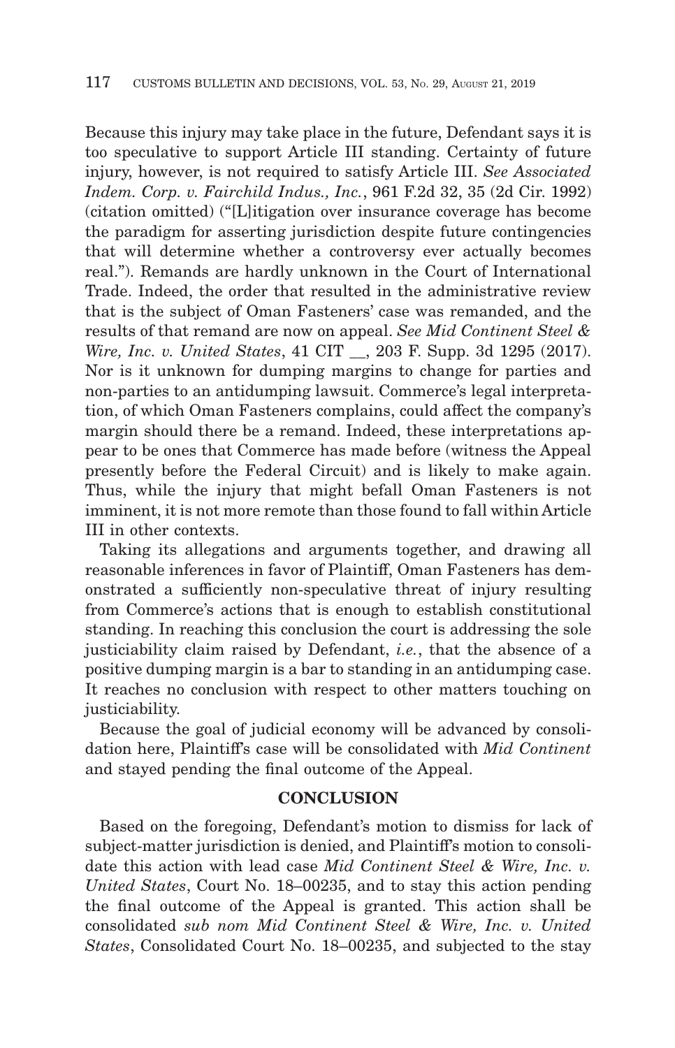Because this injury may take place in the future, Defendant says it is too speculative to support Article III standing. Certainty of future injury, however, is not required to satisfy Article III. *See Associated Indem. Corp. v. Fairchild Indus., Inc.*, 961 F.2d 32, 35 (2d Cir. 1992) (citation omitted) ("[L]itigation over insurance coverage has become the paradigm for asserting jurisdiction despite future contingencies that will determine whether a controversy ever actually becomes real."). Remands are hardly unknown in the Court of International Trade. Indeed, the order that resulted in the administrative review that is the subject of Oman Fasteners' case was remanded, and the results of that remand are now on appeal. *See Mid Continent Steel & Wire, Inc. v. United States*, 41 CIT __, 203 F. Supp. 3d 1295 (2017). Nor is it unknown for dumping margins to change for parties and non-parties to an antidumping lawsuit. Commerce's legal interpretation, of which Oman Fasteners complains, could affect the company's margin should there be a remand. Indeed, these interpretations appear to be ones that Commerce has made before (witness the Appeal presently before the Federal Circuit) and is likely to make again. Thus, while the injury that might befall Oman Fasteners is not imminent, it is not more remote than those found to fall within Article III in other contexts.

Taking its allegations and arguments together, and drawing all reasonable inferences in favor of Plaintiff, Oman Fasteners has demonstrated a sufficiently non-speculative threat of injury resulting from Commerce's actions that is enough to establish constitutional standing. In reaching this conclusion the court is addressing the sole justiciability claim raised by Defendant, *i.e.*, that the absence of a positive dumping margin is a bar to standing in an antidumping case. It reaches no conclusion with respect to other matters touching on justiciability.

Because the goal of judicial economy will be advanced by consolidation here, Plaintiff's case will be consolidated with *Mid Continent* and stayed pending the final outcome of the Appeal.

## CONCLUSION

Based on the foregoing, Defendant's motion to dismiss for lack of subject-matter jurisdiction is denied, and Plaintiff's motion to consolidate this action with lead case *Mid Continent Steel & Wire, Inc. v. United States*, Court No. 18–00235, and to stay this action pending the final outcome of the Appeal is granted. This action shall be consolidated *sub nom Mid Continent Steel & Wire, Inc. v. United States*, Consolidated Court No. 18–00235, and subjected to the stay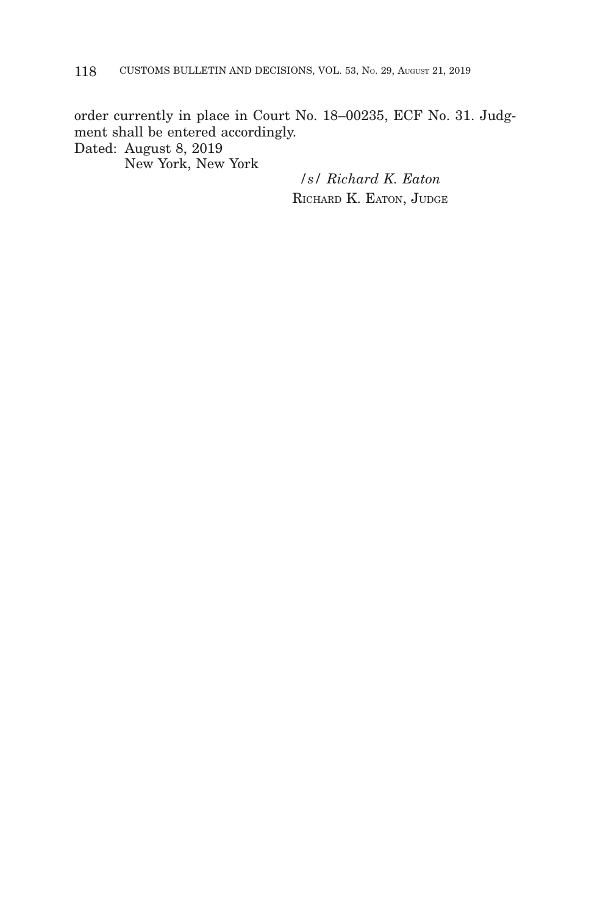order currently in place in Court No. 18–00235, ECF No. 31. Judgment shall be entered accordingly.

Dated: August 8, 2019
New York, New York

*/s/ Richard K. Eaton*
RICHARD K. EATON, JUDGE